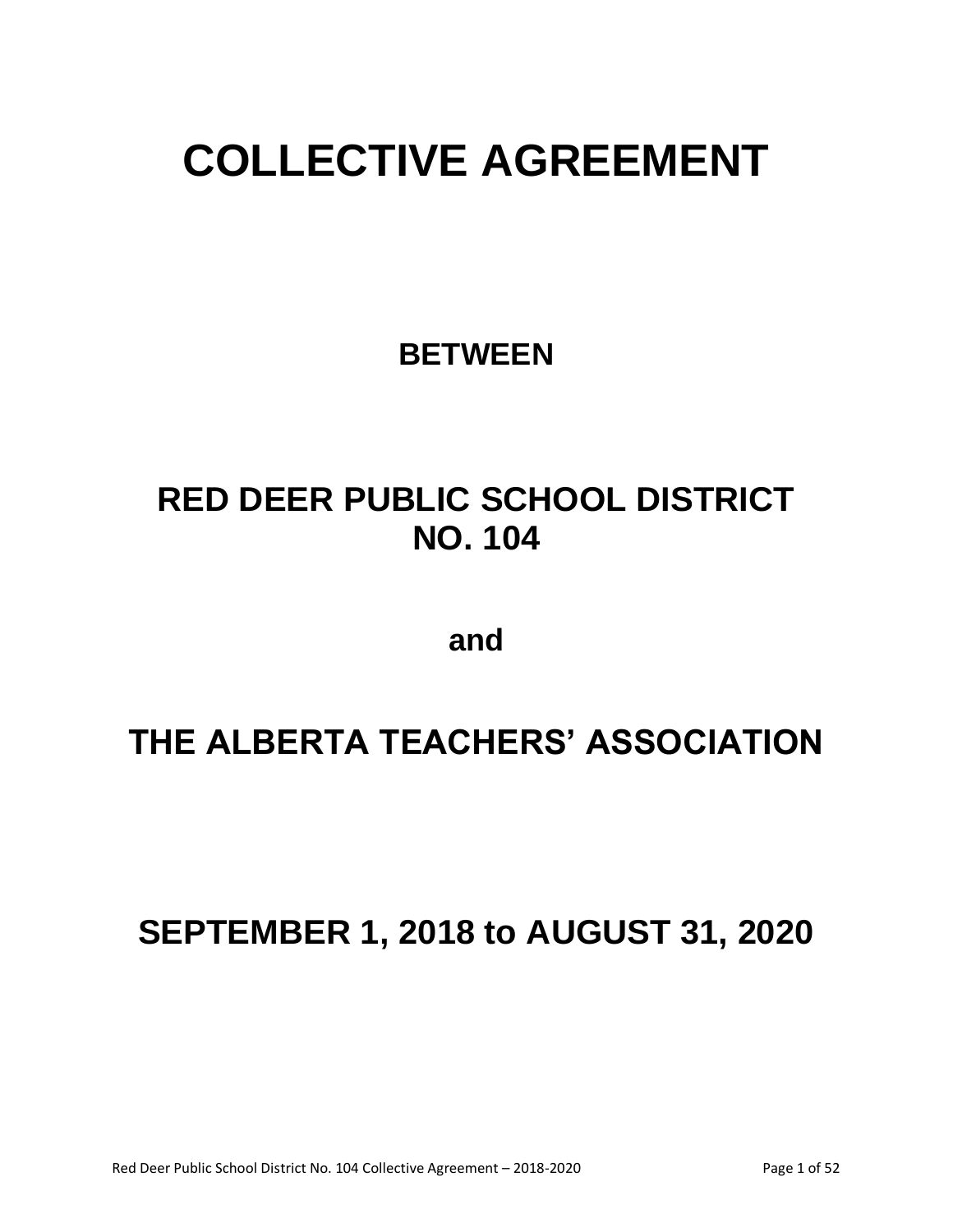# COLLECTIVE AGREEMENT

## BETWEEN

## RED DEER PUBLIC SCHOOL DISTRICT NO. 104

## and

## THE ALBERTA TEACHERS' ASSOCIATION

## SEPTEMBER 1, 2018 to AUGUST 31, 2020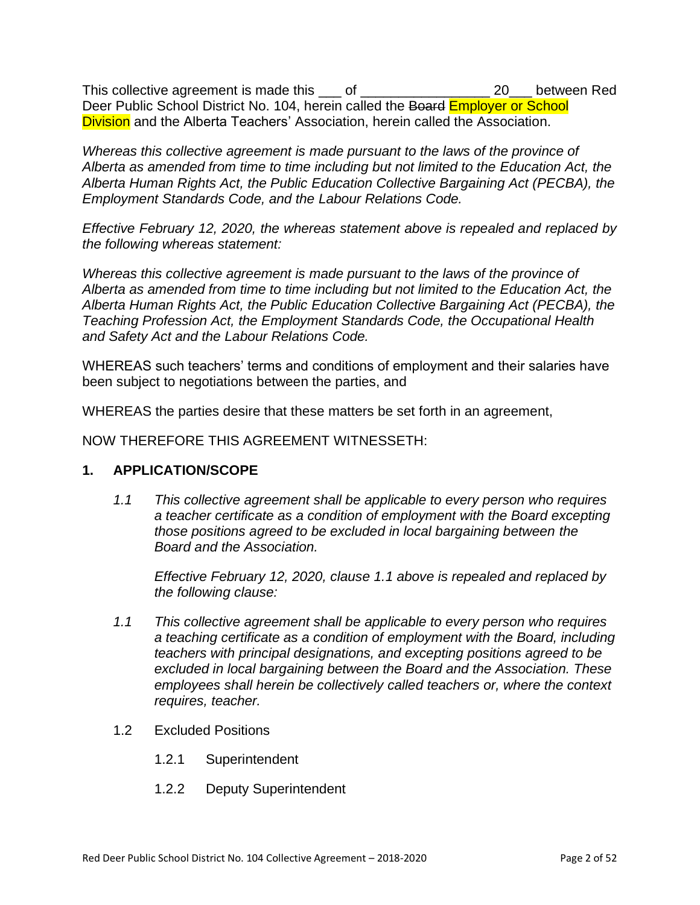This collective agreement is made this ___ of ________________ 20___ between Red Deer Public School District No. 104, herein called the ~~Board~~ Employer or School Division and the Alberta Teachers' Association, herein called the Association.

*Whereas this collective agreement is made pursuant to the laws of the province of Alberta as amended from time to time including but not limited to the Education Act, the Alberta Human Rights Act, the Public Education Collective Bargaining Act (PECBA), the Employment Standards Code, and the Labour Relations Code.*

*Effective February 12, 2020, the whereas statement above is repealed and replaced by the following whereas statement:*

*Whereas this collective agreement is made pursuant to the laws of the province of Alberta as amended from time to time including but not limited to the Education Act, the Alberta Human Rights Act, the Public Education Collective Bargaining Act (PECBA), the Teaching Profession Act, the Employment Standards Code, the Occupational Health and Safety Act and the Labour Relations Code.*

WHEREAS such teachers' terms and conditions of employment and their salaries have been subject to negotiations between the parties, and

WHEREAS the parties desire that these matters be set forth in an agreement,

NOW THEREFORE THIS AGREEMENT WITNESSETH:

## 1. APPLICATION/SCOPE

*1.1 This collective agreement shall be applicable to every person who requires a teacher certificate as a condition of employment with the Board excepting those positions agreed to be excluded in local bargaining between the Board and the Association.*

*Effective February 12, 2020, clause 1.1 above is repealed and replaced by the following clause:*

*1.1 This collective agreement shall be applicable to every person who requires a teaching certificate as a condition of employment with the Board, including teachers with principal designations, and excepting positions agreed to be excluded in local bargaining between the Board and the Association. These employees shall herein be collectively called teachers or, where the context requires, teacher.*

1.2 Excluded Positions

1.2.1 Superintendent

1.2.2 Deputy Superintendent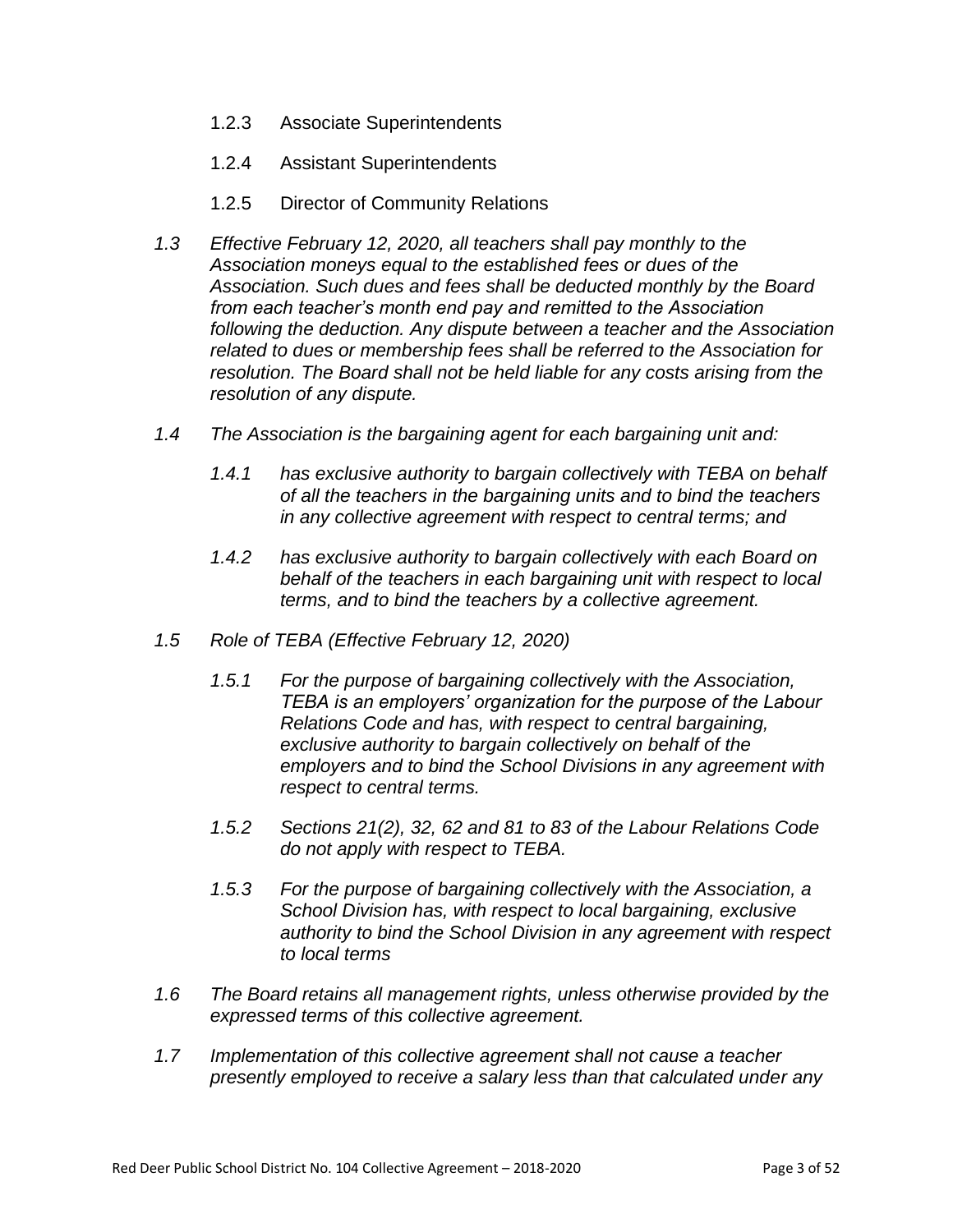1.2.3 Associate Superintendents

1.2.4 Assistant Superintendents

1.2.5 Director of Community Relations

*1.3 Effective February 12, 2020, all teachers shall pay monthly to the Association moneys equal to the established fees or dues of the Association. Such dues and fees shall be deducted monthly by the Board from each teacher's month end pay and remitted to the Association following the deduction. Any dispute between a teacher and the Association related to dues or membership fees shall be referred to the Association for resolution. The Board shall not be held liable for any costs arising from the resolution of any dispute.*

*1.4 The Association is the bargaining agent for each bargaining unit and:*

*1.4.1 has exclusive authority to bargain collectively with TEBA on behalf of all the teachers in the bargaining units and to bind the teachers in any collective agreement with respect to central terms; and*

*1.4.2 has exclusive authority to bargain collectively with each Board on behalf of the teachers in each bargaining unit with respect to local terms, and to bind the teachers by a collective agreement.*

*1.5 Role of TEBA (Effective February 12, 2020)*

*1.5.1 For the purpose of bargaining collectively with the Association, TEBA is an employers' organization for the purpose of the Labour Relations Code and has, with respect to central bargaining, exclusive authority to bargain collectively on behalf of the employers and to bind the School Divisions in any agreement with respect to central terms.*

*1.5.2 Sections 21(2), 32, 62 and 81 to 83 of the Labour Relations Code do not apply with respect to TEBA.*

*1.5.3 For the purpose of bargaining collectively with the Association, a School Division has, with respect to local bargaining, exclusive authority to bind the School Division in any agreement with respect to local terms*

*1.6 The Board retains all management rights, unless otherwise provided by the expressed terms of this collective agreement.*

*1.7 Implementation of this collective agreement shall not cause a teacher presently employed to receive a salary less than that calculated under any*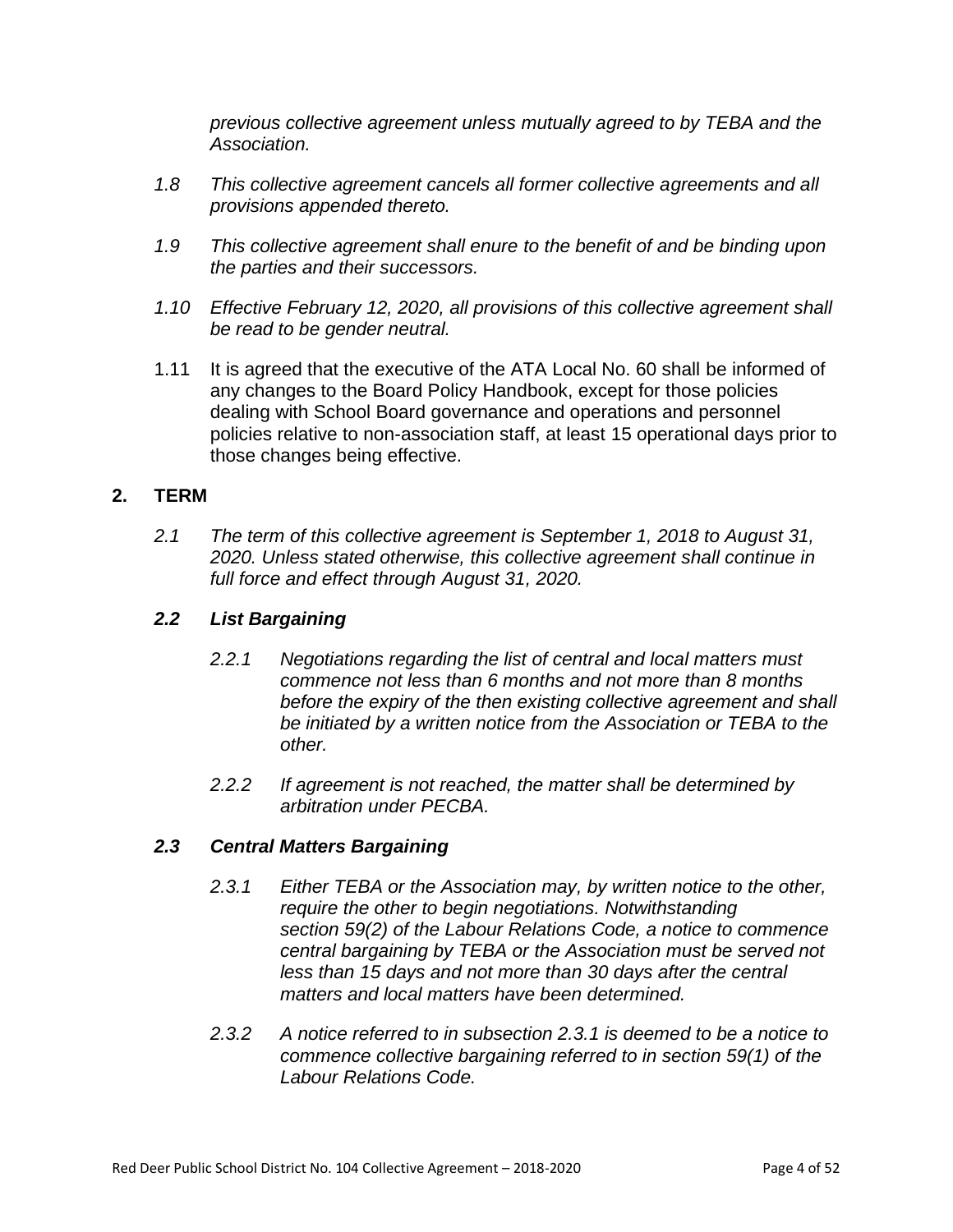*previous collective agreement unless mutually agreed to by TEBA and the Association.*

*1.8 This collective agreement cancels all former collective agreements and all provisions appended thereto.*

*1.9 This collective agreement shall enure to the benefit of and be binding upon the parties and their successors.*

*1.10 Effective February 12, 2020, all provisions of this collective agreement shall be read to be gender neutral.*

1.11 It is agreed that the executive of the ATA Local No. 60 shall be informed of any changes to the Board Policy Handbook, except for those policies dealing with School Board governance and operations and personnel policies relative to non-association staff, at least 15 operational days prior to those changes being effective.

## 2. TERM

*2.1 The term of this collective agreement is September 1, 2018 to August 31, 2020. Unless stated otherwise, this collective agreement shall continue in full force and effect through August 31, 2020.*

### *2.2 List Bargaining*

*2.2.1 Negotiations regarding the list of central and local matters must commence not less than 6 months and not more than 8 months before the expiry of the then existing collective agreement and shall be initiated by a written notice from the Association or TEBA to the other.*

*2.2.2 If agreement is not reached, the matter shall be determined by arbitration under PECBA.*

### *2.3 Central Matters Bargaining*

*2.3.1 Either TEBA or the Association may, by written notice to the other, require the other to begin negotiations. Notwithstanding section 59(2) of the Labour Relations Code, a notice to commence central bargaining by TEBA or the Association must be served not less than 15 days and not more than 30 days after the central matters and local matters have been determined.*

*2.3.2 A notice referred to in subsection 2.3.1 is deemed to be a notice to commence collective bargaining referred to in section 59(1) of the Labour Relations Code.*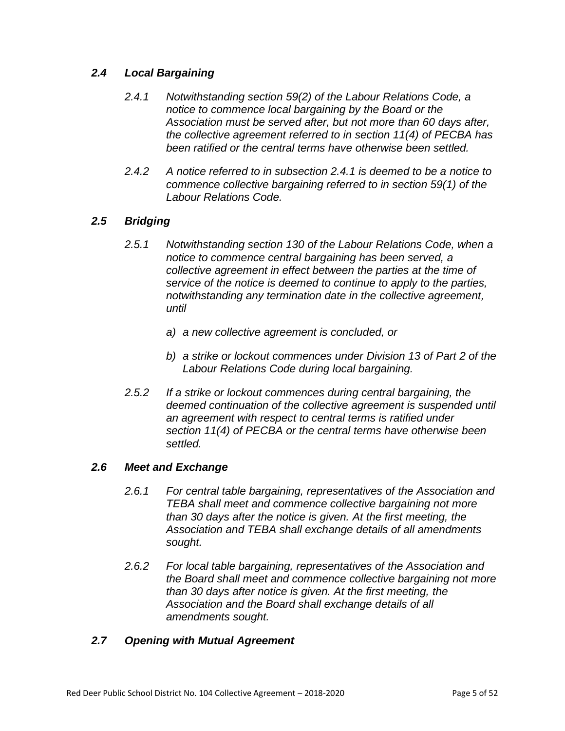### *2.4 Local Bargaining*

*2.4.1 Notwithstanding section 59(2) of the Labour Relations Code, a notice to commence local bargaining by the Board or the Association must be served after, but not more than 60 days after, the collective agreement referred to in section 11(4) of PECBA has been ratified or the central terms have otherwise been settled.*

*2.4.2 A notice referred to in subsection 2.4.1 is deemed to be a notice to commence collective bargaining referred to in section 59(1) of the Labour Relations Code.*

### *2.5 Bridging*

*2.5.1 Notwithstanding section 130 of the Labour Relations Code, when a notice to commence central bargaining has been served, a collective agreement in effect between the parties at the time of service of the notice is deemed to continue to apply to the parties, notwithstanding any termination date in the collective agreement, until*

*a) a new collective agreement is concluded, or*

*b) a strike or lockout commences under Division 13 of Part 2 of the Labour Relations Code during local bargaining.*

*2.5.2 If a strike or lockout commences during central bargaining, the deemed continuation of the collective agreement is suspended until an agreement with respect to central terms is ratified under section 11(4) of PECBA or the central terms have otherwise been settled.*

### *2.6 Meet and Exchange*

*2.6.1 For central table bargaining, representatives of the Association and TEBA shall meet and commence collective bargaining not more than 30 days after the notice is given. At the first meeting, the Association and TEBA shall exchange details of all amendments sought.*

*2.6.2 For local table bargaining, representatives of the Association and the Board shall meet and commence collective bargaining not more than 30 days after notice is given. At the first meeting, the Association and the Board shall exchange details of all amendments sought.*

### *2.7 Opening with Mutual Agreement*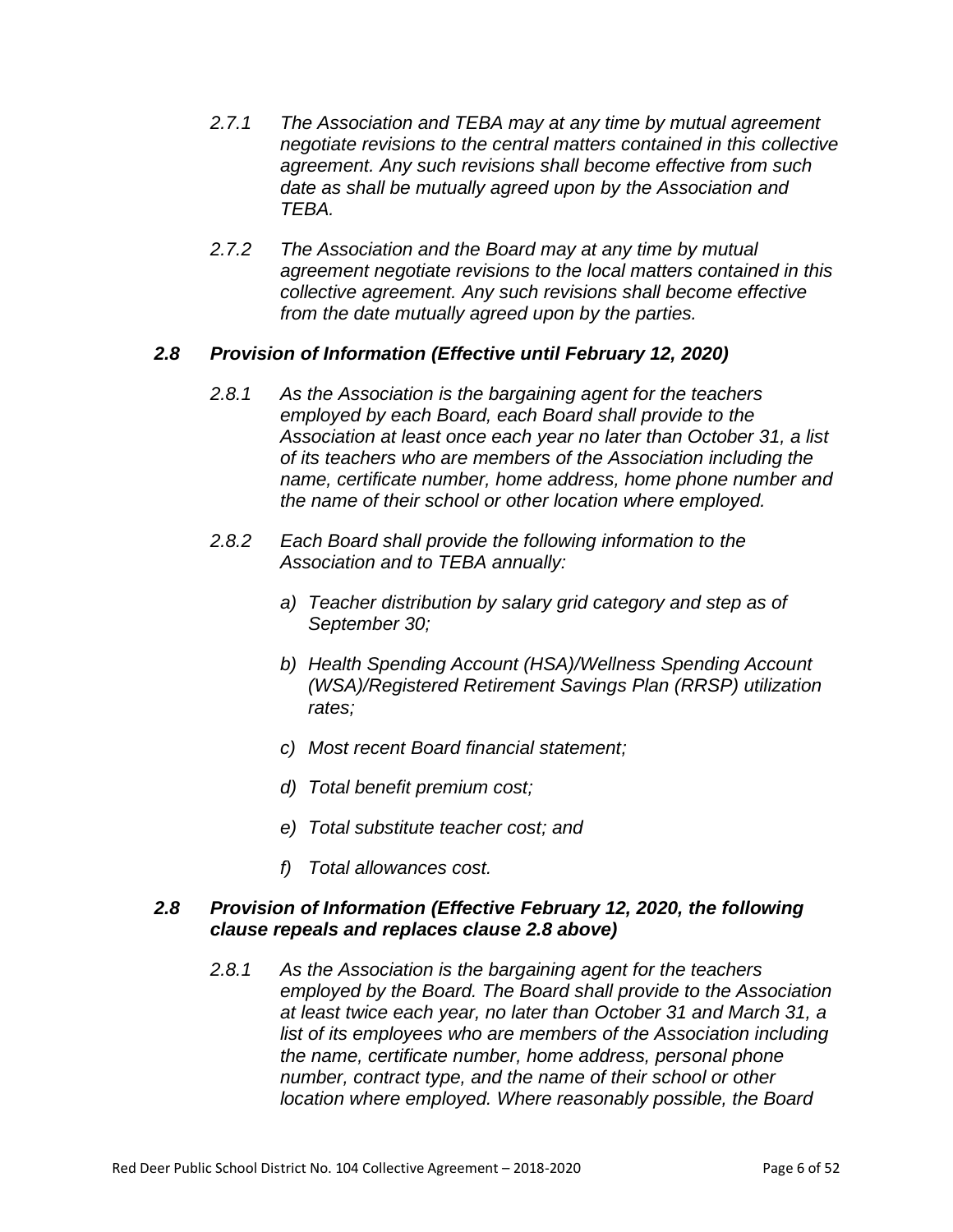*2.7.1 The Association and TEBA may at any time by mutual agreement negotiate revisions to the central matters contained in this collective agreement. Any such revisions shall become effective from such date as shall be mutually agreed upon by the Association and TEBA.*

*2.7.2 The Association and the Board may at any time by mutual agreement negotiate revisions to the local matters contained in this collective agreement. Any such revisions shall become effective from the date mutually agreed upon by the parties.*

### *2.8 Provision of Information (Effective until February 12, 2020)*

*2.8.1 As the Association is the bargaining agent for the teachers employed by each Board, each Board shall provide to the Association at least once each year no later than October 31, a list of its teachers who are members of the Association including the name, certificate number, home address, home phone number and the name of their school or other location where employed.*

*2.8.2 Each Board shall provide the following information to the Association and to TEBA annually:*

*a) Teacher distribution by salary grid category and step as of September 30;*

*b) Health Spending Account (HSA)/Wellness Spending Account (WSA)/Registered Retirement Savings Plan (RRSP) utilization rates;*

*c) Most recent Board financial statement;*

*d) Total benefit premium cost;*

*e) Total substitute teacher cost; and*

*f) Total allowances cost.*

### *2.8 Provision of Information (Effective February 12, 2020, the following clause repeals and replaces clause 2.8 above)*

*2.8.1 As the Association is the bargaining agent for the teachers employed by the Board. The Board shall provide to the Association at least twice each year, no later than October 31 and March 31, a list of its employees who are members of the Association including the name, certificate number, home address, personal phone number, contract type, and the name of their school or other location where employed. Where reasonably possible, the Board*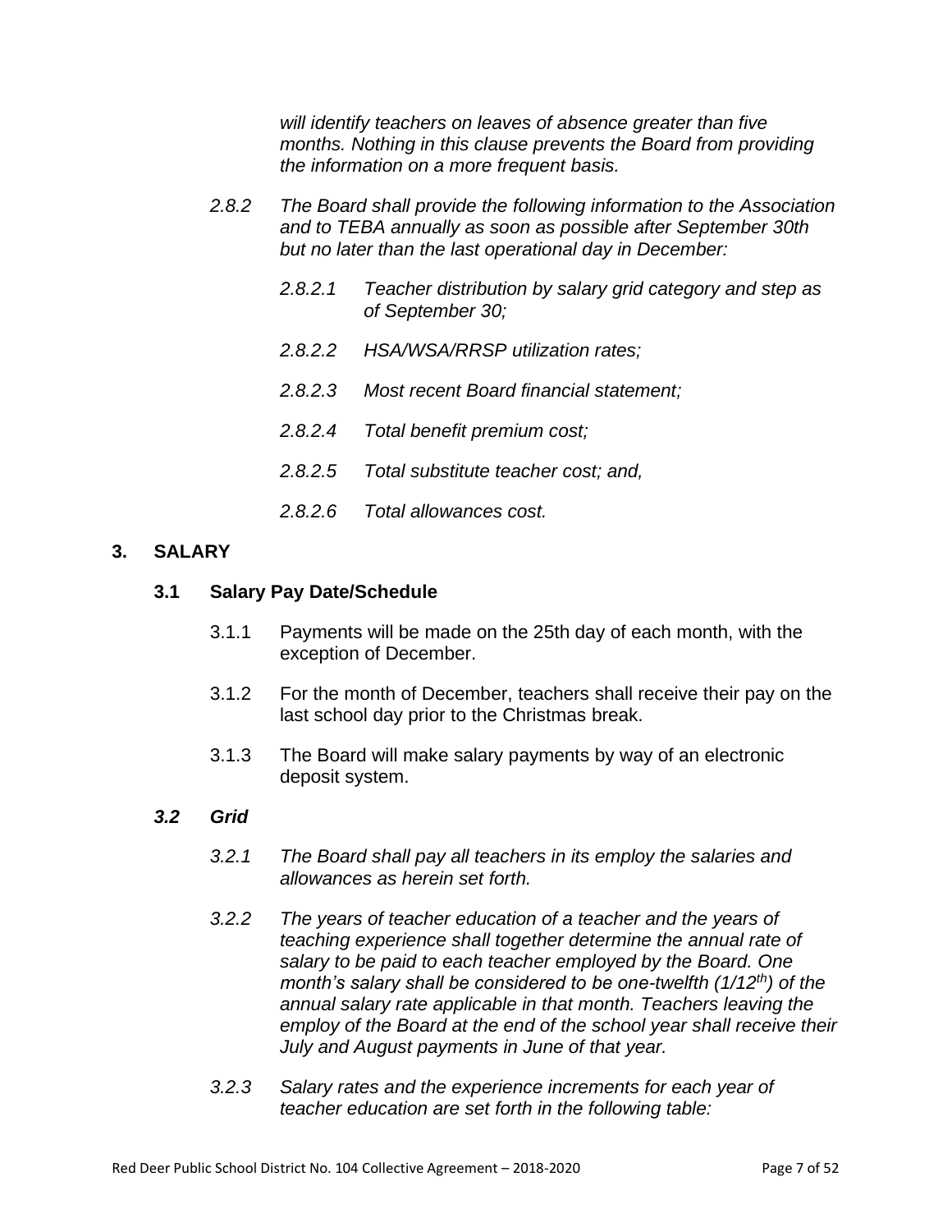*will identify teachers on leaves of absence greater than five months. Nothing in this clause prevents the Board from providing the information on a more frequent basis.*

*2.8.2 The Board shall provide the following information to the Association and to TEBA annually as soon as possible after September 30th but no later than the last operational day in December:*

*2.8.2.1 Teacher distribution by salary grid category and step as of September 30;*

*2.8.2.2 HSA/WSA/RRSP utilization rates;*

*2.8.2.3 Most recent Board financial statement;*

*2.8.2.4 Total benefit premium cost;*

*2.8.2.5 Total substitute teacher cost; and,*

*2.8.2.6 Total allowances cost.*

## 3. SALARY

### 3.1 Salary Pay Date/Schedule

3.1.1 Payments will be made on the 25th day of each month, with the exception of December.

3.1.2 For the month of December, teachers shall receive their pay on the last school day prior to the Christmas break.

3.1.3 The Board will make salary payments by way of an electronic deposit system.

### *3.2 Grid*

*3.2.1 The Board shall pay all teachers in its employ the salaries and allowances as herein set forth.*

*3.2.2 The years of teacher education of a teacher and the years of teaching experience shall together determine the annual rate of salary to be paid to each teacher employed by the Board. One month's salary shall be considered to be one-twelfth (1/12$^{th}$) of the annual salary rate applicable in that month. Teachers leaving the employ of the Board at the end of the school year shall receive their July and August payments in June of that year.*

*3.2.3 Salary rates and the experience increments for each year of teacher education are set forth in the following table:*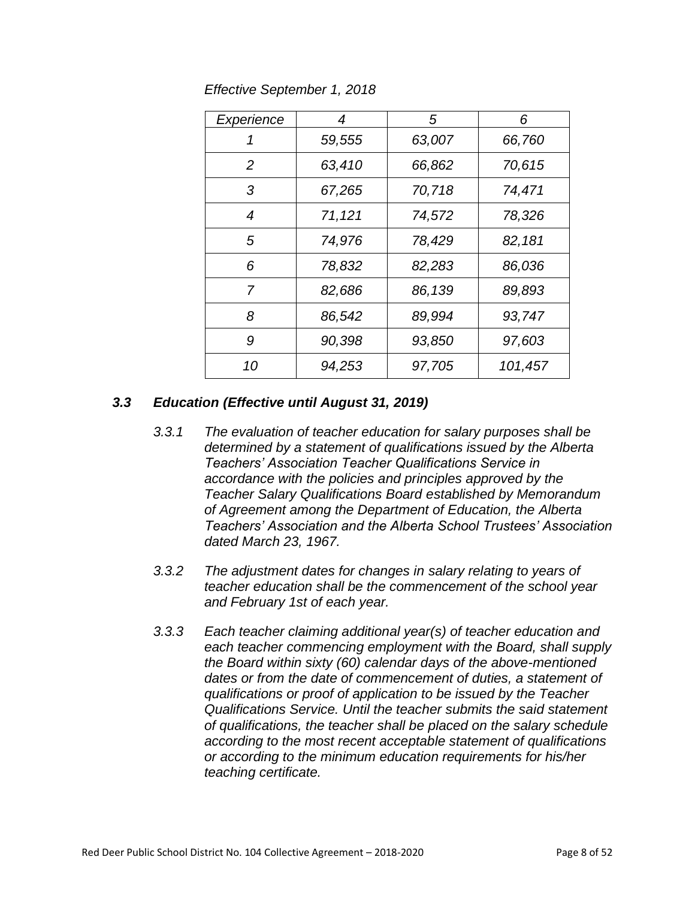*Effective September 1, 2018*

| *Experience* | *4* | *5* | *6* |
|---|---|---|---|
| *1* | *59,555* | *63,007* | *66,760* |
| *2* | *63,410* | *66,862* | *70,615* |
| *3* | *67,265* | *70,718* | *74,471* |
| *4* | *71,121* | *74,572* | *78,326* |
| *5* | *74,976* | *78,429* | *82,181* |
| *6* | *78,832* | *82,283* | *86,036* |
| *7* | *82,686* | *86,139* | *89,893* |
| *8* | *86,542* | *89,994* | *93,747* |
| *9* | *90,398* | *93,850* | *97,603* |
| *10* | *94,253* | *97,705* | *101,457* |

### *3.3 Education (Effective until August 31, 2019)*

*3.3.1 The evaluation of teacher education for salary purposes shall be determined by a statement of qualifications issued by the Alberta Teachers' Association Teacher Qualifications Service in accordance with the policies and principles approved by the Teacher Salary Qualifications Board established by Memorandum of Agreement among the Department of Education, the Alberta Teachers' Association and the Alberta School Trustees' Association dated March 23, 1967.*

*3.3.2 The adjustment dates for changes in salary relating to years of teacher education shall be the commencement of the school year and February 1st of each year.*

*3.3.3 Each teacher claiming additional year(s) of teacher education and each teacher commencing employment with the Board, shall supply the Board within sixty (60) calendar days of the above-mentioned dates or from the date of commencement of duties, a statement of qualifications or proof of application to be issued by the Teacher Qualifications Service. Until the teacher submits the said statement of qualifications, the teacher shall be placed on the salary schedule according to the most recent acceptable statement of qualifications or according to the minimum education requirements for his/her teaching certificate.*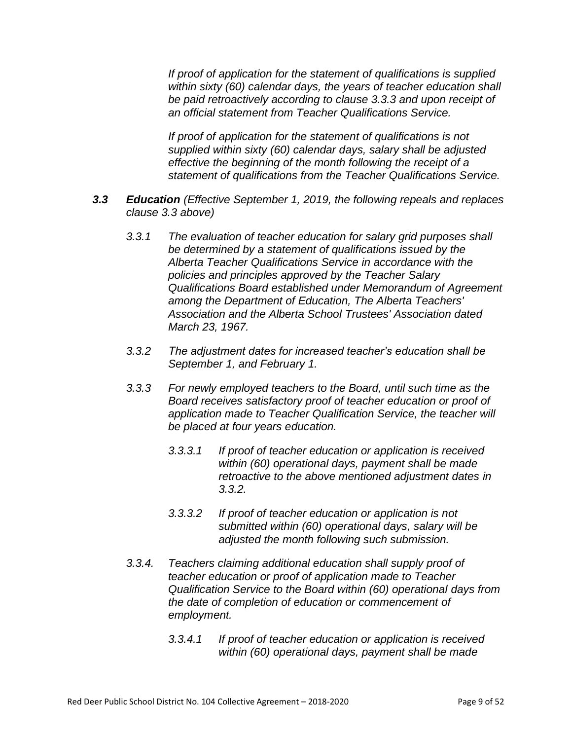*If proof of application for the statement of qualifications is supplied within sixty (60) calendar days, the years of teacher education shall be paid retroactively according to clause 3.3.3 and upon receipt of an official statement from Teacher Qualifications Service.*

*If proof of application for the statement of qualifications is not supplied within sixty (60) calendar days, salary shall be adjusted effective the beginning of the month following the receipt of a statement of qualifications from the Teacher Qualifications Service.*

***3.3 Education*** *(Effective September 1, 2019, the following repeals and replaces clause 3.3 above)*

*3.3.1 The evaluation of teacher education for salary grid purposes shall be determined by a statement of qualifications issued by the Alberta Teacher Qualifications Service in accordance with the policies and principles approved by the Teacher Salary Qualifications Board established under Memorandum of Agreement among the Department of Education, The Alberta Teachers' Association and the Alberta School Trustees' Association dated March 23, 1967.*

*3.3.2 The adjustment dates for increased teacher's education shall be September 1, and February 1.*

*3.3.3 For newly employed teachers to the Board, until such time as the Board receives satisfactory proof of teacher education or proof of application made to Teacher Qualification Service, the teacher will be placed at four years education.*

*3.3.3.1 If proof of teacher education or application is received within (60) operational days, payment shall be made retroactive to the above mentioned adjustment dates in 3.3.2.*

*3.3.3.2 If proof of teacher education or application is not submitted within (60) operational days, salary will be adjusted the month following such submission.*

*3.3.4. Teachers claiming additional education shall supply proof of teacher education or proof of application made to Teacher Qualification Service to the Board within (60) operational days from the date of completion of education or commencement of employment.*

*3.3.4.1 If proof of teacher education or application is received within (60) operational days, payment shall be made*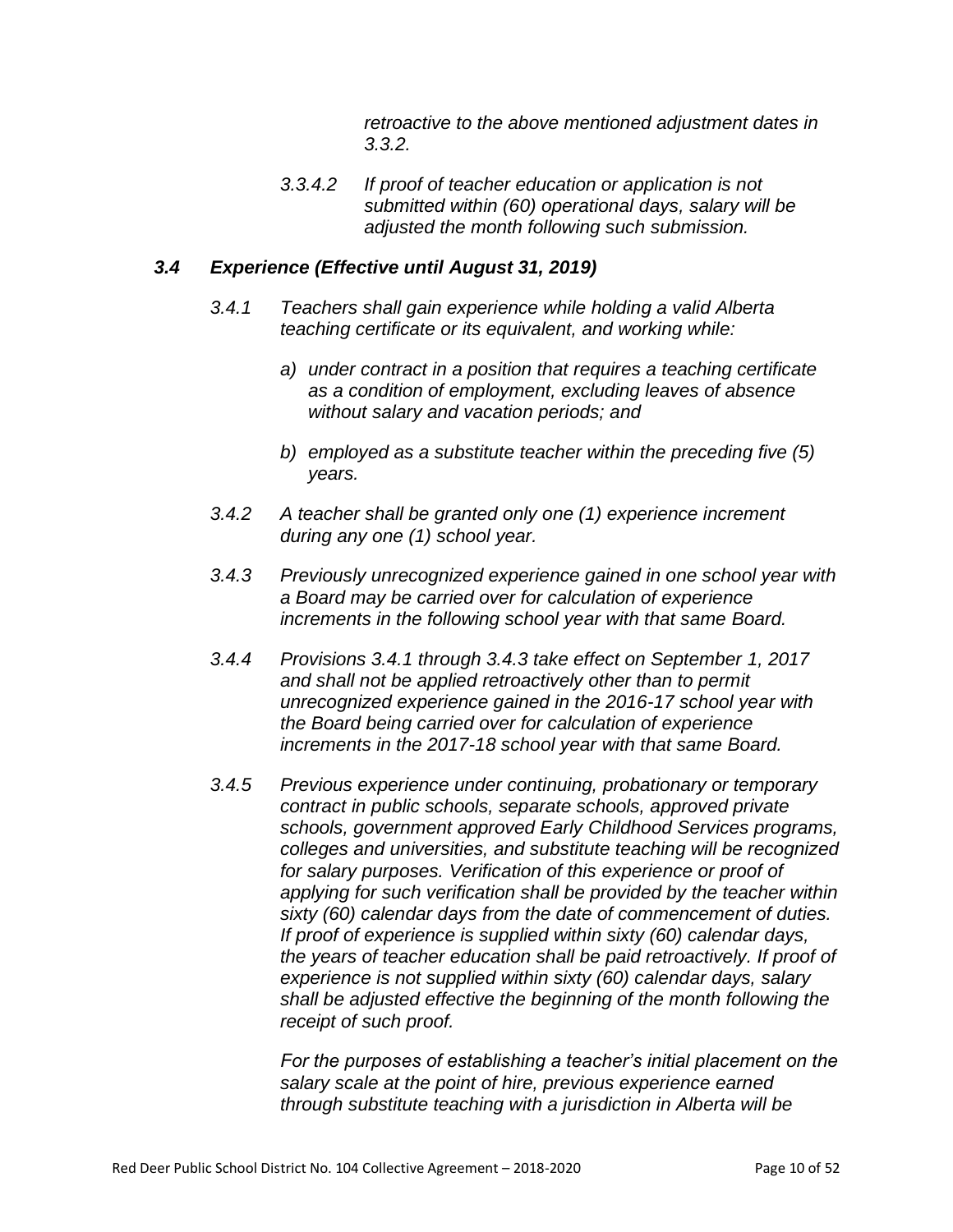*retroactive to the above mentioned adjustment dates in 3.3.2.*

*3.3.4.2 If proof of teacher education or application is not submitted within (60) operational days, salary will be adjusted the month following such submission.*

### *3.4 Experience (Effective until August 31, 2019)*

*3.4.1 Teachers shall gain experience while holding a valid Alberta teaching certificate or its equivalent, and working while:*

*a) under contract in a position that requires a teaching certificate as a condition of employment, excluding leaves of absence without salary and vacation periods; and*

*b) employed as a substitute teacher within the preceding five (5) years.*

*3.4.2 A teacher shall be granted only one (1) experience increment during any one (1) school year.*

*3.4.3 Previously unrecognized experience gained in one school year with a Board may be carried over for calculation of experience increments in the following school year with that same Board.*

*3.4.4 Provisions 3.4.1 through 3.4.3 take effect on September 1, 2017 and shall not be applied retroactively other than to permit unrecognized experience gained in the 2016-17 school year with the Board being carried over for calculation of experience increments in the 2017-18 school year with that same Board.*

*3.4.5 Previous experience under continuing, probationary or temporary contract in public schools, separate schools, approved private schools, government approved Early Childhood Services programs, colleges and universities, and substitute teaching will be recognized for salary purposes. Verification of this experience or proof of applying for such verification shall be provided by the teacher within sixty (60) calendar days from the date of commencement of duties. If proof of experience is supplied within sixty (60) calendar days, the years of teacher education shall be paid retroactively. If proof of experience is not supplied within sixty (60) calendar days, salary shall be adjusted effective the beginning of the month following the receipt of such proof.*

*For the purposes of establishing a teacher's initial placement on the salary scale at the point of hire, previous experience earned through substitute teaching with a jurisdiction in Alberta will be*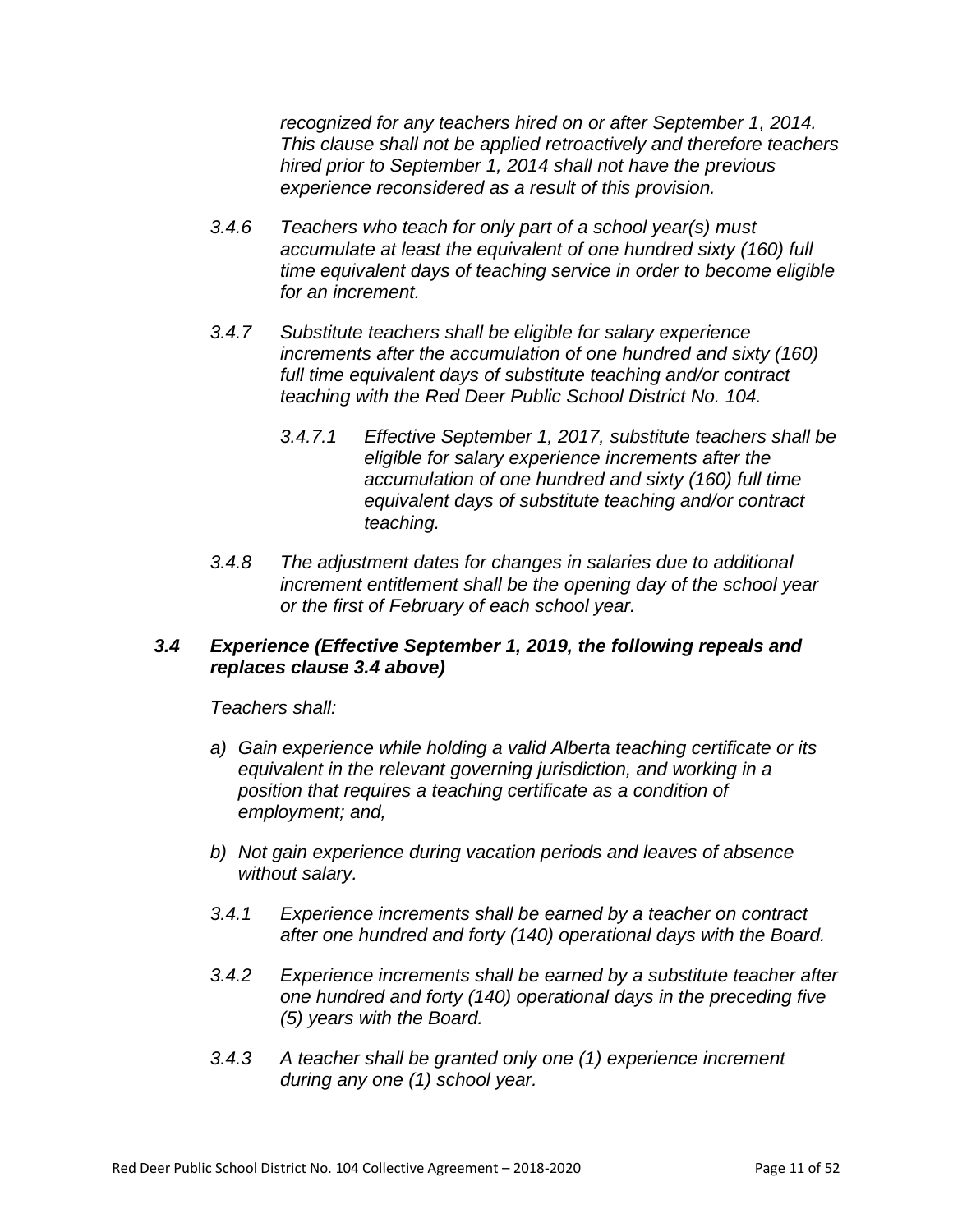*recognized for any teachers hired on or after September 1, 2014. This clause shall not be applied retroactively and therefore teachers hired prior to September 1, 2014 shall not have the previous experience reconsidered as a result of this provision.*

*3.4.6 Teachers who teach for only part of a school year(s) must accumulate at least the equivalent of one hundred sixty (160) full time equivalent days of teaching service in order to become eligible for an increment.*

*3.4.7 Substitute teachers shall be eligible for salary experience increments after the accumulation of one hundred and sixty (160) full time equivalent days of substitute teaching and/or contract teaching with the Red Deer Public School District No. 104.*

*3.4.7.1 Effective September 1, 2017, substitute teachers shall be eligible for salary experience increments after the accumulation of one hundred and sixty (160) full time equivalent days of substitute teaching and/or contract teaching.*

*3.4.8 The adjustment dates for changes in salaries due to additional increment entitlement shall be the opening day of the school year or the first of February of each school year.*

### *3.4 Experience (Effective September 1, 2019, the following repeals and replaces clause 3.4 above)*

*Teachers shall:*

*a) Gain experience while holding a valid Alberta teaching certificate or its equivalent in the relevant governing jurisdiction, and working in a position that requires a teaching certificate as a condition of employment; and,*

*b) Not gain experience during vacation periods and leaves of absence without salary.*

*3.4.1 Experience increments shall be earned by a teacher on contract after one hundred and forty (140) operational days with the Board.*

*3.4.2 Experience increments shall be earned by a substitute teacher after one hundred and forty (140) operational days in the preceding five (5) years with the Board.*

*3.4.3 A teacher shall be granted only one (1) experience increment during any one (1) school year.*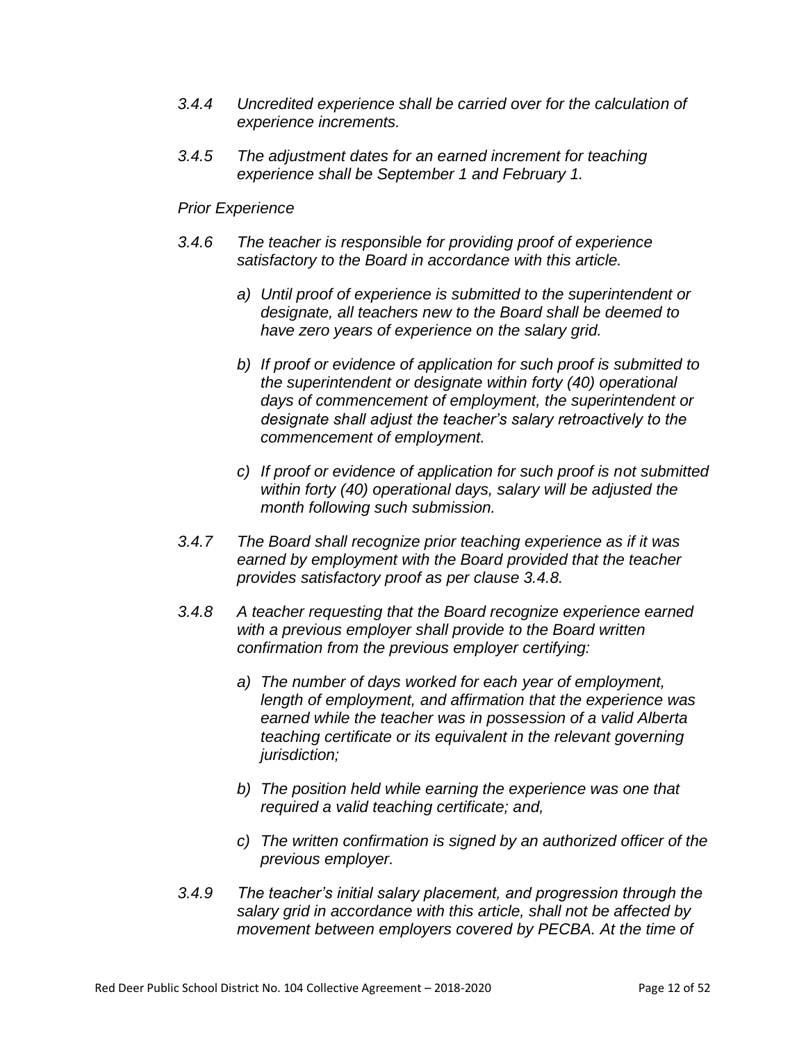*3.4.4 Uncredited experience shall be carried over for the calculation of experience increments.*

*3.4.5 The adjustment dates for an earned increment for teaching experience shall be September 1 and February 1.*

*Prior Experience*

*3.4.6 The teacher is responsible for providing proof of experience satisfactory to the Board in accordance with this article.*

*a) Until proof of experience is submitted to the superintendent or designate, all teachers new to the Board shall be deemed to have zero years of experience on the salary grid.*

*b) If proof or evidence of application for such proof is submitted to the superintendent or designate within forty (40) operational days of commencement of employment, the superintendent or designate shall adjust the teacher's salary retroactively to the commencement of employment.*

*c) If proof or evidence of application for such proof is not submitted within forty (40) operational days, salary will be adjusted the month following such submission.*

*3.4.7 The Board shall recognize prior teaching experience as if it was earned by employment with the Board provided that the teacher provides satisfactory proof as per clause 3.4.8.*

*3.4.8 A teacher requesting that the Board recognize experience earned with a previous employer shall provide to the Board written confirmation from the previous employer certifying:*

*a) The number of days worked for each year of employment, length of employment, and affirmation that the experience was earned while the teacher was in possession of a valid Alberta teaching certificate or its equivalent in the relevant governing jurisdiction;*

*b) The position held while earning the experience was one that required a valid teaching certificate; and,*

*c) The written confirmation is signed by an authorized officer of the previous employer.*

*3.4.9 The teacher's initial salary placement, and progression through the salary grid in accordance with this article, shall not be affected by movement between employers covered by PECBA. At the time of*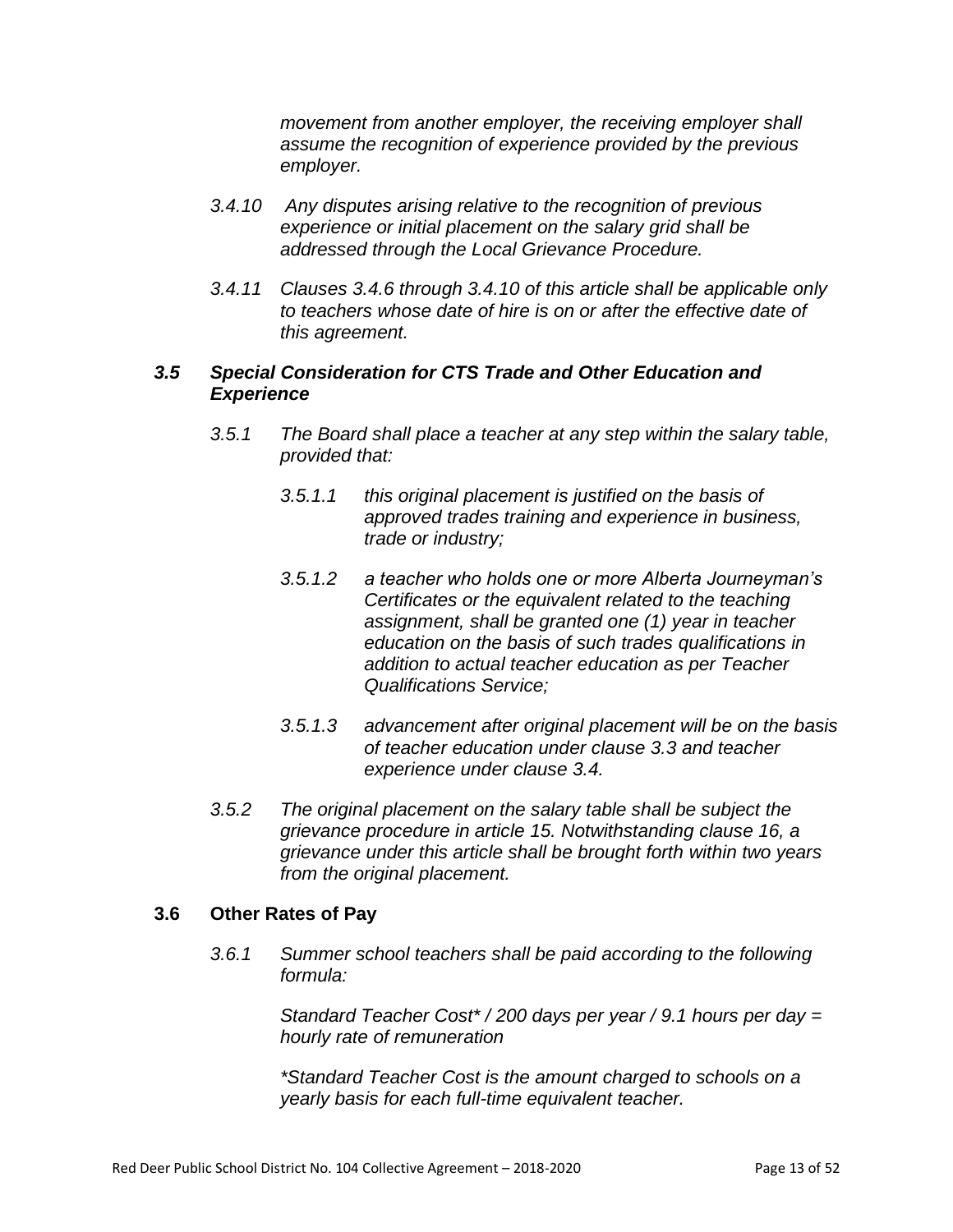*movement from another employer, the receiving employer shall assume the recognition of experience provided by the previous employer.*

*3.4.10 Any disputes arising relative to the recognition of previous experience or initial placement on the salary grid shall be addressed through the Local Grievance Procedure.*

*3.4.11 Clauses 3.4.6 through 3.4.10 of this article shall be applicable only to teachers whose date of hire is on or after the effective date of this agreement.*

### *3.5 Special Consideration for CTS Trade and Other Education and Experience*

*3.5.1 The Board shall place a teacher at any step within the salary table, provided that:*

*3.5.1.1 this original placement is justified on the basis of approved trades training and experience in business, trade or industry;*

*3.5.1.2 a teacher who holds one or more Alberta Journeyman's Certificates or the equivalent related to the teaching assignment, shall be granted one (1) year in teacher education on the basis of such trades qualifications in addition to actual teacher education as per Teacher Qualifications Service;*

*3.5.1.3 advancement after original placement will be on the basis of teacher education under clause 3.3 and teacher experience under clause 3.4.*

*3.5.2 The original placement on the salary table shall be subject the grievance procedure in article 15. Notwithstanding clause 16, a grievance under this article shall be brought forth within two years from the original placement.*

### 3.6 Other Rates of Pay

*3.6.1 Summer school teachers shall be paid according to the following formula:*

*Standard Teacher Cost* / 200 days per year / 9.1 hours per day = hourly rate of remuneration*

**Standard Teacher Cost is the amount charged to schools on a yearly basis for each full-time equivalent teacher.*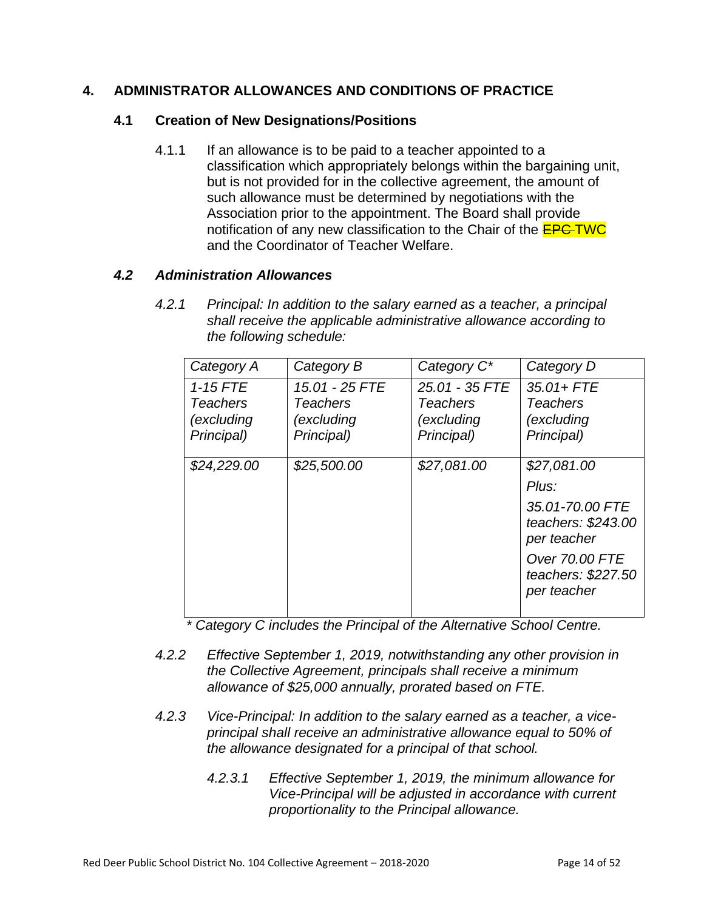## 4. ADMINISTRATOR ALLOWANCES AND CONDITIONS OF PRACTICE

### 4.1 Creation of New Designations/Positions

4.1.1 If an allowance is to be paid to a teacher appointed to a classification which appropriately belongs within the bargaining unit, but is not provided for in the collective agreement, the amount of such allowance must be determined by negotiations with the Association prior to the appointment. The Board shall provide notification of any new classification to the Chair of the ~~EPC~~ TWC and the Coordinator of Teacher Welfare.

### *4.2 Administration Allowances*

*4.2.1 Principal: In addition to the salary earned as a teacher, a principal shall receive the applicable administrative allowance according to the following schedule:*

| *Category A* | *Category B* | *Category C\** | *Category D* |
|---|---|---|---|
| *1-15 FTE Teachers (excluding Principal)* | *15.01 - 25 FTE Teachers (excluding Principal)* | *25.01 - 35 FTE Teachers (excluding Principal)* | *35.01+ FTE Teachers (excluding Principal)* |
| *$24,229.00* | *$25,500.00* | *$27,081.00* | *$27,081.00*<br>*Plus:*<br>*35.01-70.00 FTE teachers: $243.00 per teacher*<br>*Over 70.00 FTE teachers: $227.50 per teacher* |

*\* Category C includes the Principal of the Alternative School Centre.*

*4.2.2 Effective September 1, 2019, notwithstanding any other provision in the Collective Agreement, principals shall receive a minimum allowance of $25,000 annually, prorated based on FTE.*

*4.2.3 Vice-Principal: In addition to the salary earned as a teacher, a vice-principal shall receive an administrative allowance equal to 50% of the allowance designated for a principal of that school.*

*4.2.3.1 Effective September 1, 2019, the minimum allowance for Vice-Principal will be adjusted in accordance with current proportionality to the Principal allowance.*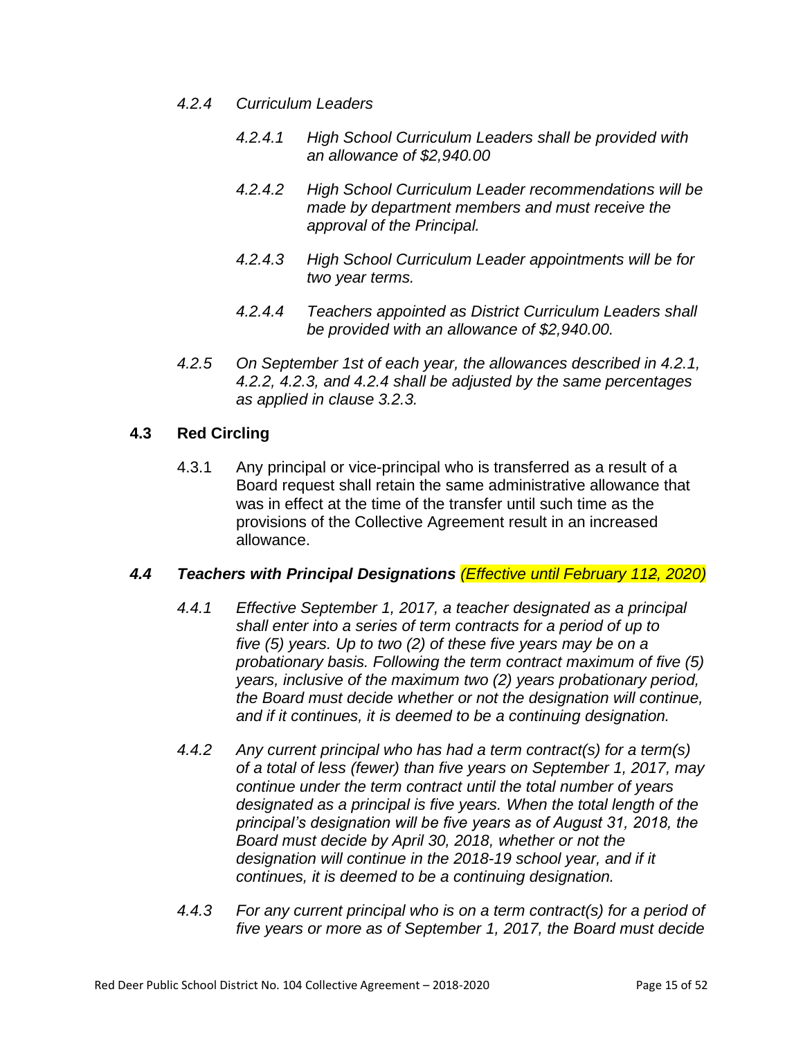*4.2.4 Curriculum Leaders*

*4.2.4.1 High School Curriculum Leaders shall be provided with an allowance of $2,940.00*

*4.2.4.2 High School Curriculum Leader recommendations will be made by department members and must receive the approval of the Principal.*

*4.2.4.3 High School Curriculum Leader appointments will be for two year terms.*

*4.2.4.4 Teachers appointed as District Curriculum Leaders shall be provided with an allowance of $2,940.00.*

*4.2.5 On September 1st of each year, the allowances described in 4.2.1, 4.2.2, 4.2.3, and 4.2.4 shall be adjusted by the same percentages as applied in clause 3.2.3.*

## 4.3 Red Circling

4.3.1 Any principal or vice-principal who is transferred as a result of a Board request shall retain the same administrative allowance that was in effect at the time of the transfer until such time as the provisions of the Collective Agreement result in an increased allowance.

## *4.4 Teachers with Principal Designations (Effective until February 112, 2020)*

*4.4.1 Effective September 1, 2017, a teacher designated as a principal shall enter into a series of term contracts for a period of up to five (5) years. Up to two (2) of these five years may be on a probationary basis. Following the term contract maximum of five (5) years, inclusive of the maximum two (2) years probationary period, the Board must decide whether or not the designation will continue, and if it continues, it is deemed to be a continuing designation.*

*4.4.2 Any current principal who has had a term contract(s) for a term(s) of a total of less (fewer) than five years on September 1, 2017, may continue under the term contract until the total number of years designated as a principal is five years. When the total length of the principal's designation will be five years as of August 31, 2018, the Board must decide by April 30, 2018, whether or not the designation will continue in the 2018-19 school year, and if it continues, it is deemed to be a continuing designation.*

*4.4.3 For any current principal who is on a term contract(s) for a period of five years or more as of September 1, 2017, the Board must decide*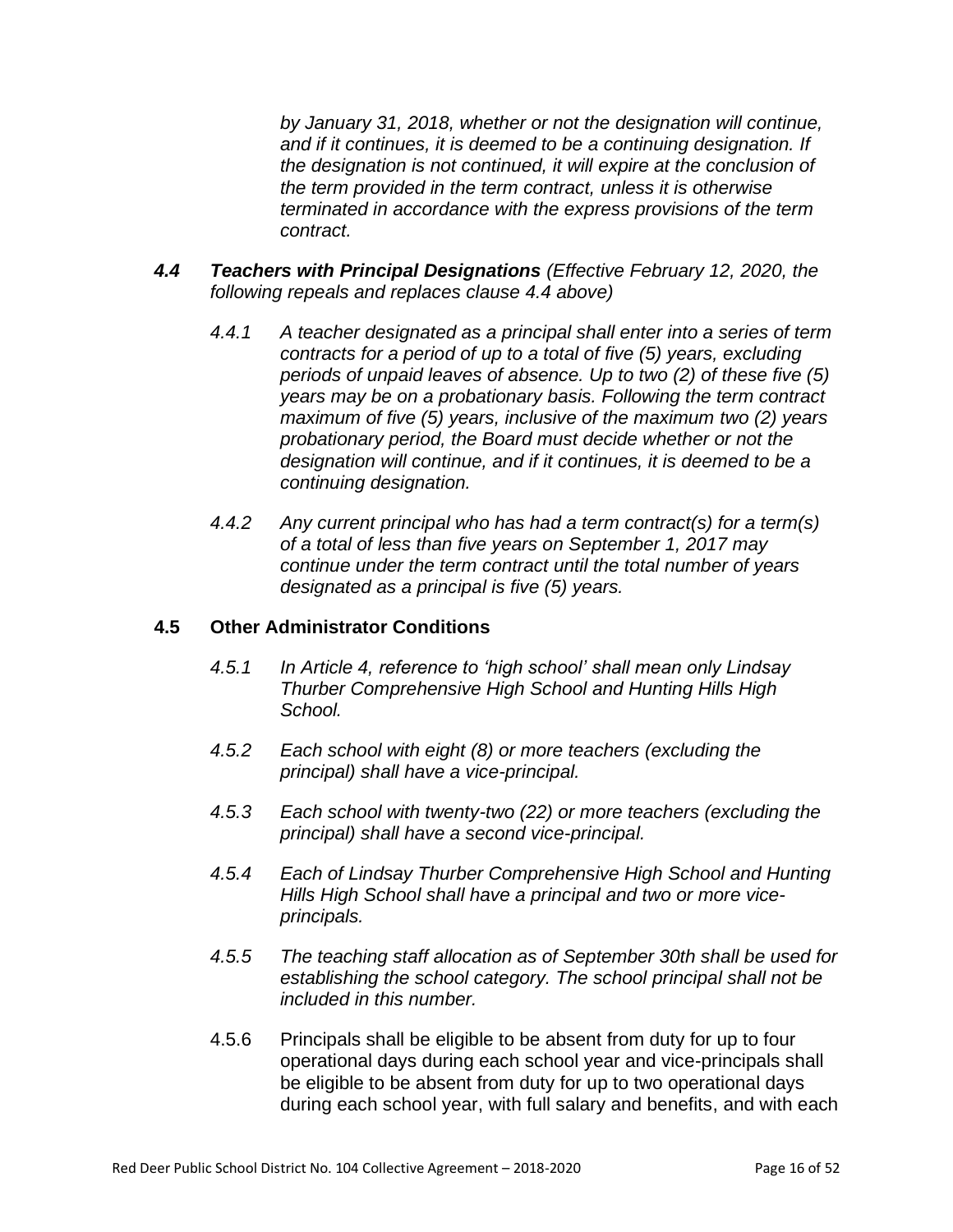*by January 31, 2018, whether or not the designation will continue, and if it continues, it is deemed to be a continuing designation. If the designation is not continued, it will expire at the conclusion of the term provided in the term contract, unless it is otherwise terminated in accordance with the express provisions of the term contract.*

***4.4 Teachers with Principal Designations*** *(Effective February 12, 2020, the following repeals and replaces clause 4.4 above)*

*4.4.1 A teacher designated as a principal shall enter into a series of term contracts for a period of up to a total of five (5) years, excluding periods of unpaid leaves of absence. Up to two (2) of these five (5) years may be on a probationary basis. Following the term contract maximum of five (5) years, inclusive of the maximum two (2) years probationary period, the Board must decide whether or not the designation will continue, and if it continues, it is deemed to be a continuing designation.*

*4.4.2 Any current principal who has had a term contract(s) for a term(s) of a total of less than five years on September 1, 2017 may continue under the term contract until the total number of years designated as a principal is five (5) years.*

**4.5 Other Administrator Conditions**

*4.5.1 In Article 4, reference to 'high school' shall mean only Lindsay Thurber Comprehensive High School and Hunting Hills High School.*

*4.5.2 Each school with eight (8) or more teachers (excluding the principal) shall have a vice-principal.*

*4.5.3 Each school with twenty-two (22) or more teachers (excluding the principal) shall have a second vice-principal.*

*4.5.4 Each of Lindsay Thurber Comprehensive High School and Hunting Hills High School shall have a principal and two or more vice-principals.*

*4.5.5 The teaching staff allocation as of September 30th shall be used for establishing the school category. The school principal shall not be included in this number.*

4.5.6 Principals shall be eligible to be absent from duty for up to four operational days during each school year and vice-principals shall be eligible to be absent from duty for up to two operational days during each school year, with full salary and benefits, and with each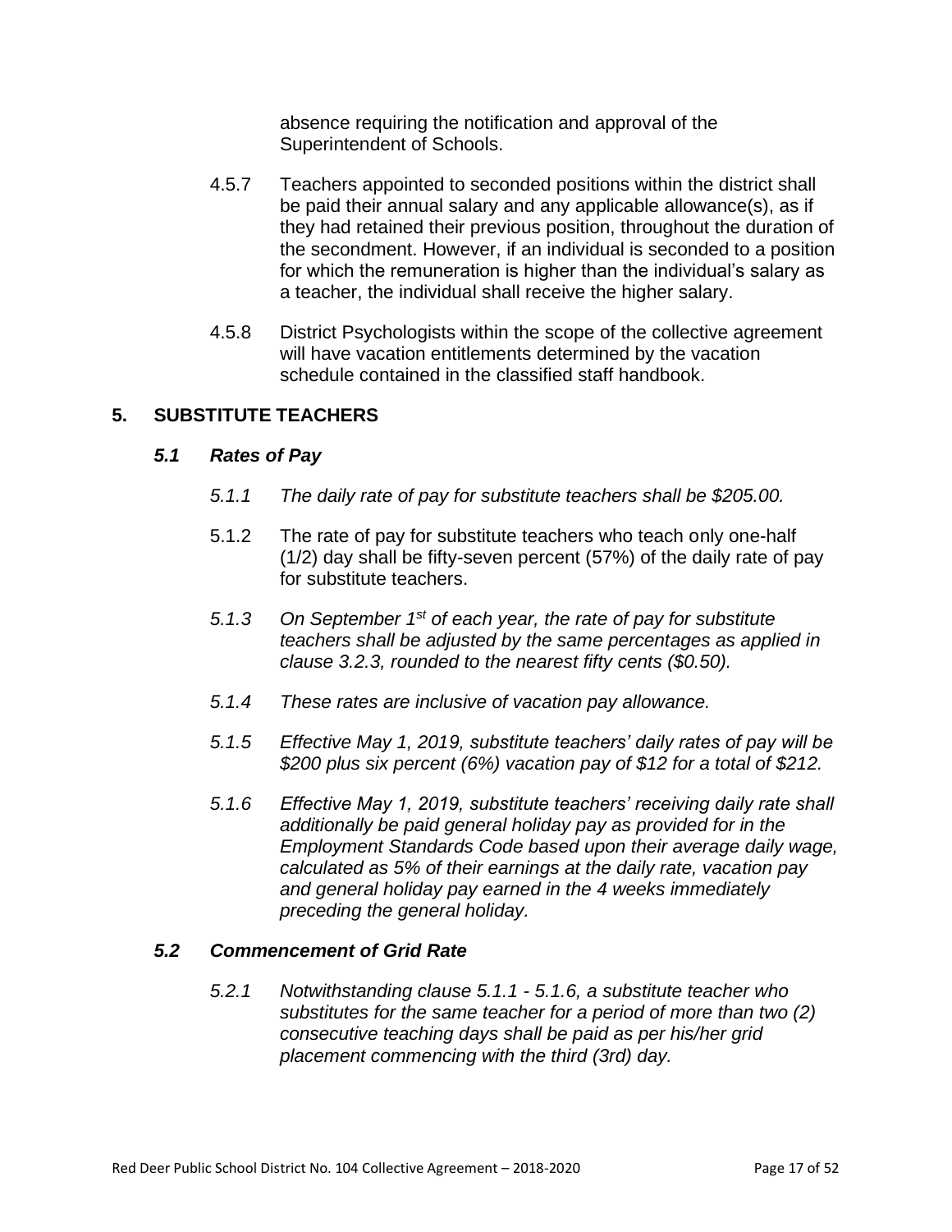absence requiring the notification and approval of the Superintendent of Schools.

4.5.7 Teachers appointed to seconded positions within the district shall be paid their annual salary and any applicable allowance(s), as if they had retained their previous position, throughout the duration of the secondment. However, if an individual is seconded to a position for which the remuneration is higher than the individual's salary as a teacher, the individual shall receive the higher salary.

4.5.8 District Psychologists within the scope of the collective agreement will have vacation entitlements determined by the vacation schedule contained in the classified staff handbook.

## 5. SUBSTITUTE TEACHERS

### *5.1 Rates of Pay*

*5.1.1 The daily rate of pay for substitute teachers shall be $205.00.*

5.1.2 The rate of pay for substitute teachers who teach only one-half (1/2) day shall be fifty-seven percent (57%) of the daily rate of pay for substitute teachers.

*5.1.3 On September 1st of each year, the rate of pay for substitute teachers shall be adjusted by the same percentages as applied in clause 3.2.3, rounded to the nearest fifty cents ($0.50).*

*5.1.4 These rates are inclusive of vacation pay allowance.*

*5.1.5 Effective May 1, 2019, substitute teachers' daily rates of pay will be $200 plus six percent (6%) vacation pay of $12 for a total of $212.*

*5.1.6 Effective May 1, 2019, substitute teachers' receiving daily rate shall additionally be paid general holiday pay as provided for in the Employment Standards Code based upon their average daily wage, calculated as 5% of their earnings at the daily rate, vacation pay and general holiday pay earned in the 4 weeks immediately preceding the general holiday.*

### *5.2 Commencement of Grid Rate*

*5.2.1 Notwithstanding clause 5.1.1 - 5.1.6, a substitute teacher who substitutes for the same teacher for a period of more than two (2) consecutive teaching days shall be paid as per his/her grid placement commencing with the third (3rd) day.*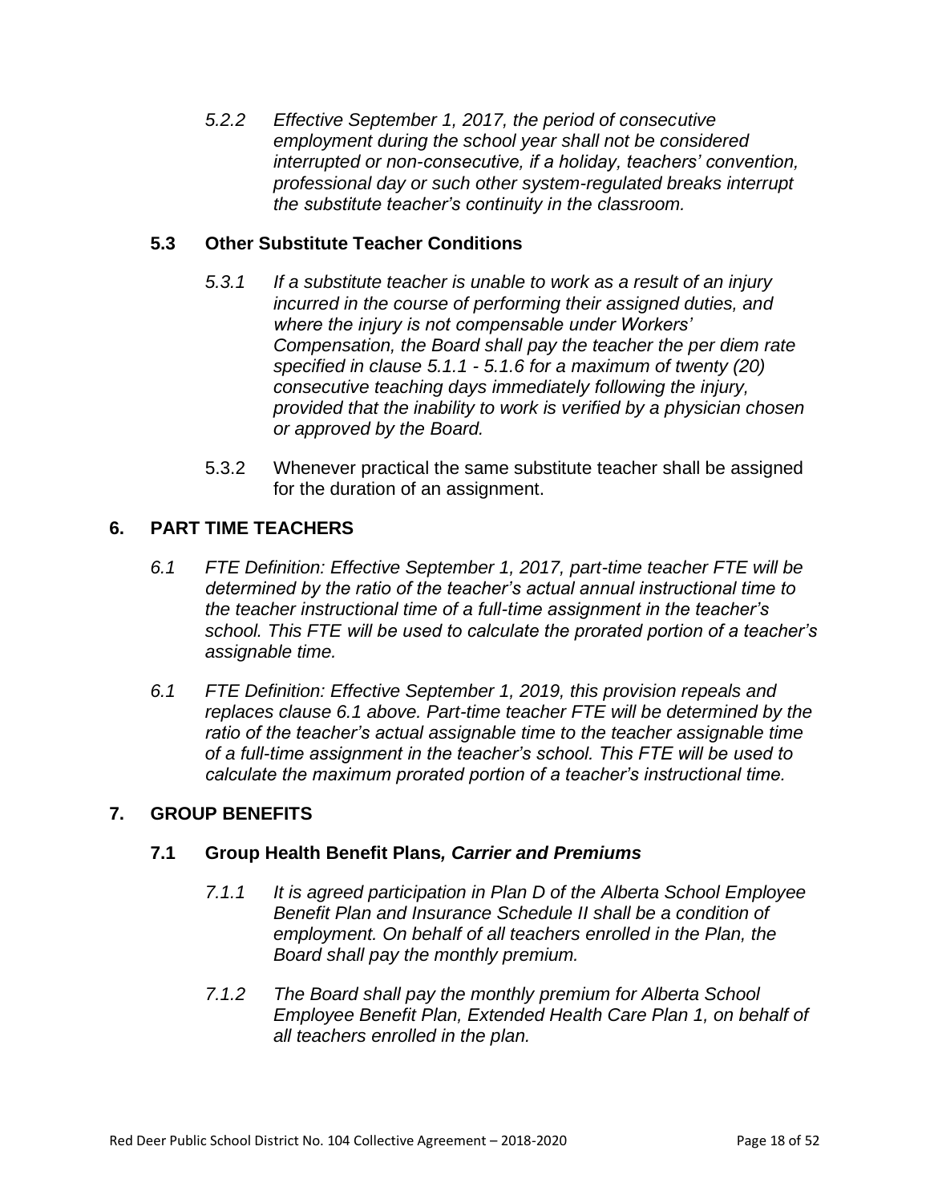*5.2.2 Effective September 1, 2017, the period of consecutive employment during the school year shall not be considered interrupted or non-consecutive, if a holiday, teachers' convention, professional day or such other system-regulated breaks interrupt the substitute teacher's continuity in the classroom.*

### 5.3 Other Substitute Teacher Conditions

*5.3.1 If a substitute teacher is unable to work as a result of an injury incurred in the course of performing their assigned duties, and where the injury is not compensable under Workers' Compensation, the Board shall pay the teacher the per diem rate specified in clause 5.1.1 - 5.1.6 for a maximum of twenty (20) consecutive teaching days immediately following the injury, provided that the inability to work is verified by a physician chosen or approved by the Board.*

5.3.2 Whenever practical the same substitute teacher shall be assigned for the duration of an assignment.

## 6. PART TIME TEACHERS

*6.1 FTE Definition: Effective September 1, 2017, part-time teacher FTE will be determined by the ratio of the teacher's actual annual instructional time to the teacher instructional time of a full-time assignment in the teacher's school. This FTE will be used to calculate the prorated portion of a teacher's assignable time.*

*6.1 FTE Definition: Effective September 1, 2019, this provision repeals and replaces clause 6.1 above. Part-time teacher FTE will be determined by the ratio of the teacher's actual assignable time to the teacher assignable time of a full-time assignment in the teacher's school. This FTE will be used to calculate the maximum prorated portion of a teacher's instructional time.*

## 7. GROUP BENEFITS

### 7.1 Group Health Benefit Plans, *Carrier and Premiums*

*7.1.1 It is agreed participation in Plan D of the Alberta School Employee Benefit Plan and Insurance Schedule II shall be a condition of employment. On behalf of all teachers enrolled in the Plan, the Board shall pay the monthly premium.*

*7.1.2 The Board shall pay the monthly premium for Alberta School Employee Benefit Plan, Extended Health Care Plan 1, on behalf of all teachers enrolled in the plan.*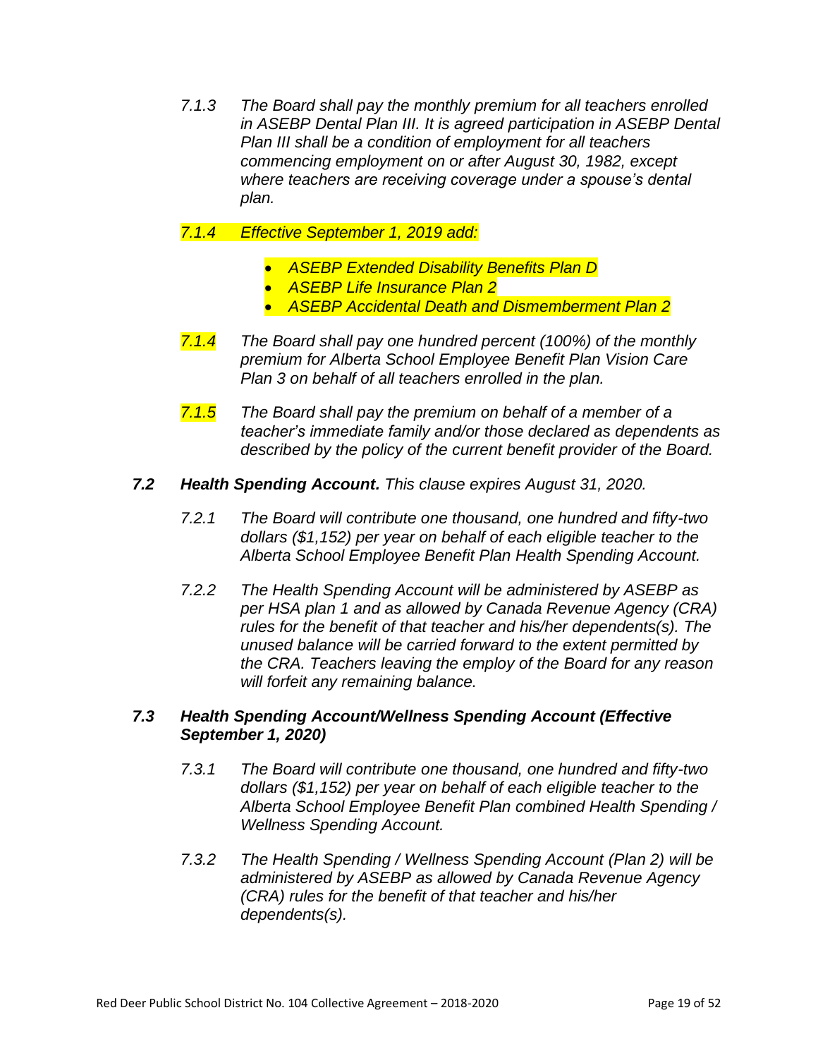*7.1.3 The Board shall pay the monthly premium for all teachers enrolled in ASEBP Dental Plan III. It is agreed participation in ASEBP Dental Plan III shall be a condition of employment for all teachers commencing employment on or after August 30, 1982, except where teachers are receiving coverage under a spouse's dental plan.*

*7.1.4 Effective September 1, 2019 add:*

- *ASEBP Extended Disability Benefits Plan D*
- *ASEBP Life Insurance Plan 2*
- *ASEBP Accidental Death and Dismemberment Plan 2*

*7.1.4 The Board shall pay one hundred percent (100%) of the monthly premium for Alberta School Employee Benefit Plan Vision Care Plan 3 on behalf of all teachers enrolled in the plan.*

*7.1.5 The Board shall pay the premium on behalf of a member of a teacher's immediate family and/or those declared as dependents as described by the policy of the current benefit provider of the Board.*

***7.2 Health Spending Account.*** *This clause expires August 31, 2020.*

*7.2.1 The Board will contribute one thousand, one hundred and fifty-two dollars ($1,152) per year on behalf of each eligible teacher to the Alberta School Employee Benefit Plan Health Spending Account.*

*7.2.2 The Health Spending Account will be administered by ASEBP as per HSA plan 1 and as allowed by Canada Revenue Agency (CRA) rules for the benefit of that teacher and his/her dependents(s). The unused balance will be carried forward to the extent permitted by the CRA. Teachers leaving the employ of the Board for any reason will forfeit any remaining balance.*

***7.3 Health Spending Account/Wellness Spending Account (Effective September 1, 2020)***

*7.3.1 The Board will contribute one thousand, one hundred and fifty-two dollars ($1,152) per year on behalf of each eligible teacher to the Alberta School Employee Benefit Plan combined Health Spending / Wellness Spending Account.*

*7.3.2 The Health Spending / Wellness Spending Account (Plan 2) will be administered by ASEBP as allowed by Canada Revenue Agency (CRA) rules for the benefit of that teacher and his/her dependents(s).*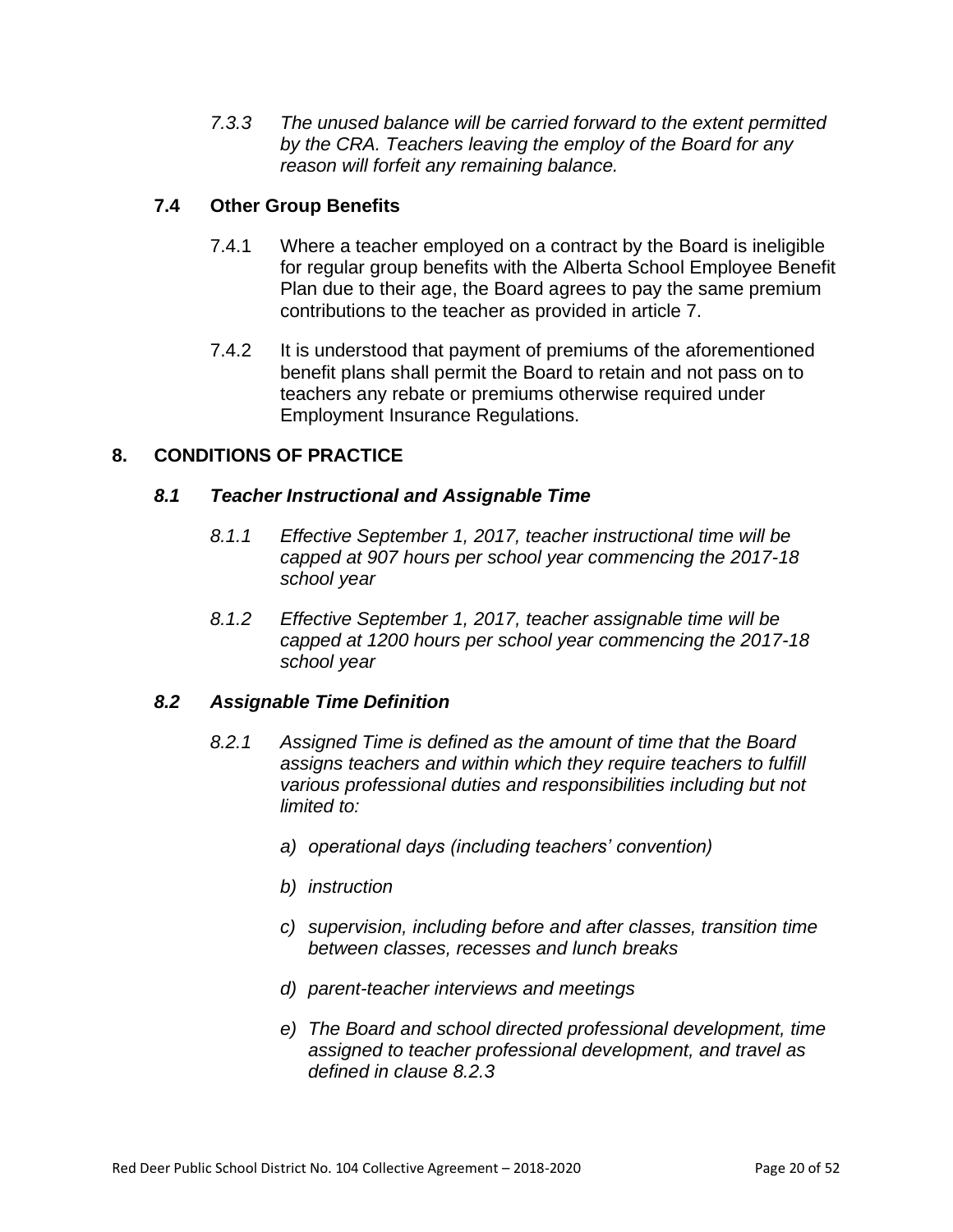*7.3.3 The unused balance will be carried forward to the extent permitted by the CRA. Teachers leaving the employ of the Board for any reason will forfeit any remaining balance.*

### 7.4 Other Group Benefits

7.4.1 Where a teacher employed on a contract by the Board is ineligible for regular group benefits with the Alberta School Employee Benefit Plan due to their age, the Board agrees to pay the same premium contributions to the teacher as provided in article 7.

7.4.2 It is understood that payment of premiums of the aforementioned benefit plans shall permit the Board to retain and not pass on to teachers any rebate or premiums otherwise required under Employment Insurance Regulations.

## 8. CONDITIONS OF PRACTICE

### *8.1 Teacher Instructional and Assignable Time*

*8.1.1 Effective September 1, 2017, teacher instructional time will be capped at 907 hours per school year commencing the 2017-18 school year*

*8.1.2 Effective September 1, 2017, teacher assignable time will be capped at 1200 hours per school year commencing the 2017-18 school year*

### *8.2 Assignable Time Definition*

*8.2.1 Assigned Time is defined as the amount of time that the Board assigns teachers and within which they require teachers to fulfill various professional duties and responsibilities including but not limited to:*

*a) operational days (including teachers' convention)*

*b) instruction*

*c) supervision, including before and after classes, transition time between classes, recesses and lunch breaks*

*d) parent-teacher interviews and meetings*

*e) The Board and school directed professional development, time assigned to teacher professional development, and travel as defined in clause 8.2.3*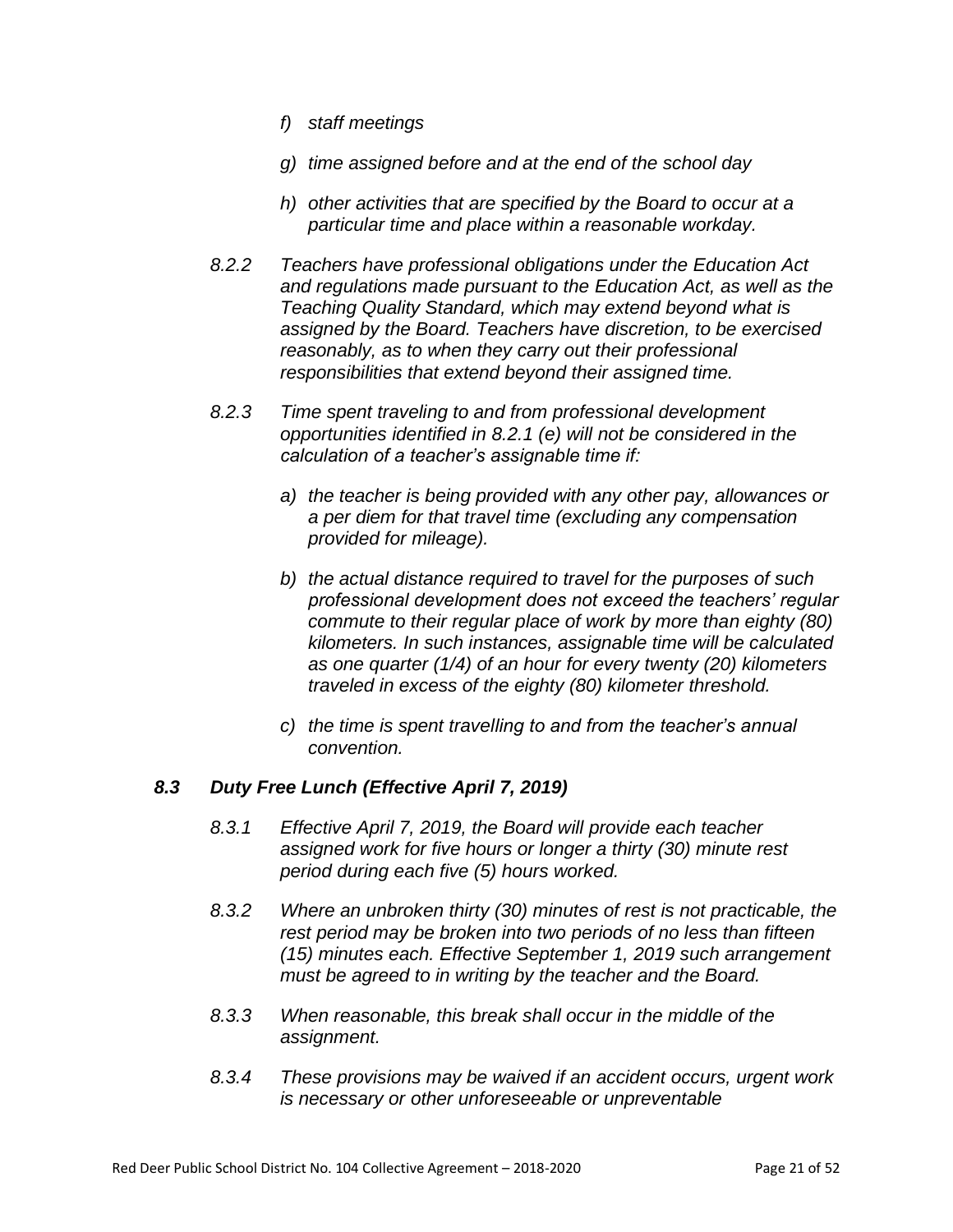*f) staff meetings*

*g) time assigned before and at the end of the school day*

*h) other activities that are specified by the Board to occur at a particular time and place within a reasonable workday.*

*8.2.2 Teachers have professional obligations under the Education Act and regulations made pursuant to the Education Act, as well as the Teaching Quality Standard, which may extend beyond what is assigned by the Board. Teachers have discretion, to be exercised reasonably, as to when they carry out their professional responsibilities that extend beyond their assigned time.*

*8.2.3 Time spent traveling to and from professional development opportunities identified in 8.2.1 (e) will not be considered in the calculation of a teacher's assignable time if:*

*a) the teacher is being provided with any other pay, allowances or a per diem for that travel time (excluding any compensation provided for mileage).*

*b) the actual distance required to travel for the purposes of such professional development does not exceed the teachers' regular commute to their regular place of work by more than eighty (80) kilometers. In such instances, assignable time will be calculated as one quarter (1/4) of an hour for every twenty (20) kilometers traveled in excess of the eighty (80) kilometer threshold.*

*c) the time is spent travelling to and from the teacher's annual convention.*

### *8.3 Duty Free Lunch (Effective April 7, 2019)*

*8.3.1 Effective April 7, 2019, the Board will provide each teacher assigned work for five hours or longer a thirty (30) minute rest period during each five (5) hours worked.*

*8.3.2 Where an unbroken thirty (30) minutes of rest is not practicable, the rest period may be broken into two periods of no less than fifteen (15) minutes each. Effective September 1, 2019 such arrangement must be agreed to in writing by the teacher and the Board.*

*8.3.3 When reasonable, this break shall occur in the middle of the assignment.*

*8.3.4 These provisions may be waived if an accident occurs, urgent work is necessary or other unforeseeable or unpreventable*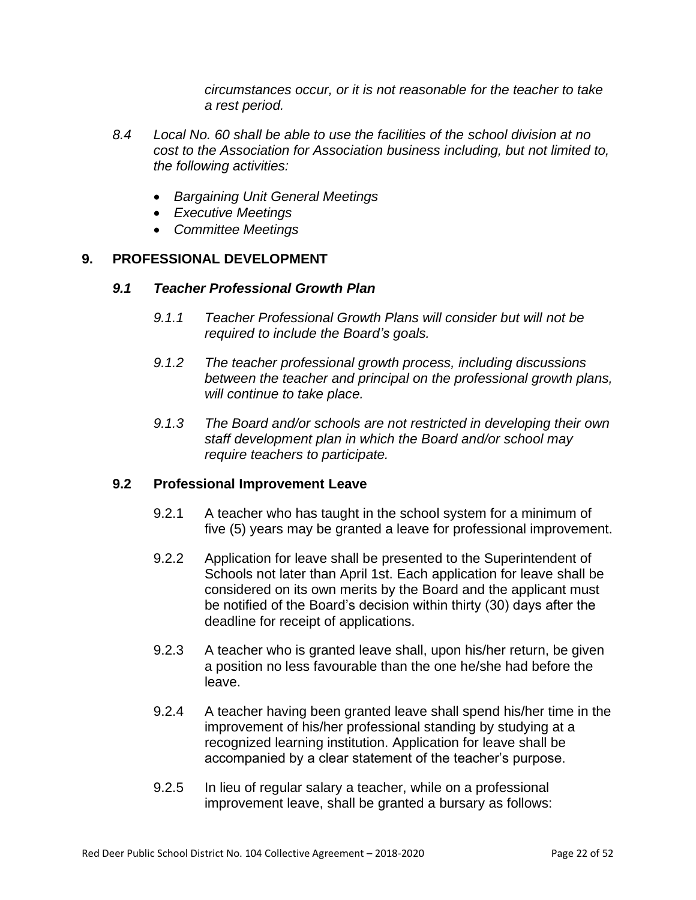*circumstances occur, or it is not reasonable for the teacher to take a rest period.*

*8.4 Local No. 60 shall be able to use the facilities of the school division at no cost to the Association for Association business including, but not limited to, the following activities:*

- *Bargaining Unit General Meetings*
- *Executive Meetings*
- *Committee Meetings*

## 9. PROFESSIONAL DEVELOPMENT

### *9.1 Teacher Professional Growth Plan*

*9.1.1 Teacher Professional Growth Plans will consider but will not be required to include the Board's goals.*

*9.1.2 The teacher professional growth process, including discussions between the teacher and principal on the professional growth plans, will continue to take place.*

*9.1.3 The Board and/or schools are not restricted in developing their own staff development plan in which the Board and/or school may require teachers to participate.*

### 9.2 Professional Improvement Leave

9.2.1 A teacher who has taught in the school system for a minimum of five (5) years may be granted a leave for professional improvement.

9.2.2 Application for leave shall be presented to the Superintendent of Schools not later than April 1st. Each application for leave shall be considered on its own merits by the Board and the applicant must be notified of the Board's decision within thirty (30) days after the deadline for receipt of applications.

9.2.3 A teacher who is granted leave shall, upon his/her return, be given a position no less favourable than the one he/she had before the leave.

9.2.4 A teacher having been granted leave shall spend his/her time in the improvement of his/her professional standing by studying at a recognized learning institution. Application for leave shall be accompanied by a clear statement of the teacher's purpose.

9.2.5 In lieu of regular salary a teacher, while on a professional improvement leave, shall be granted a bursary as follows: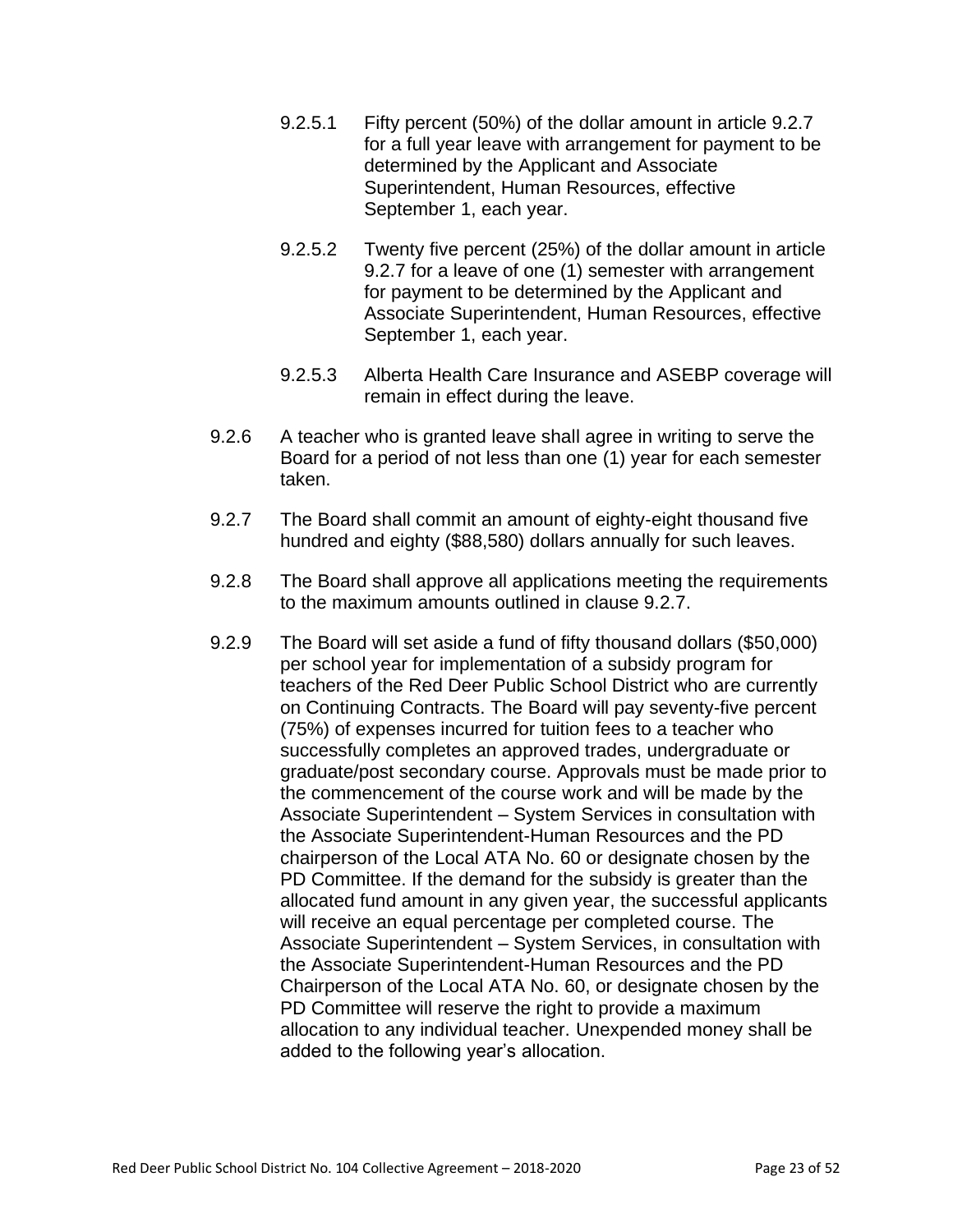9.2.5.1 Fifty percent (50%) of the dollar amount in article 9.2.7 for a full year leave with arrangement for payment to be determined by the Applicant and Associate Superintendent, Human Resources, effective September 1, each year.

9.2.5.2 Twenty five percent (25%) of the dollar amount in article 9.2.7 for a leave of one (1) semester with arrangement for payment to be determined by the Applicant and Associate Superintendent, Human Resources, effective September 1, each year.

9.2.5.3 Alberta Health Care Insurance and ASEBP coverage will remain in effect during the leave.

9.2.6 A teacher who is granted leave shall agree in writing to serve the Board for a period of not less than one (1) year for each semester taken.

9.2.7 The Board shall commit an amount of eighty-eight thousand five hundred and eighty ($88,580) dollars annually for such leaves.

9.2.8 The Board shall approve all applications meeting the requirements to the maximum amounts outlined in clause 9.2.7.

9.2.9 The Board will set aside a fund of fifty thousand dollars ($50,000) per school year for implementation of a subsidy program for teachers of the Red Deer Public School District who are currently on Continuing Contracts. The Board will pay seventy-five percent (75%) of expenses incurred for tuition fees to a teacher who successfully completes an approved trades, undergraduate or graduate/post secondary course. Approvals must be made prior to the commencement of the course work and will be made by the Associate Superintendent – System Services in consultation with the Associate Superintendent-Human Resources and the PD chairperson of the Local ATA No. 60 or designate chosen by the PD Committee. If the demand for the subsidy is greater than the allocated fund amount in any given year, the successful applicants will receive an equal percentage per completed course. The Associate Superintendent – System Services, in consultation with the Associate Superintendent-Human Resources and the PD Chairperson of the Local ATA No. 60, or designate chosen by the PD Committee will reserve the right to provide a maximum allocation to any individual teacher. Unexpended money shall be added to the following year's allocation.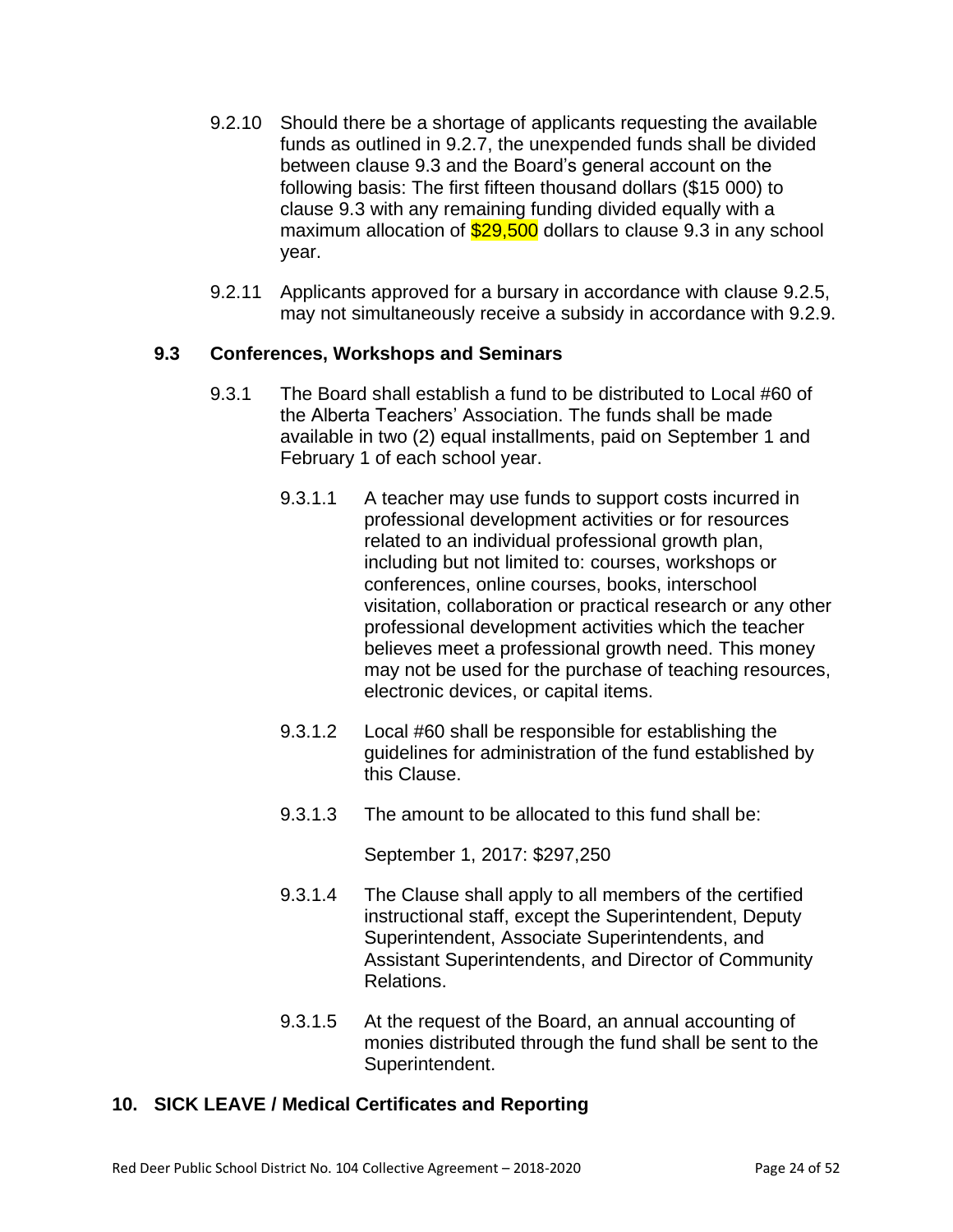9.2.10 Should there be a shortage of applicants requesting the available funds as outlined in 9.2.7, the unexpended funds shall be divided between clause 9.3 and the Board's general account on the following basis: The first fifteen thousand dollars ($15 000) to clause 9.3 with any remaining funding divided equally with a maximum allocation of $29,500 dollars to clause 9.3 in any school year.

9.2.11 Applicants approved for a bursary in accordance with clause 9.2.5, may not simultaneously receive a subsidy in accordance with 9.2.9.

### 9.3 Conferences, Workshops and Seminars

9.3.1 The Board shall establish a fund to be distributed to Local #60 of the Alberta Teachers' Association. The funds shall be made available in two (2) equal installments, paid on September 1 and February 1 of each school year.

9.3.1.1 A teacher may use funds to support costs incurred in professional development activities or for resources related to an individual professional growth plan, including but not limited to: courses, workshops or conferences, online courses, books, interschool visitation, collaboration or practical research or any other professional development activities which the teacher believes meet a professional growth need. This money may not be used for the purchase of teaching resources, electronic devices, or capital items.

9.3.1.2 Local #60 shall be responsible for establishing the guidelines for administration of the fund established by this Clause.

9.3.1.3 The amount to be allocated to this fund shall be:

September 1, 2017: $297,250

9.3.1.4 The Clause shall apply to all members of the certified instructional staff, except the Superintendent, Deputy Superintendent, Associate Superintendents, and Assistant Superintendents, and Director of Community Relations.

9.3.1.5 At the request of the Board, an annual accounting of monies distributed through the fund shall be sent to the Superintendent.

## 10. SICK LEAVE / Medical Certificates and Reporting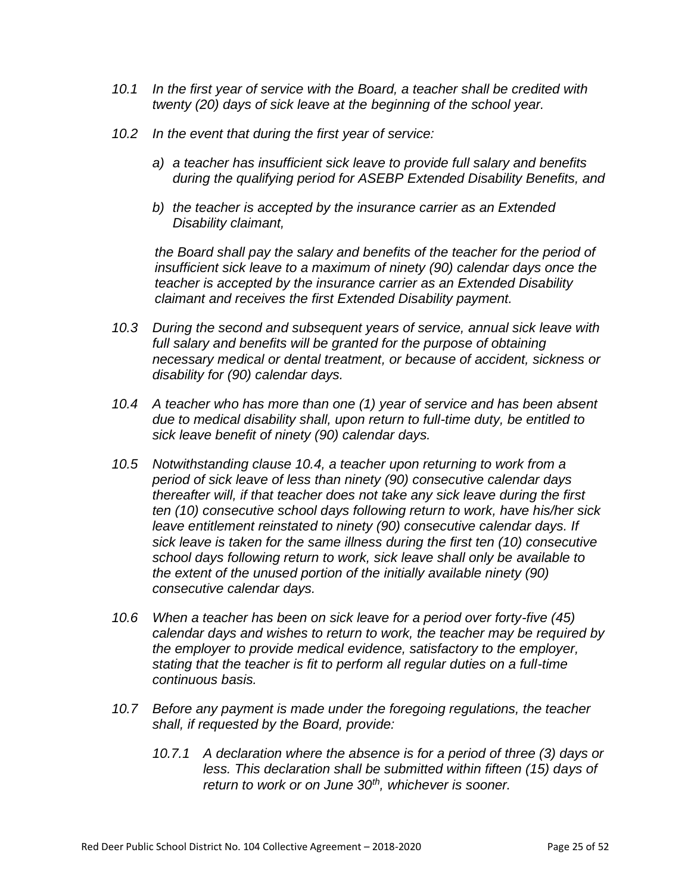*10.1 In the first year of service with the Board, a teacher shall be credited with twenty (20) days of sick leave at the beginning of the school year.*

*10.2 In the event that during the first year of service:*

*a) a teacher has insufficient sick leave to provide full salary and benefits during the qualifying period for ASEBP Extended Disability Benefits, and*

*b) the teacher is accepted by the insurance carrier as an Extended Disability claimant,*

*the Board shall pay the salary and benefits of the teacher for the period of insufficient sick leave to a maximum of ninety (90) calendar days once the teacher is accepted by the insurance carrier as an Extended Disability claimant and receives the first Extended Disability payment.*

*10.3 During the second and subsequent years of service, annual sick leave with full salary and benefits will be granted for the purpose of obtaining necessary medical or dental treatment, or because of accident, sickness or disability for (90) calendar days.*

*10.4 A teacher who has more than one (1) year of service and has been absent due to medical disability shall, upon return to full-time duty, be entitled to sick leave benefit of ninety (90) calendar days.*

*10.5 Notwithstanding clause 10.4, a teacher upon returning to work from a period of sick leave of less than ninety (90) consecutive calendar days thereafter will, if that teacher does not take any sick leave during the first ten (10) consecutive school days following return to work, have his/her sick leave entitlement reinstated to ninety (90) consecutive calendar days. If sick leave is taken for the same illness during the first ten (10) consecutive school days following return to work, sick leave shall only be available to the extent of the unused portion of the initially available ninety (90) consecutive calendar days.*

*10.6 When a teacher has been on sick leave for a period over forty-five (45) calendar days and wishes to return to work, the teacher may be required by the employer to provide medical evidence, satisfactory to the employer, stating that the teacher is fit to perform all regular duties on a full-time continuous basis.*

*10.7 Before any payment is made under the foregoing regulations, the teacher shall, if requested by the Board, provide:*

*10.7.1 A declaration where the absence is for a period of three (3) days or less. This declaration shall be submitted within fifteen (15) days of return to work or on June 30th, whichever is sooner.*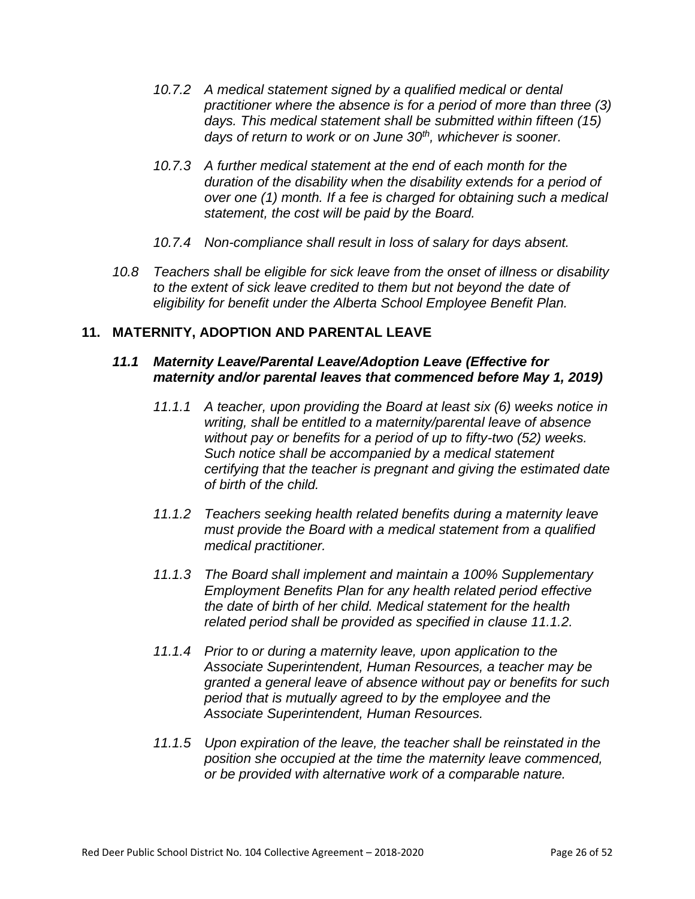*10.7.2 A medical statement signed by a qualified medical or dental practitioner where the absence is for a period of more than three (3) days. This medical statement shall be submitted within fifteen (15) days of return to work or on June 30th, whichever is sooner.*

*10.7.3 A further medical statement at the end of each month for the duration of the disability when the disability extends for a period of over one (1) month. If a fee is charged for obtaining such a medical statement, the cost will be paid by the Board.*

*10.7.4 Non-compliance shall result in loss of salary for days absent.*

*10.8 Teachers shall be eligible for sick leave from the onset of illness or disability to the extent of sick leave credited to them but not beyond the date of eligibility for benefit under the Alberta School Employee Benefit Plan.*

## 11. MATERNITY, ADOPTION AND PARENTAL LEAVE

### *11.1 Maternity Leave/Parental Leave/Adoption Leave (Effective for maternity and/or parental leaves that commenced before May 1, 2019)*

*11.1.1 A teacher, upon providing the Board at least six (6) weeks notice in writing, shall be entitled to a maternity/parental leave of absence without pay or benefits for a period of up to fifty-two (52) weeks. Such notice shall be accompanied by a medical statement certifying that the teacher is pregnant and giving the estimated date of birth of the child.*

*11.1.2 Teachers seeking health related benefits during a maternity leave must provide the Board with a medical statement from a qualified medical practitioner.*

*11.1.3 The Board shall implement and maintain a 100% Supplementary Employment Benefits Plan for any health related period effective the date of birth of her child. Medical statement for the health related period shall be provided as specified in clause 11.1.2.*

*11.1.4 Prior to or during a maternity leave, upon application to the Associate Superintendent, Human Resources, a teacher may be granted a general leave of absence without pay or benefits for such period that is mutually agreed to by the employee and the Associate Superintendent, Human Resources.*

*11.1.5 Upon expiration of the leave, the teacher shall be reinstated in the position she occupied at the time the maternity leave commenced, or be provided with alternative work of a comparable nature.*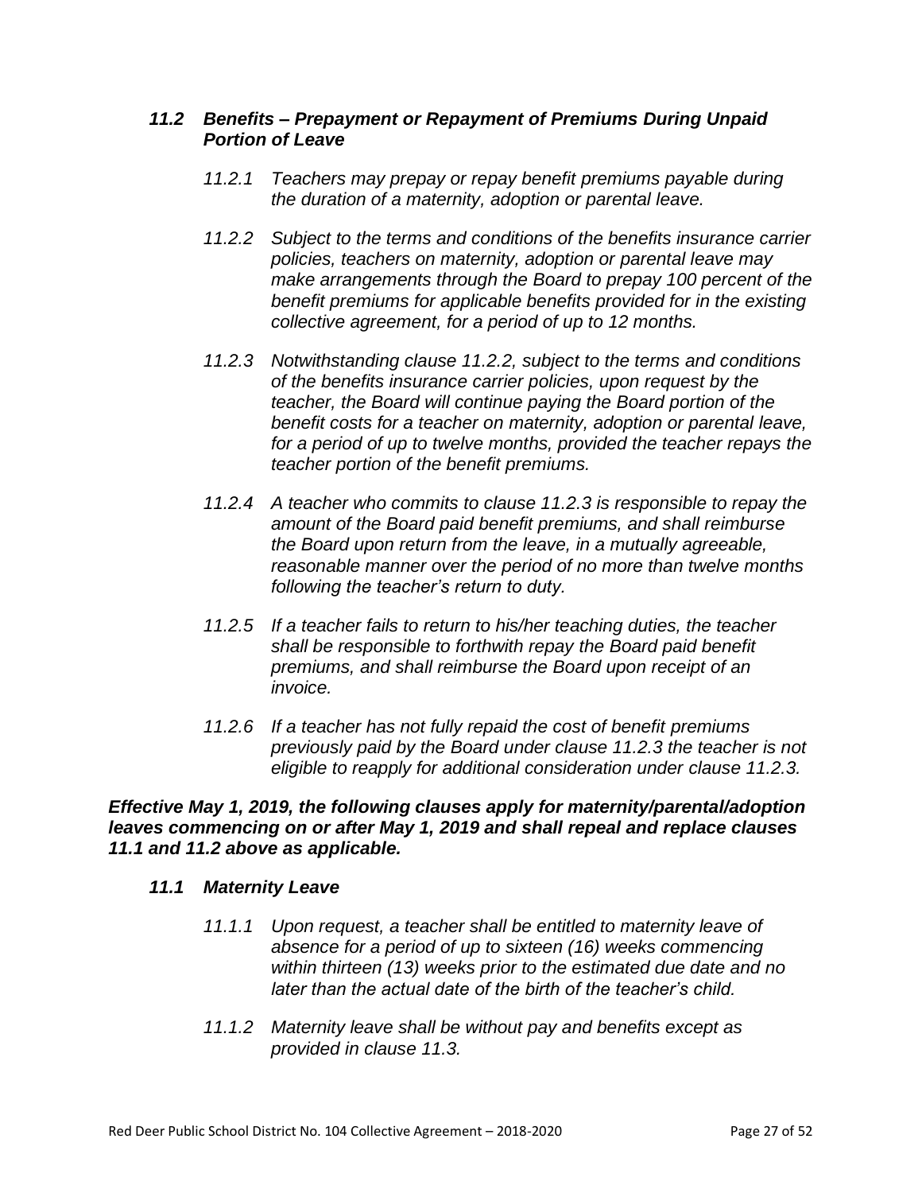### *11.2 Benefits – Prepayment or Repayment of Premiums During Unpaid Portion of Leave*

*11.2.1 Teachers may prepay or repay benefit premiums payable during the duration of a maternity, adoption or parental leave.*

*11.2.2 Subject to the terms and conditions of the benefits insurance carrier policies, teachers on maternity, adoption or parental leave may make arrangements through the Board to prepay 100 percent of the benefit premiums for applicable benefits provided for in the existing collective agreement, for a period of up to 12 months.*

*11.2.3 Notwithstanding clause 11.2.2, subject to the terms and conditions of the benefits insurance carrier policies, upon request by the teacher, the Board will continue paying the Board portion of the benefit costs for a teacher on maternity, adoption or parental leave, for a period of up to twelve months, provided the teacher repays the teacher portion of the benefit premiums.*

*11.2.4 A teacher who commits to clause 11.2.3 is responsible to repay the amount of the Board paid benefit premiums, and shall reimburse the Board upon return from the leave, in a mutually agreeable, reasonable manner over the period of no more than twelve months following the teacher's return to duty.*

*11.2.5 If a teacher fails to return to his/her teaching duties, the teacher shall be responsible to forthwith repay the Board paid benefit premiums, and shall reimburse the Board upon receipt of an invoice.*

*11.2.6 If a teacher has not fully repaid the cost of benefit premiums previously paid by the Board under clause 11.2.3 the teacher is not eligible to reapply for additional consideration under clause 11.2.3.*

***Effective May 1, 2019, the following clauses apply for maternity/parental/adoption leaves commencing on or after May 1, 2019 and shall repeal and replace clauses 11.1 and 11.2 above as applicable.***

### *11.1 Maternity Leave*

*11.1.1 Upon request, a teacher shall be entitled to maternity leave of absence for a period of up to sixteen (16) weeks commencing within thirteen (13) weeks prior to the estimated due date and no later than the actual date of the birth of the teacher's child.*

*11.1.2 Maternity leave shall be without pay and benefits except as provided in clause 11.3.*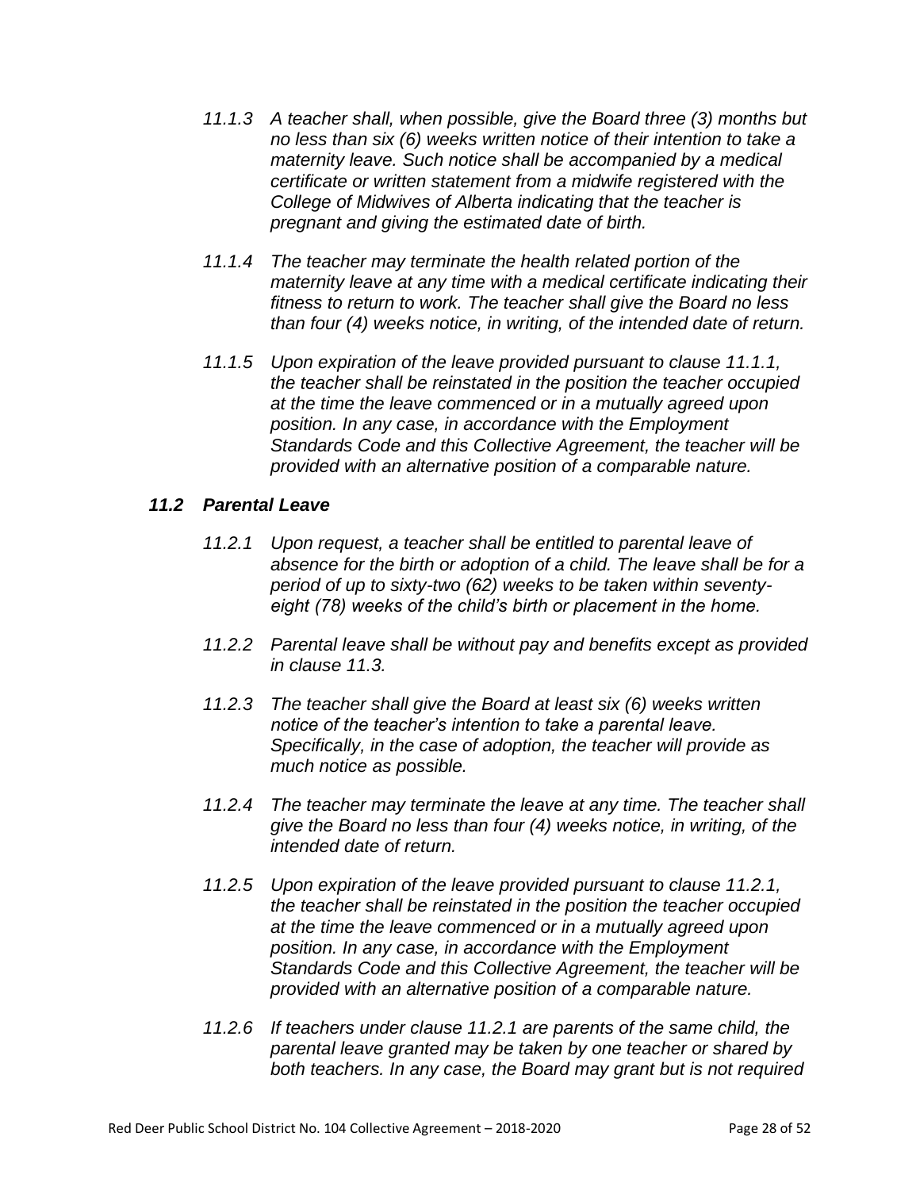*11.1.3 A teacher shall, when possible, give the Board three (3) months but no less than six (6) weeks written notice of their intention to take a maternity leave. Such notice shall be accompanied by a medical certificate or written statement from a midwife registered with the College of Midwives of Alberta indicating that the teacher is pregnant and giving the estimated date of birth.*

*11.1.4 The teacher may terminate the health related portion of the maternity leave at any time with a medical certificate indicating their fitness to return to work. The teacher shall give the Board no less than four (4) weeks notice, in writing, of the intended date of return.*

*11.1.5 Upon expiration of the leave provided pursuant to clause 11.1.1, the teacher shall be reinstated in the position the teacher occupied at the time the leave commenced or in a mutually agreed upon position. In any case, in accordance with the Employment Standards Code and this Collective Agreement, the teacher will be provided with an alternative position of a comparable nature.*

### *11.2 Parental Leave*

*11.2.1 Upon request, a teacher shall be entitled to parental leave of absence for the birth or adoption of a child. The leave shall be for a period of up to sixty-two (62) weeks to be taken within seventy-eight (78) weeks of the child's birth or placement in the home.*

*11.2.2 Parental leave shall be without pay and benefits except as provided in clause 11.3.*

*11.2.3 The teacher shall give the Board at least six (6) weeks written notice of the teacher's intention to take a parental leave. Specifically, in the case of adoption, the teacher will provide as much notice as possible.*

*11.2.4 The teacher may terminate the leave at any time. The teacher shall give the Board no less than four (4) weeks notice, in writing, of the intended date of return.*

*11.2.5 Upon expiration of the leave provided pursuant to clause 11.2.1, the teacher shall be reinstated in the position the teacher occupied at the time the leave commenced or in a mutually agreed upon position. In any case, in accordance with the Employment Standards Code and this Collective Agreement, the teacher will be provided with an alternative position of a comparable nature.*

*11.2.6 If teachers under clause 11.2.1 are parents of the same child, the parental leave granted may be taken by one teacher or shared by both teachers. In any case, the Board may grant but is not required*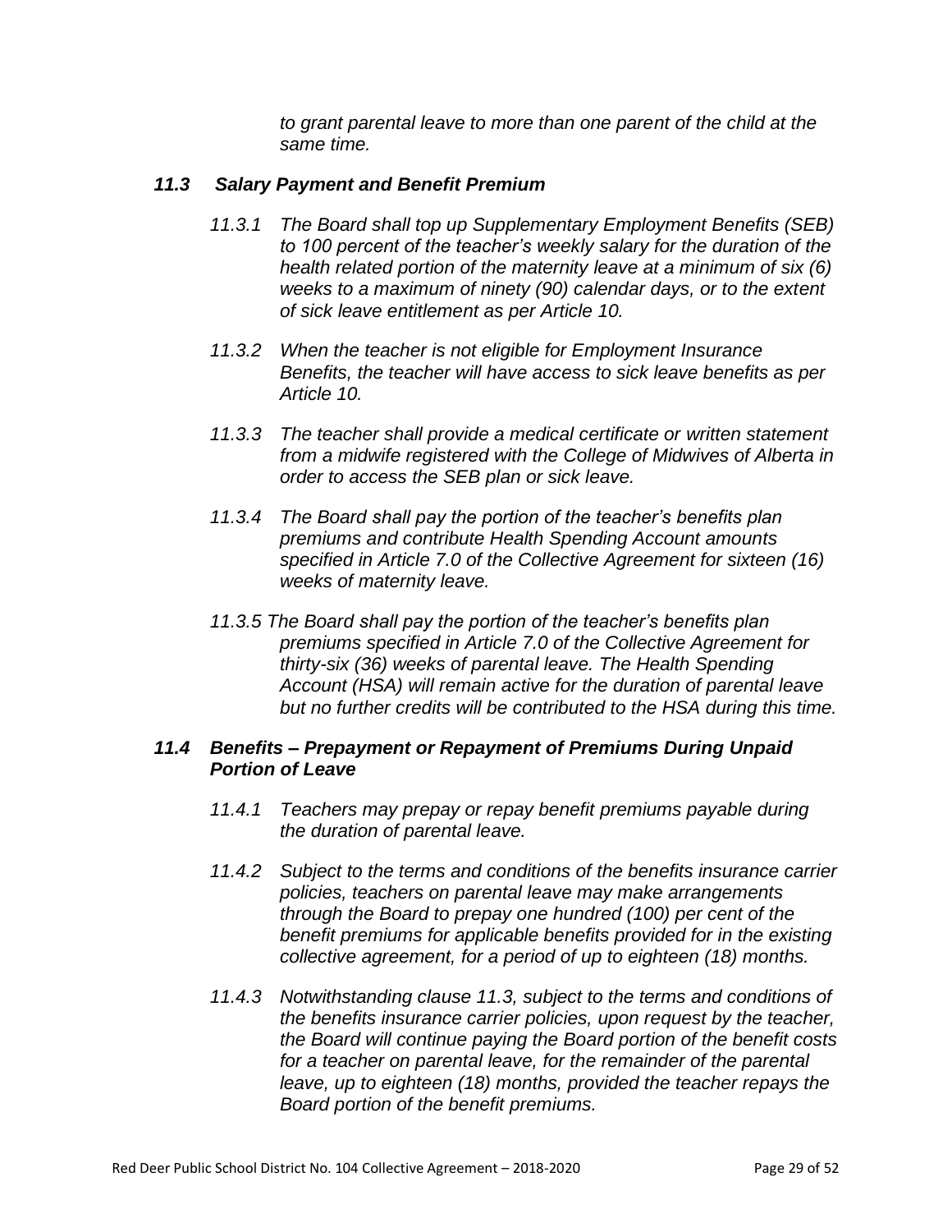*to grant parental leave to more than one parent of the child at the same time.*

### *11.3 Salary Payment and Benefit Premium*

*11.3.1 The Board shall top up Supplementary Employment Benefits (SEB) to 100 percent of the teacher's weekly salary for the duration of the health related portion of the maternity leave at a minimum of six (6) weeks to a maximum of ninety (90) calendar days, or to the extent of sick leave entitlement as per Article 10.*

*11.3.2 When the teacher is not eligible for Employment Insurance Benefits, the teacher will have access to sick leave benefits as per Article 10.*

*11.3.3 The teacher shall provide a medical certificate or written statement from a midwife registered with the College of Midwives of Alberta in order to access the SEB plan or sick leave.*

*11.3.4 The Board shall pay the portion of the teacher's benefits plan premiums and contribute Health Spending Account amounts specified in Article 7.0 of the Collective Agreement for sixteen (16) weeks of maternity leave.*

*11.3.5 The Board shall pay the portion of the teacher's benefits plan premiums specified in Article 7.0 of the Collective Agreement for thirty-six (36) weeks of parental leave. The Health Spending Account (HSA) will remain active for the duration of parental leave but no further credits will be contributed to the HSA during this time.*

### *11.4 Benefits – Prepayment or Repayment of Premiums During Unpaid Portion of Leave*

*11.4.1 Teachers may prepay or repay benefit premiums payable during the duration of parental leave.*

*11.4.2 Subject to the terms and conditions of the benefits insurance carrier policies, teachers on parental leave may make arrangements through the Board to prepay one hundred (100) per cent of the benefit premiums for applicable benefits provided for in the existing collective agreement, for a period of up to eighteen (18) months.*

*11.4.3 Notwithstanding clause 11.3, subject to the terms and conditions of the benefits insurance carrier policies, upon request by the teacher, the Board will continue paying the Board portion of the benefit costs for a teacher on parental leave, for the remainder of the parental leave, up to eighteen (18) months, provided the teacher repays the Board portion of the benefit premiums.*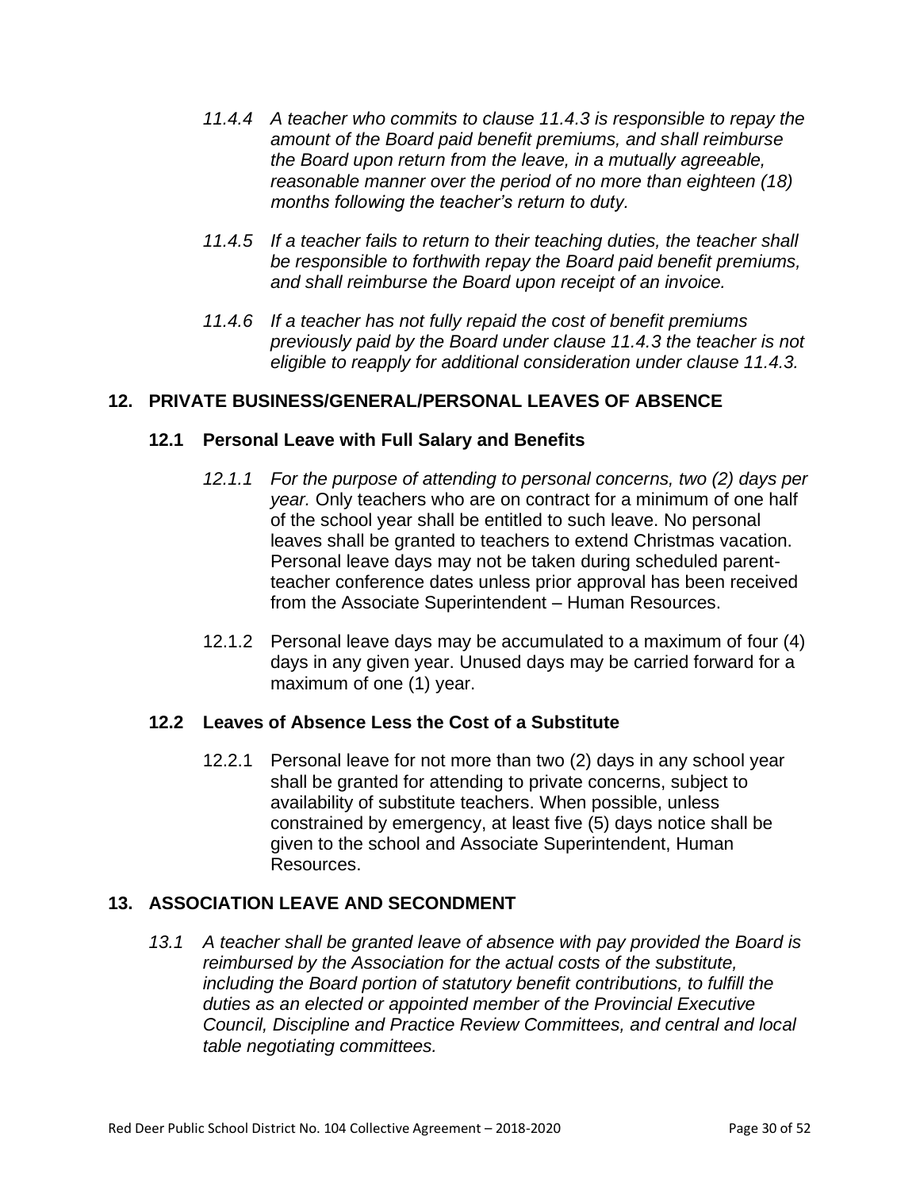*11.4.4 A teacher who commits to clause 11.4.3 is responsible to repay the amount of the Board paid benefit premiums, and shall reimburse the Board upon return from the leave, in a mutually agreeable, reasonable manner over the period of no more than eighteen (18) months following the teacher's return to duty.*

*11.4.5 If a teacher fails to return to their teaching duties, the teacher shall be responsible to forthwith repay the Board paid benefit premiums, and shall reimburse the Board upon receipt of an invoice.*

*11.4.6 If a teacher has not fully repaid the cost of benefit premiums previously paid by the Board under clause 11.4.3 the teacher is not eligible to reapply for additional consideration under clause 11.4.3.*

## 12. PRIVATE BUSINESS/GENERAL/PERSONAL LEAVES OF ABSENCE

### 12.1 Personal Leave with Full Salary and Benefits

*12.1.1 For the purpose of attending to personal concerns, two (2) days per year.* Only teachers who are on contract for a minimum of one half of the school year shall be entitled to such leave. No personal leaves shall be granted to teachers to extend Christmas vacation. Personal leave days may not be taken during scheduled parent-teacher conference dates unless prior approval has been received from the Associate Superintendent – Human Resources.

12.1.2 Personal leave days may be accumulated to a maximum of four (4) days in any given year. Unused days may be carried forward for a maximum of one (1) year.

### 12.2 Leaves of Absence Less the Cost of a Substitute

12.2.1 Personal leave for not more than two (2) days in any school year shall be granted for attending to private concerns, subject to availability of substitute teachers. When possible, unless constrained by emergency, at least five (5) days notice shall be given to the school and Associate Superintendent, Human Resources.

## 13. ASSOCIATION LEAVE AND SECONDMENT

*13.1 A teacher shall be granted leave of absence with pay provided the Board is reimbursed by the Association for the actual costs of the substitute, including the Board portion of statutory benefit contributions, to fulfill the duties as an elected or appointed member of the Provincial Executive Council, Discipline and Practice Review Committees, and central and local table negotiating committees.*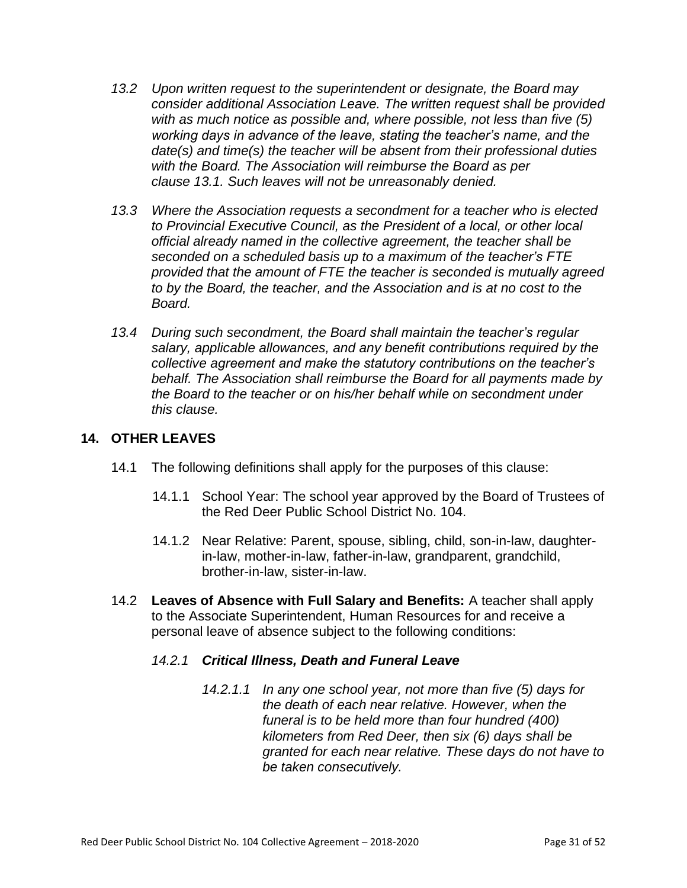*13.2 Upon written request to the superintendent or designate, the Board may consider additional Association Leave. The written request shall be provided with as much notice as possible and, where possible, not less than five (5) working days in advance of the leave, stating the teacher's name, and the date(s) and time(s) the teacher will be absent from their professional duties with the Board. The Association will reimburse the Board as per clause 13.1. Such leaves will not be unreasonably denied.*

*13.3 Where the Association requests a secondment for a teacher who is elected to Provincial Executive Council, as the President of a local, or other local official already named in the collective agreement, the teacher shall be seconded on a scheduled basis up to a maximum of the teacher's FTE provided that the amount of FTE the teacher is seconded is mutually agreed to by the Board, the teacher, and the Association and is at no cost to the Board.*

*13.4 During such secondment, the Board shall maintain the teacher's regular salary, applicable allowances, and any benefit contributions required by the collective agreement and make the statutory contributions on the teacher's behalf. The Association shall reimburse the Board for all payments made by the Board to the teacher or on his/her behalf while on secondment under this clause.*

## 14. OTHER LEAVES

14.1 The following definitions shall apply for the purposes of this clause:

14.1.1 School Year: The school year approved by the Board of Trustees of the Red Deer Public School District No. 104.

14.1.2 Near Relative: Parent, spouse, sibling, child, son-in-law, daughter-in-law, mother-in-law, father-in-law, grandparent, grandchild, brother-in-law, sister-in-law.

14.2 **Leaves of Absence with Full Salary and Benefits:** A teacher shall apply to the Associate Superintendent, Human Resources for and receive a personal leave of absence subject to the following conditions:

*14.2.1 **Critical Illness, Death and Funeral Leave***

*14.2.1.1 In any one school year, not more than five (5) days for the death of each near relative. However, when the funeral is to be held more than four hundred (400) kilometers from Red Deer, then six (6) days shall be granted for each near relative. These days do not have to be taken consecutively.*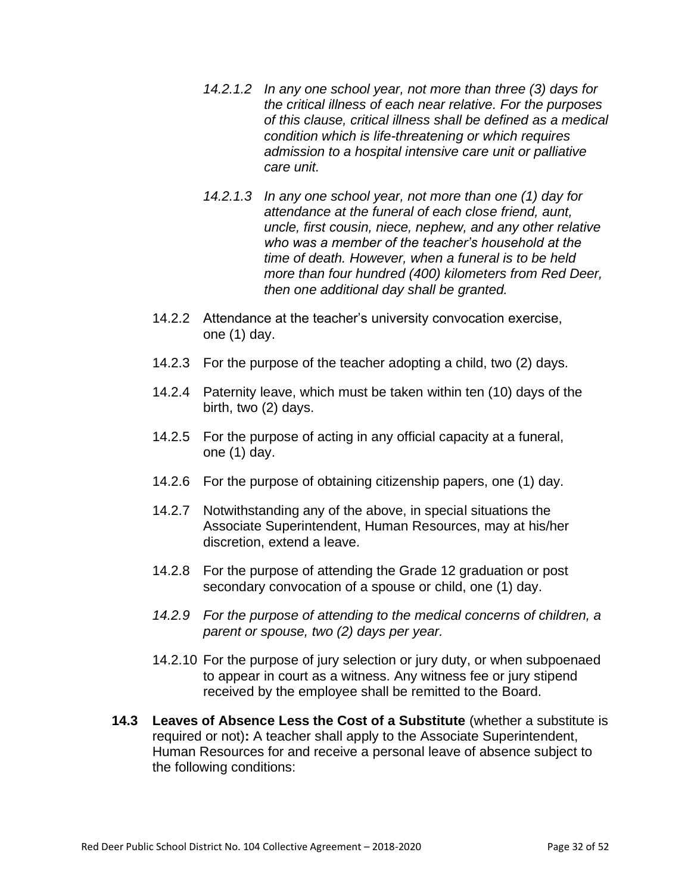*14.2.1.2 In any one school year, not more than three (3) days for the critical illness of each near relative. For the purposes of this clause, critical illness shall be defined as a medical condition which is life-threatening or which requires admission to a hospital intensive care unit or palliative care unit.*

*14.2.1.3 In any one school year, not more than one (1) day for attendance at the funeral of each close friend, aunt, uncle, first cousin, niece, nephew, and any other relative who was a member of the teacher's household at the time of death. However, when a funeral is to be held more than four hundred (400) kilometers from Red Deer, then one additional day shall be granted.*

14.2.2 Attendance at the teacher's university convocation exercise, one (1) day.

14.2.3 For the purpose of the teacher adopting a child, two (2) days.

14.2.4 Paternity leave, which must be taken within ten (10) days of the birth, two (2) days.

14.2.5 For the purpose of acting in any official capacity at a funeral, one (1) day.

14.2.6 For the purpose of obtaining citizenship papers, one (1) day.

14.2.7 Notwithstanding any of the above, in special situations the Associate Superintendent, Human Resources, may at his/her discretion, extend a leave.

14.2.8 For the purpose of attending the Grade 12 graduation or post secondary convocation of a spouse or child, one (1) day.

*14.2.9 For the purpose of attending to the medical concerns of children, a parent or spouse, two (2) days per year.*

14.2.10 For the purpose of jury selection or jury duty, or when subpoenaed to appear in court as a witness. Any witness fee or jury stipend received by the employee shall be remitted to the Board.

**14.3 Leaves of Absence Less the Cost of a Substitute** (whether a substitute is required or not)**:** A teacher shall apply to the Associate Superintendent, Human Resources for and receive a personal leave of absence subject to the following conditions: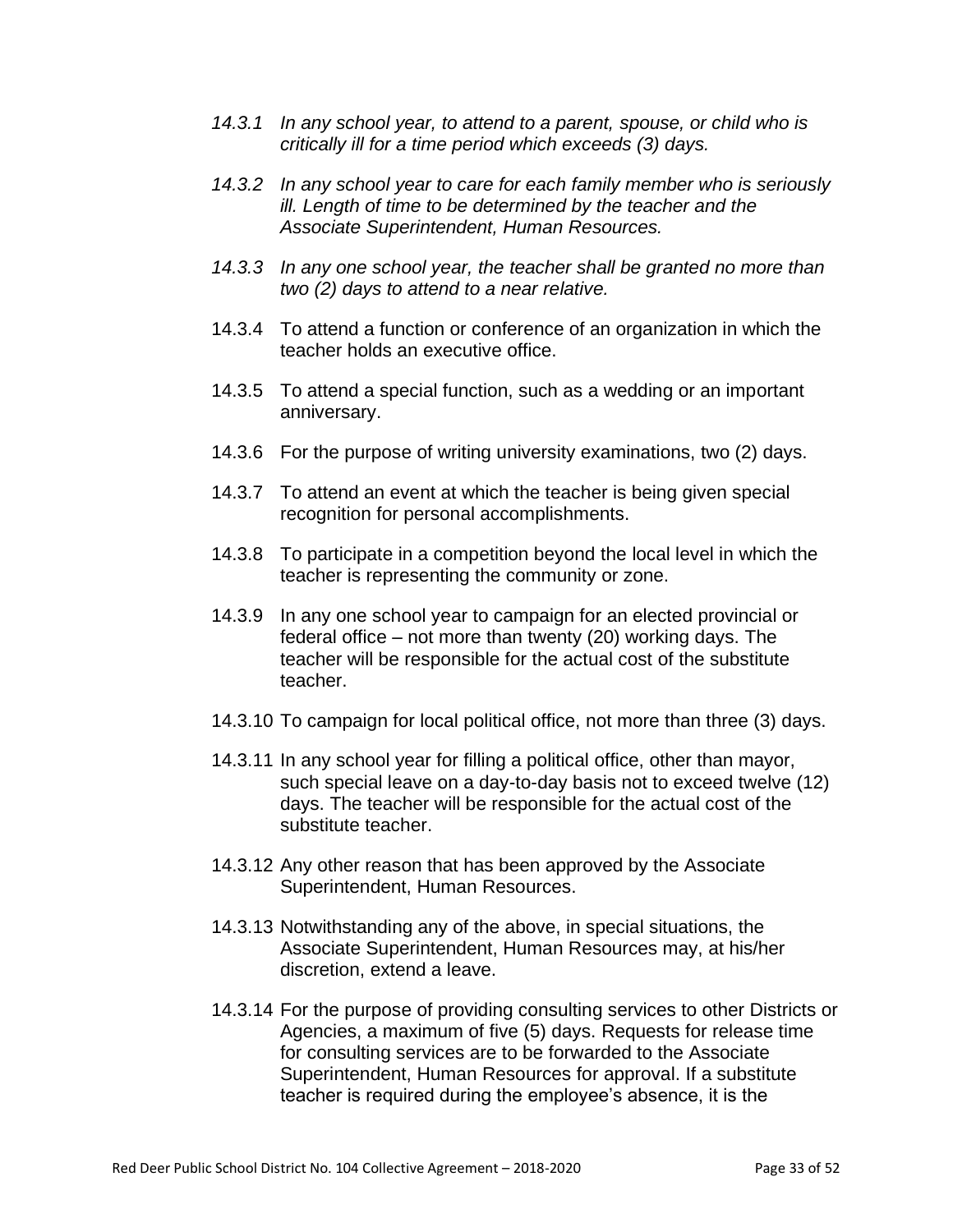*14.3.1 In any school year, to attend to a parent, spouse, or child who is critically ill for a time period which exceeds (3) days.*

*14.3.2 In any school year to care for each family member who is seriously ill. Length of time to be determined by the teacher and the Associate Superintendent, Human Resources.*

*14.3.3 In any one school year, the teacher shall be granted no more than two (2) days to attend to a near relative.*

14.3.4 To attend a function or conference of an organization in which the teacher holds an executive office.

14.3.5 To attend a special function, such as a wedding or an important anniversary.

14.3.6 For the purpose of writing university examinations, two (2) days.

14.3.7 To attend an event at which the teacher is being given special recognition for personal accomplishments.

14.3.8 To participate in a competition beyond the local level in which the teacher is representing the community or zone.

14.3.9 In any one school year to campaign for an elected provincial or federal office – not more than twenty (20) working days. The teacher will be responsible for the actual cost of the substitute teacher.

14.3.10 To campaign for local political office, not more than three (3) days.

14.3.11 In any school year for filling a political office, other than mayor, such special leave on a day-to-day basis not to exceed twelve (12) days. The teacher will be responsible for the actual cost of the substitute teacher.

14.3.12 Any other reason that has been approved by the Associate Superintendent, Human Resources.

14.3.13 Notwithstanding any of the above, in special situations, the Associate Superintendent, Human Resources may, at his/her discretion, extend a leave.

14.3.14 For the purpose of providing consulting services to other Districts or Agencies, a maximum of five (5) days. Requests for release time for consulting services are to be forwarded to the Associate Superintendent, Human Resources for approval. If a substitute teacher is required during the employee's absence, it is the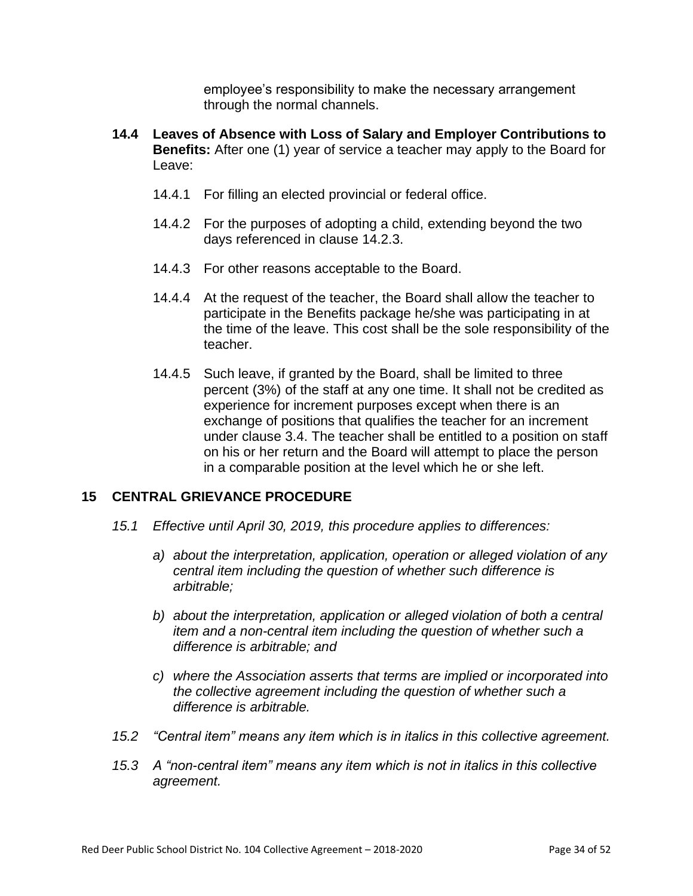employee's responsibility to make the necessary arrangement through the normal channels.

**14.4 Leaves of Absence with Loss of Salary and Employer Contributions to Benefits:** After one (1) year of service a teacher may apply to the Board for Leave:

14.4.1 For filling an elected provincial or federal office.

14.4.2 For the purposes of adopting a child, extending beyond the two days referenced in clause 14.2.3.

14.4.3 For other reasons acceptable to the Board.

14.4.4 At the request of the teacher, the Board shall allow the teacher to participate in the Benefits package he/she was participating in at the time of the leave. This cost shall be the sole responsibility of the teacher.

14.4.5 Such leave, if granted by the Board, shall be limited to three percent (3%) of the staff at any one time. It shall not be credited as experience for increment purposes except when there is an exchange of positions that qualifies the teacher for an increment under clause 3.4. The teacher shall be entitled to a position on staff on his or her return and the Board will attempt to place the person in a comparable position at the level which he or she left.

## 15 CENTRAL GRIEVANCE PROCEDURE

*15.1 Effective until April 30, 2019, this procedure applies to differences:*

*a) about the interpretation, application, operation or alleged violation of any central item including the question of whether such difference is arbitrable;*

*b) about the interpretation, application or alleged violation of both a central item and a non-central item including the question of whether such a difference is arbitrable; and*

*c) where the Association asserts that terms are implied or incorporated into the collective agreement including the question of whether such a difference is arbitrable.*

*15.2 "Central item" means any item which is in italics in this collective agreement.*

*15.3 A "non-central item" means any item which is not in italics in this collective agreement.*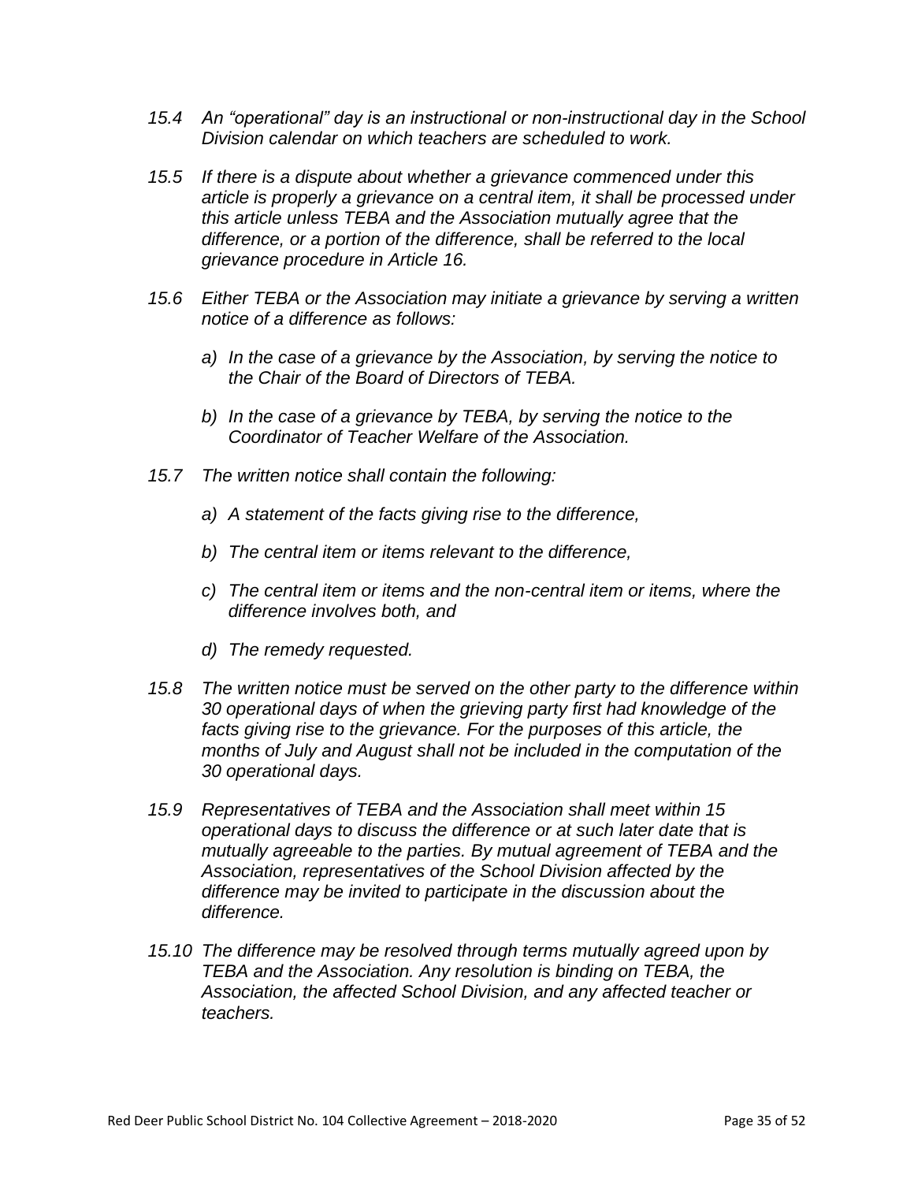*15.4 An "operational" day is an instructional or non-instructional day in the School Division calendar on which teachers are scheduled to work.*

*15.5 If there is a dispute about whether a grievance commenced under this article is properly a grievance on a central item, it shall be processed under this article unless TEBA and the Association mutually agree that the difference, or a portion of the difference, shall be referred to the local grievance procedure in Article 16.*

*15.6 Either TEBA or the Association may initiate a grievance by serving a written notice of a difference as follows:*

*a) In the case of a grievance by the Association, by serving the notice to the Chair of the Board of Directors of TEBA.*

*b) In the case of a grievance by TEBA, by serving the notice to the Coordinator of Teacher Welfare of the Association.*

*15.7 The written notice shall contain the following:*

*a) A statement of the facts giving rise to the difference,*

*b) The central item or items relevant to the difference,*

*c) The central item or items and the non-central item or items, where the difference involves both, and*

*d) The remedy requested.*

*15.8 The written notice must be served on the other party to the difference within 30 operational days of when the grieving party first had knowledge of the facts giving rise to the grievance. For the purposes of this article, the months of July and August shall not be included in the computation of the 30 operational days.*

*15.9 Representatives of TEBA and the Association shall meet within 15 operational days to discuss the difference or at such later date that is mutually agreeable to the parties. By mutual agreement of TEBA and the Association, representatives of the School Division affected by the difference may be invited to participate in the discussion about the difference.*

*15.10 The difference may be resolved through terms mutually agreed upon by TEBA and the Association. Any resolution is binding on TEBA, the Association, the affected School Division, and any affected teacher or teachers.*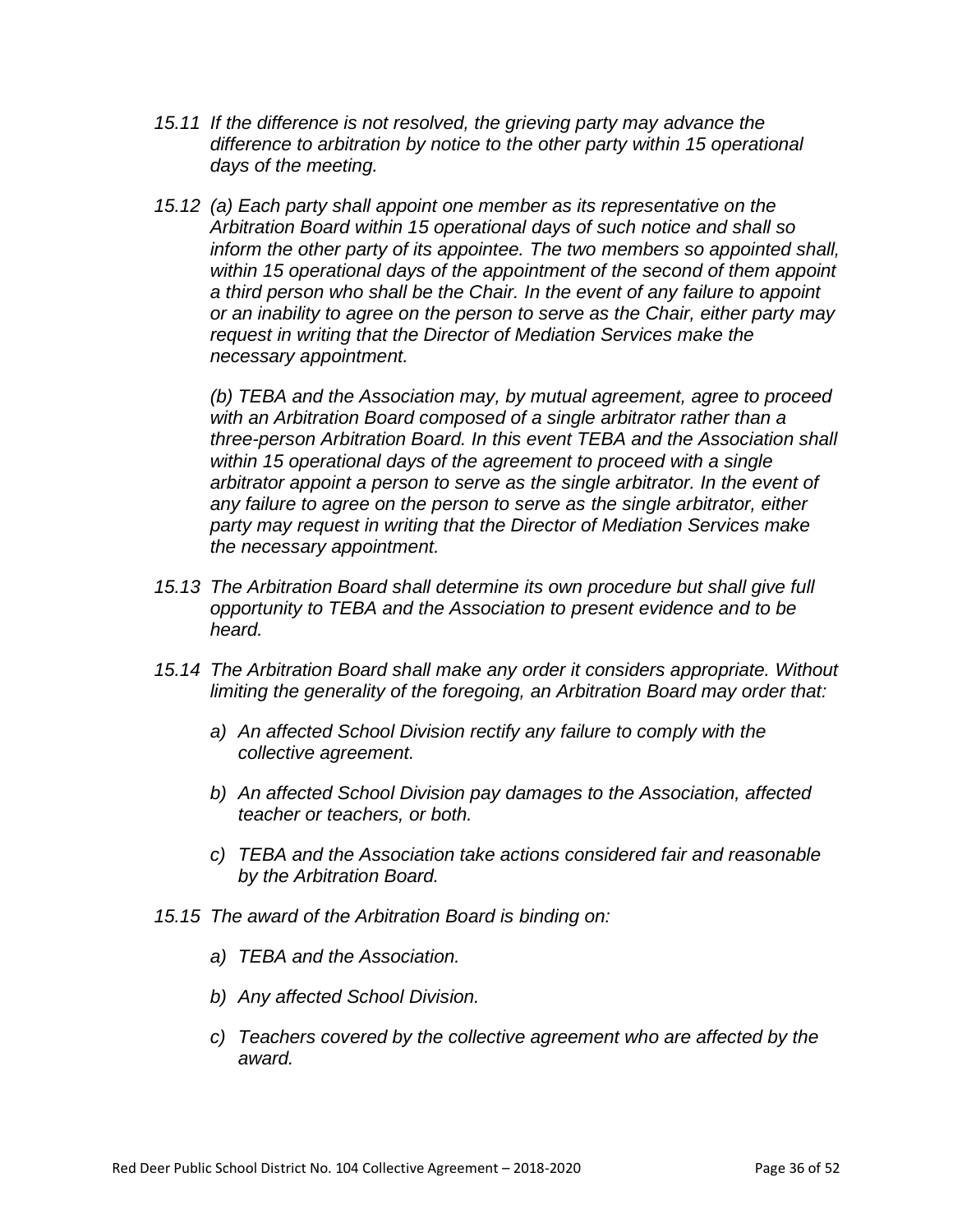*15.11 If the difference is not resolved, the grieving party may advance the difference to arbitration by notice to the other party within 15 operational days of the meeting.*

*15.12 (a) Each party shall appoint one member as its representative on the Arbitration Board within 15 operational days of such notice and shall so inform the other party of its appointee. The two members so appointed shall, within 15 operational days of the appointment of the second of them appoint a third person who shall be the Chair. In the event of any failure to appoint or an inability to agree on the person to serve as the Chair, either party may request in writing that the Director of Mediation Services make the necessary appointment.*

*(b) TEBA and the Association may, by mutual agreement, agree to proceed with an Arbitration Board composed of a single arbitrator rather than a three-person Arbitration Board. In this event TEBA and the Association shall within 15 operational days of the agreement to proceed with a single arbitrator appoint a person to serve as the single arbitrator. In the event of any failure to agree on the person to serve as the single arbitrator, either party may request in writing that the Director of Mediation Services make the necessary appointment.*

*15.13 The Arbitration Board shall determine its own procedure but shall give full opportunity to TEBA and the Association to present evidence and to be heard.*

*15.14 The Arbitration Board shall make any order it considers appropriate. Without limiting the generality of the foregoing, an Arbitration Board may order that:*

- *a) An affected School Division rectify any failure to comply with the collective agreement.*
- *b) An affected School Division pay damages to the Association, affected teacher or teachers, or both.*
- *c) TEBA and the Association take actions considered fair and reasonable by the Arbitration Board.*

*15.15 The award of the Arbitration Board is binding on:*

- *a) TEBA and the Association.*
- *b) Any affected School Division.*
- *c) Teachers covered by the collective agreement who are affected by the award.*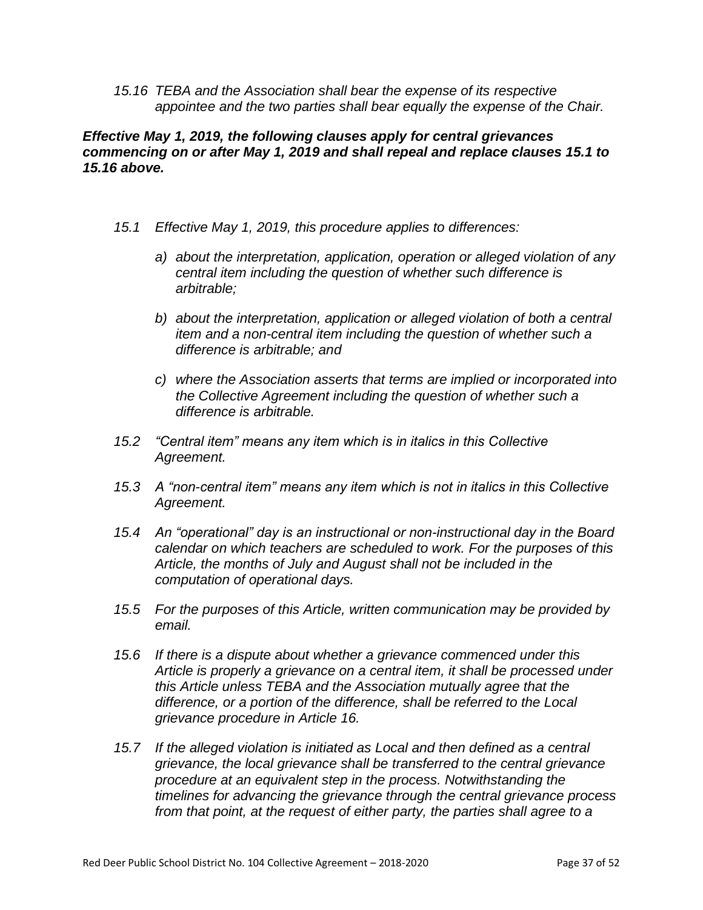*15.16 TEBA and the Association shall bear the expense of its respective appointee and the two parties shall bear equally the expense of the Chair.*

***Effective May 1, 2019, the following clauses apply for central grievances commencing on or after May 1, 2019 and shall repeal and replace clauses 15.1 to 15.16 above.***

*15.1 Effective May 1, 2019, this procedure applies to differences:*

*a) about the interpretation, application, operation or alleged violation of any central item including the question of whether such difference is arbitrable;*

*b) about the interpretation, application or alleged violation of both a central item and a non-central item including the question of whether such a difference is arbitrable; and*

*c) where the Association asserts that terms are implied or incorporated into the Collective Agreement including the question of whether such a difference is arbitrable.*

*15.2 "Central item" means any item which is in italics in this Collective Agreement.*

*15.3 A "non-central item" means any item which is not in italics in this Collective Agreement.*

*15.4 An "operational" day is an instructional or non-instructional day in the Board calendar on which teachers are scheduled to work. For the purposes of this Article, the months of July and August shall not be included in the computation of operational days.*

*15.5 For the purposes of this Article, written communication may be provided by email.*

*15.6 If there is a dispute about whether a grievance commenced under this Article is properly a grievance on a central item, it shall be processed under this Article unless TEBA and the Association mutually agree that the difference, or a portion of the difference, shall be referred to the Local grievance procedure in Article 16.*

*15.7 If the alleged violation is initiated as Local and then defined as a central grievance, the local grievance shall be transferred to the central grievance procedure at an equivalent step in the process. Notwithstanding the timelines for advancing the grievance through the central grievance process from that point, at the request of either party, the parties shall agree to a*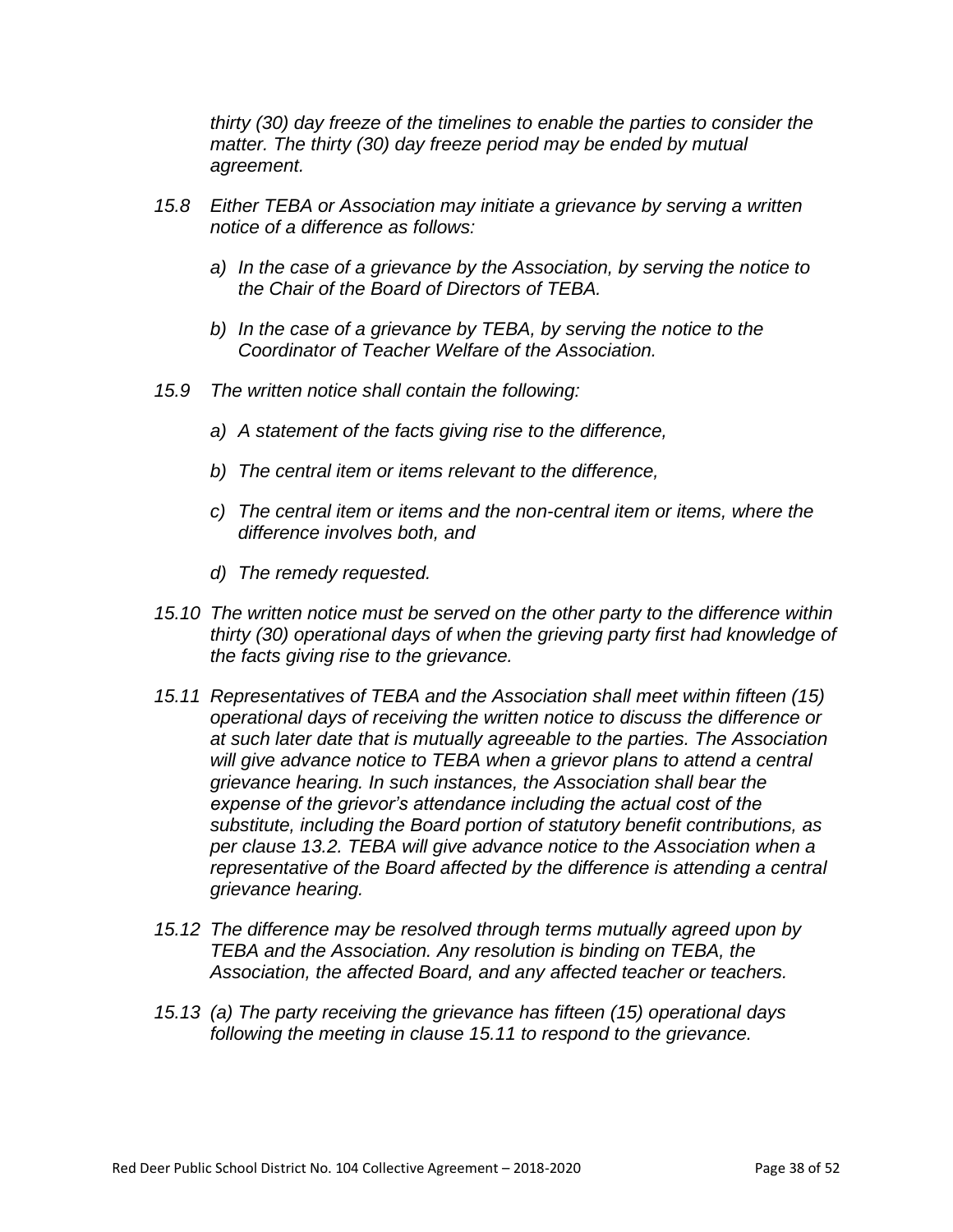*thirty (30) day freeze of the timelines to enable the parties to consider the matter. The thirty (30) day freeze period may be ended by mutual agreement.*

*15.8 Either TEBA or Association may initiate a grievance by serving a written notice of a difference as follows:*

*a) In the case of a grievance by the Association, by serving the notice to the Chair of the Board of Directors of TEBA.*

*b) In the case of a grievance by TEBA, by serving the notice to the Coordinator of Teacher Welfare of the Association.*

*15.9 The written notice shall contain the following:*

*a) A statement of the facts giving rise to the difference,*

*b) The central item or items relevant to the difference,*

*c) The central item or items and the non-central item or items, where the difference involves both, and*

*d) The remedy requested.*

*15.10 The written notice must be served on the other party to the difference within thirty (30) operational days of when the grieving party first had knowledge of the facts giving rise to the grievance.*

*15.11 Representatives of TEBA and the Association shall meet within fifteen (15) operational days of receiving the written notice to discuss the difference or at such later date that is mutually agreeable to the parties. The Association will give advance notice to TEBA when a grievor plans to attend a central grievance hearing. In such instances, the Association shall bear the expense of the grievor's attendance including the actual cost of the substitute, including the Board portion of statutory benefit contributions, as per clause 13.2. TEBA will give advance notice to the Association when a representative of the Board affected by the difference is attending a central grievance hearing.*

*15.12 The difference may be resolved through terms mutually agreed upon by TEBA and the Association. Any resolution is binding on TEBA, the Association, the affected Board, and any affected teacher or teachers.*

*15.13 (a) The party receiving the grievance has fifteen (15) operational days following the meeting in clause 15.11 to respond to the grievance.*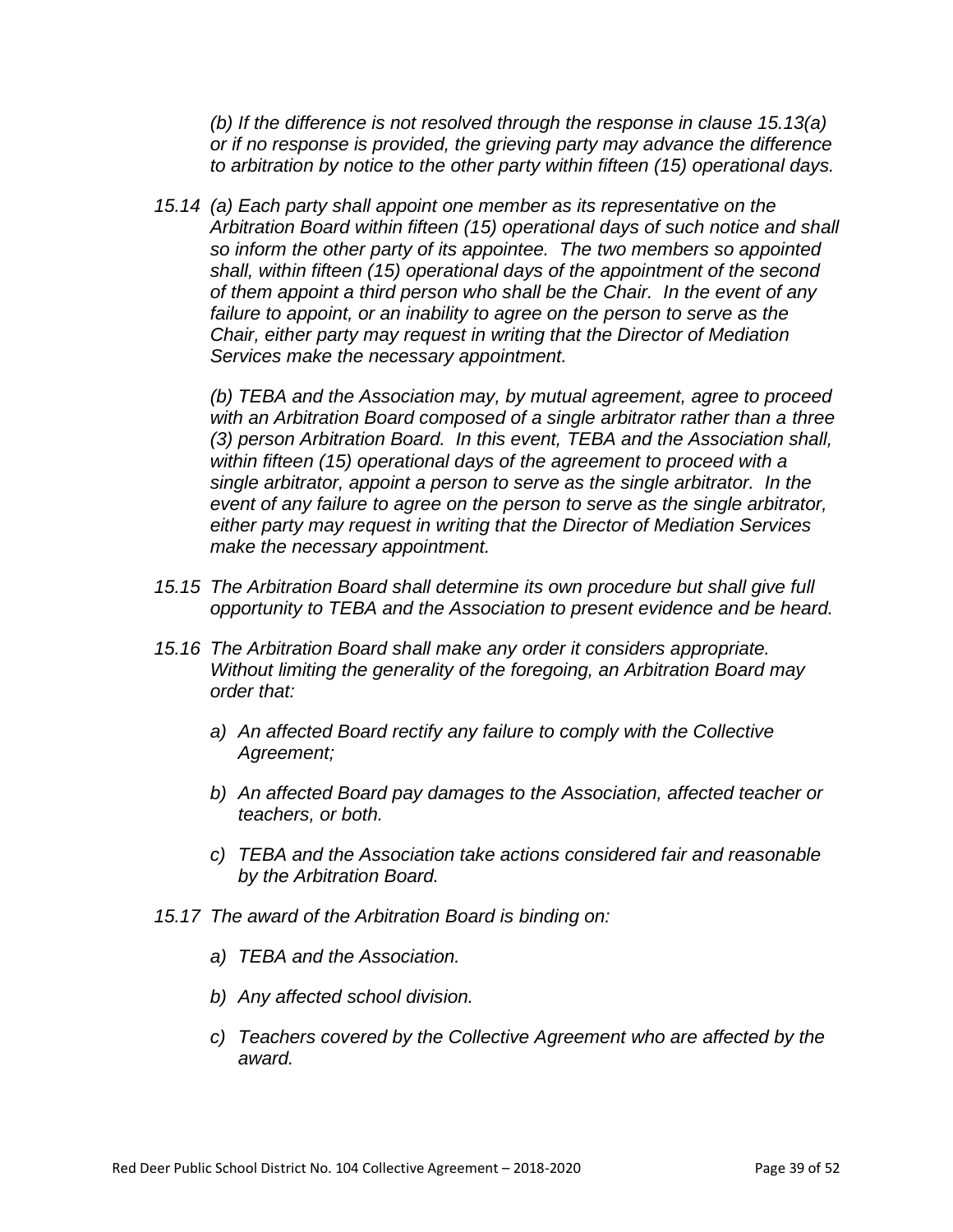*(b) If the difference is not resolved through the response in clause 15.13(a) or if no response is provided, the grieving party may advance the difference to arbitration by notice to the other party within fifteen (15) operational days.*

*15.14 (a) Each party shall appoint one member as its representative on the Arbitration Board within fifteen (15) operational days of such notice and shall so inform the other party of its appointee. The two members so appointed shall, within fifteen (15) operational days of the appointment of the second of them appoint a third person who shall be the Chair. In the event of any failure to appoint, or an inability to agree on the person to serve as the Chair, either party may request in writing that the Director of Mediation Services make the necessary appointment.*

*(b) TEBA and the Association may, by mutual agreement, agree to proceed with an Arbitration Board composed of a single arbitrator rather than a three (3) person Arbitration Board. In this event, TEBA and the Association shall, within fifteen (15) operational days of the agreement to proceed with a single arbitrator, appoint a person to serve as the single arbitrator. In the event of any failure to agree on the person to serve as the single arbitrator, either party may request in writing that the Director of Mediation Services make the necessary appointment.*

*15.15 The Arbitration Board shall determine its own procedure but shall give full opportunity to TEBA and the Association to present evidence and be heard.*

*15.16 The Arbitration Board shall make any order it considers appropriate. Without limiting the generality of the foregoing, an Arbitration Board may order that:*

- *a) An affected Board rectify any failure to comply with the Collective Agreement;*
- *b) An affected Board pay damages to the Association, affected teacher or teachers, or both.*
- *c) TEBA and the Association take actions considered fair and reasonable by the Arbitration Board.*

*15.17 The award of the Arbitration Board is binding on:*

- *a) TEBA and the Association.*
- *b) Any affected school division.*
- *c) Teachers covered by the Collective Agreement who are affected by the award.*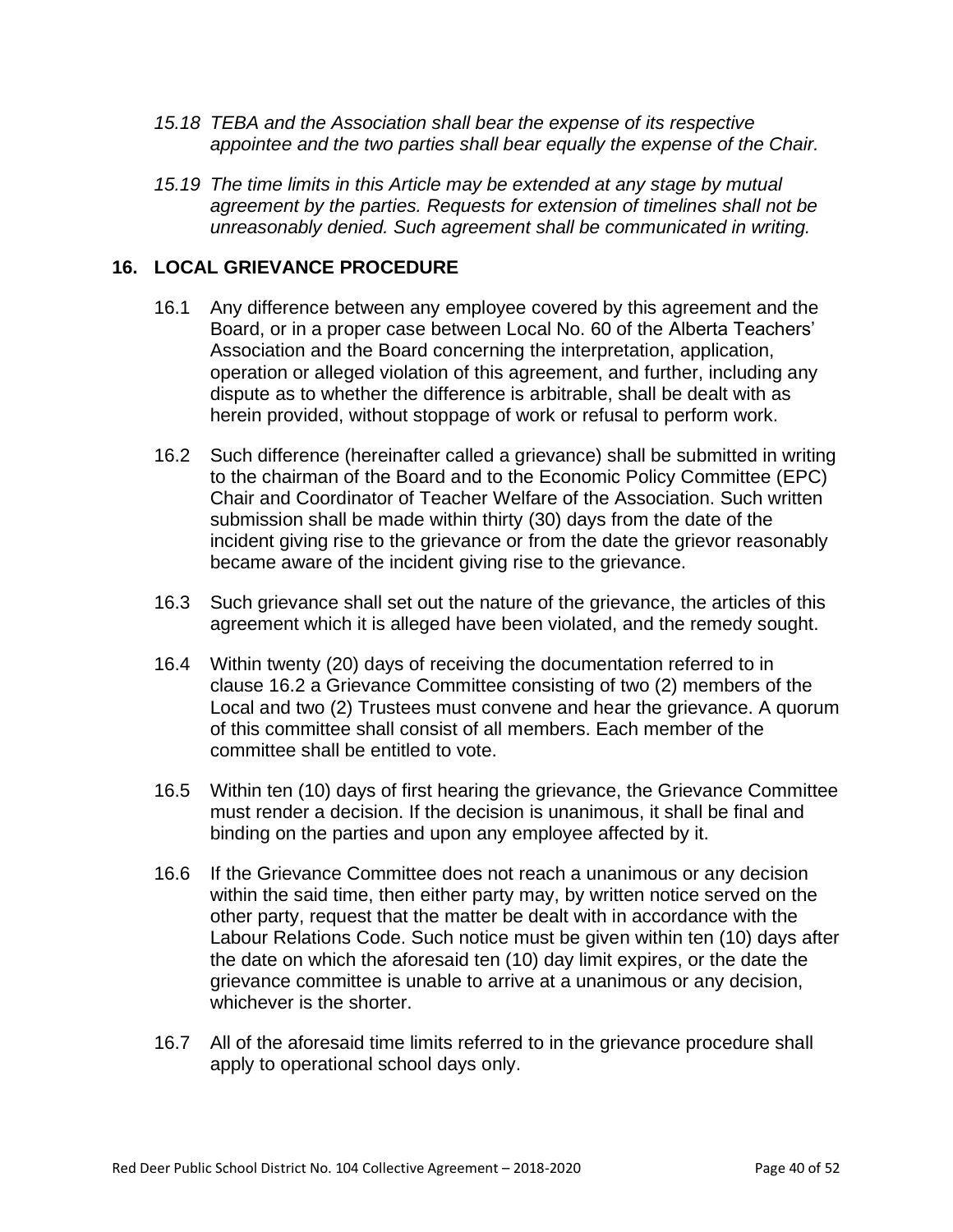*15.18 TEBA and the Association shall bear the expense of its respective appointee and the two parties shall bear equally the expense of the Chair.*

*15.19 The time limits in this Article may be extended at any stage by mutual agreement by the parties. Requests for extension of timelines shall not be unreasonably denied. Such agreement shall be communicated in writing.*

## 16. LOCAL GRIEVANCE PROCEDURE

16.1 Any difference between any employee covered by this agreement and the Board, or in a proper case between Local No. 60 of the Alberta Teachers' Association and the Board concerning the interpretation, application, operation or alleged violation of this agreement, and further, including any dispute as to whether the difference is arbitrable, shall be dealt with as herein provided, without stoppage of work or refusal to perform work.

16.2 Such difference (hereinafter called a grievance) shall be submitted in writing to the chairman of the Board and to the Economic Policy Committee (EPC) Chair and Coordinator of Teacher Welfare of the Association. Such written submission shall be made within thirty (30) days from the date of the incident giving rise to the grievance or from the date the grievor reasonably became aware of the incident giving rise to the grievance.

16.3 Such grievance shall set out the nature of the grievance, the articles of this agreement which it is alleged have been violated, and the remedy sought.

16.4 Within twenty (20) days of receiving the documentation referred to in clause 16.2 a Grievance Committee consisting of two (2) members of the Local and two (2) Trustees must convene and hear the grievance. A quorum of this committee shall consist of all members. Each member of the committee shall be entitled to vote.

16.5 Within ten (10) days of first hearing the grievance, the Grievance Committee must render a decision. If the decision is unanimous, it shall be final and binding on the parties and upon any employee affected by it.

16.6 If the Grievance Committee does not reach a unanimous or any decision within the said time, then either party may, by written notice served on the other party, request that the matter be dealt with in accordance with the Labour Relations Code. Such notice must be given within ten (10) days after the date on which the aforesaid ten (10) day limit expires, or the date the grievance committee is unable to arrive at a unanimous or any decision, whichever is the shorter.

16.7 All of the aforesaid time limits referred to in the grievance procedure shall apply to operational school days only.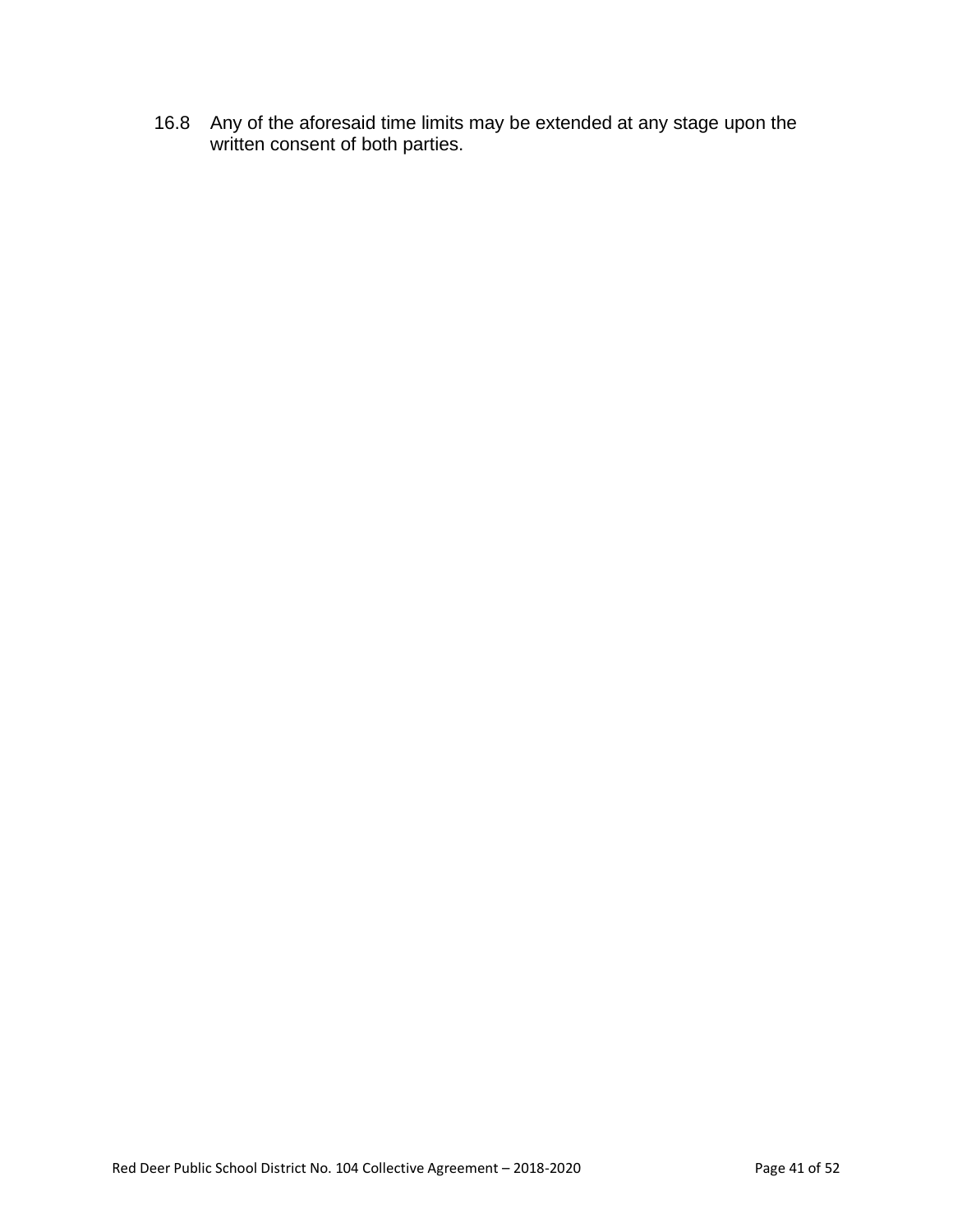16.8 Any of the aforesaid time limits may be extended at any stage upon the written consent of both parties.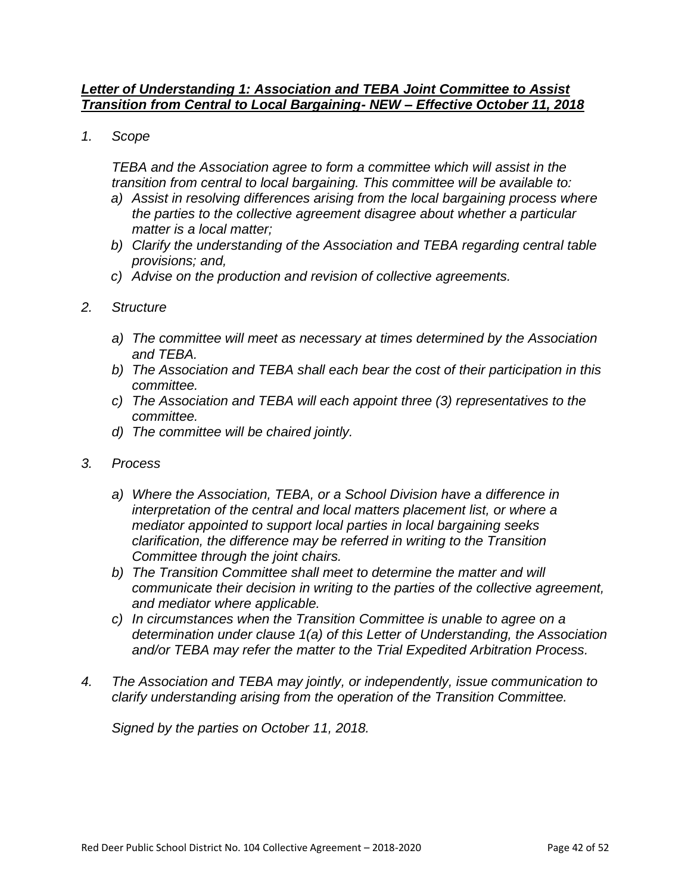## ***Letter of Understanding 1: Association and TEBA Joint Committee to Assist Transition from Central to Local Bargaining- NEW – Effective October 11, 2018***

*1. Scope*

*TEBA and the Association agree to form a committee which will assist in the transition from central to local bargaining. This committee will be available to:*

*a) Assist in resolving differences arising from the local bargaining process where the parties to the collective agreement disagree about whether a particular matter is a local matter;*

*b) Clarify the understanding of the Association and TEBA regarding central table provisions; and,*

*c) Advise on the production and revision of collective agreements.*

*2. Structure*

*a) The committee will meet as necessary at times determined by the Association and TEBA.*

*b) The Association and TEBA shall each bear the cost of their participation in this committee.*

*c) The Association and TEBA will each appoint three (3) representatives to the committee.*

*d) The committee will be chaired jointly.*

*3. Process*

*a) Where the Association, TEBA, or a School Division have a difference in interpretation of the central and local matters placement list, or where a mediator appointed to support local parties in local bargaining seeks clarification, the difference may be referred in writing to the Transition Committee through the joint chairs.*

*b) The Transition Committee shall meet to determine the matter and will communicate their decision in writing to the parties of the collective agreement, and mediator where applicable.*

*c) In circumstances when the Transition Committee is unable to agree on a determination under clause 1(a) of this Letter of Understanding, the Association and/or TEBA may refer the matter to the Trial Expedited Arbitration Process.*

*4. The Association and TEBA may jointly, or independently, issue communication to clarify understanding arising from the operation of the Transition Committee.*

*Signed by the parties on October 11, 2018.*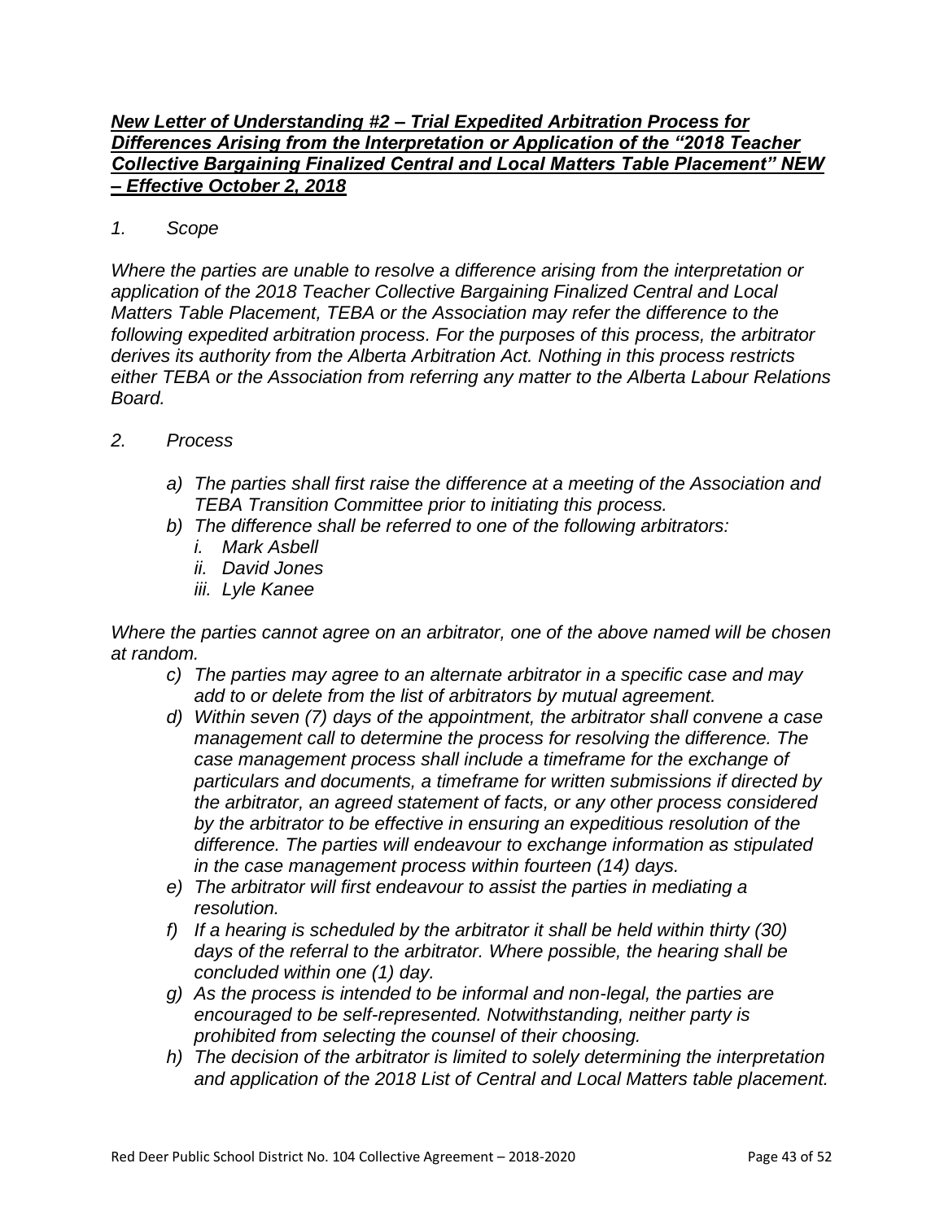***New Letter of Understanding #2 – Trial Expedited Arbitration Process for Differences Arising from the Interpretation or Application of the "2018 Teacher Collective Bargaining Finalized Central and Local Matters Table Placement" NEW – Effective October 2, 2018***

*1. Scope*

*Where the parties are unable to resolve a difference arising from the interpretation or application of the 2018 Teacher Collective Bargaining Finalized Central and Local Matters Table Placement, TEBA or the Association may refer the difference to the following expedited arbitration process. For the purposes of this process, the arbitrator derives its authority from the Alberta Arbitration Act. Nothing in this process restricts either TEBA or the Association from referring any matter to the Alberta Labour Relations Board.*

*2. Process*

*a) The parties shall first raise the difference at a meeting of the Association and TEBA Transition Committee prior to initiating this process.*

*b) The difference shall be referred to one of the following arbitrators:*

*i. Mark Asbell*

*ii. David Jones*

*iii. Lyle Kanee*

*Where the parties cannot agree on an arbitrator, one of the above named will be chosen at random.*

*c) The parties may agree to an alternate arbitrator in a specific case and may add to or delete from the list of arbitrators by mutual agreement.*

*d) Within seven (7) days of the appointment, the arbitrator shall convene a case management call to determine the process for resolving the difference. The case management process shall include a timeframe for the exchange of particulars and documents, a timeframe for written submissions if directed by the arbitrator, an agreed statement of facts, or any other process considered by the arbitrator to be effective in ensuring an expeditious resolution of the difference. The parties will endeavour to exchange information as stipulated in the case management process within fourteen (14) days.*

*e) The arbitrator will first endeavour to assist the parties in mediating a resolution.*

*f) If a hearing is scheduled by the arbitrator it shall be held within thirty (30) days of the referral to the arbitrator. Where possible, the hearing shall be concluded within one (1) day.*

*g) As the process is intended to be informal and non-legal, the parties are encouraged to be self-represented. Notwithstanding, neither party is prohibited from selecting the counsel of their choosing.*

*h) The decision of the arbitrator is limited to solely determining the interpretation and application of the 2018 List of Central and Local Matters table placement.*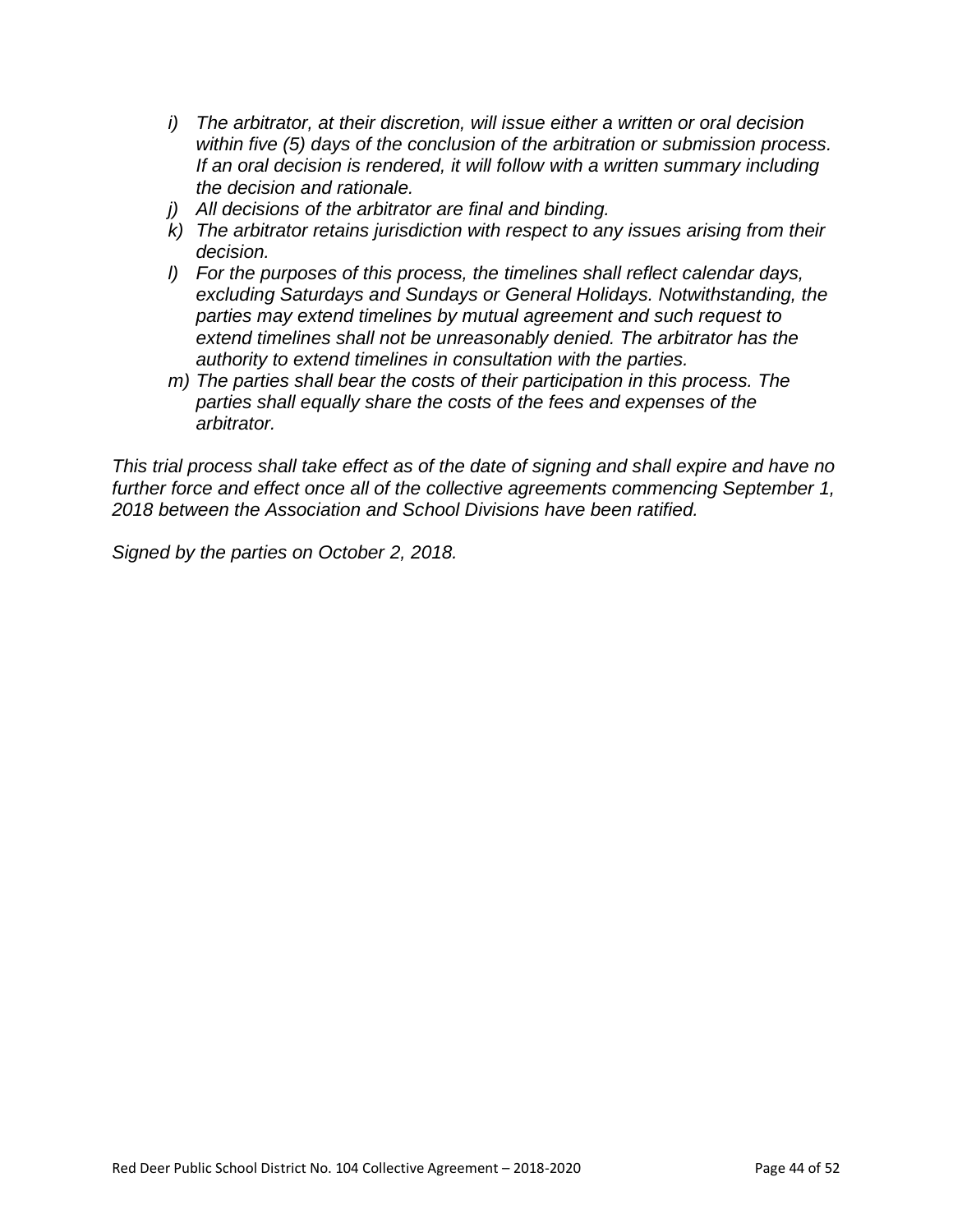- *i) The arbitrator, at their discretion, will issue either a written or oral decision within five (5) days of the conclusion of the arbitration or submission process. If an oral decision is rendered, it will follow with a written summary including the decision and rationale.*
- *j) All decisions of the arbitrator are final and binding.*
- *k) The arbitrator retains jurisdiction with respect to any issues arising from their decision.*
- *l) For the purposes of this process, the timelines shall reflect calendar days, excluding Saturdays and Sundays or General Holidays. Notwithstanding, the parties may extend timelines by mutual agreement and such request to extend timelines shall not be unreasonably denied. The arbitrator has the authority to extend timelines in consultation with the parties.*
- *m) The parties shall bear the costs of their participation in this process. The parties shall equally share the costs of the fees and expenses of the arbitrator.*

*This trial process shall take effect as of the date of signing and shall expire and have no further force and effect once all of the collective agreements commencing September 1, 2018 between the Association and School Divisions have been ratified.*

*Signed by the parties on October 2, 2018.*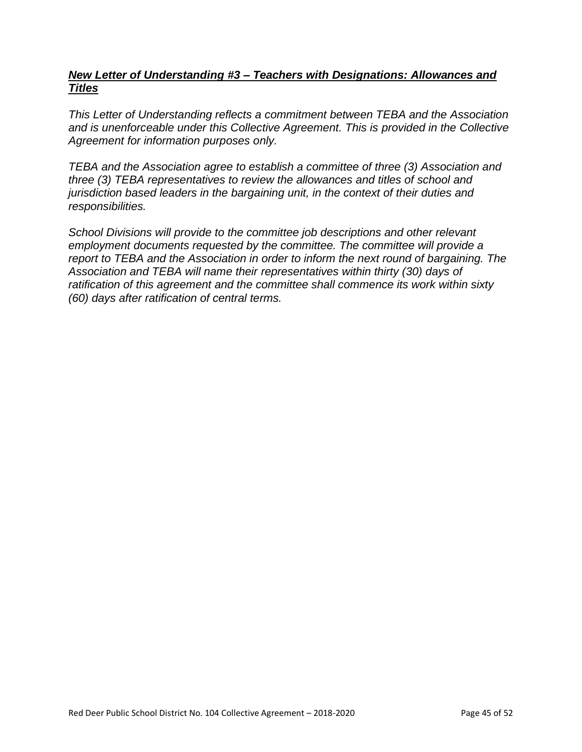## ***New Letter of Understanding #3 – Teachers with Designations: Allowances and Titles***

*This Letter of Understanding reflects a commitment between TEBA and the Association and is unenforceable under this Collective Agreement. This is provided in the Collective Agreement for information purposes only.*

*TEBA and the Association agree to establish a committee of three (3) Association and three (3) TEBA representatives to review the allowances and titles of school and jurisdiction based leaders in the bargaining unit, in the context of their duties and responsibilities.*

*School Divisions will provide to the committee job descriptions and other relevant employment documents requested by the committee. The committee will provide a report to TEBA and the Association in order to inform the next round of bargaining. The Association and TEBA will name their representatives within thirty (30) days of ratification of this agreement and the committee shall commence its work within sixty (60) days after ratification of central terms.*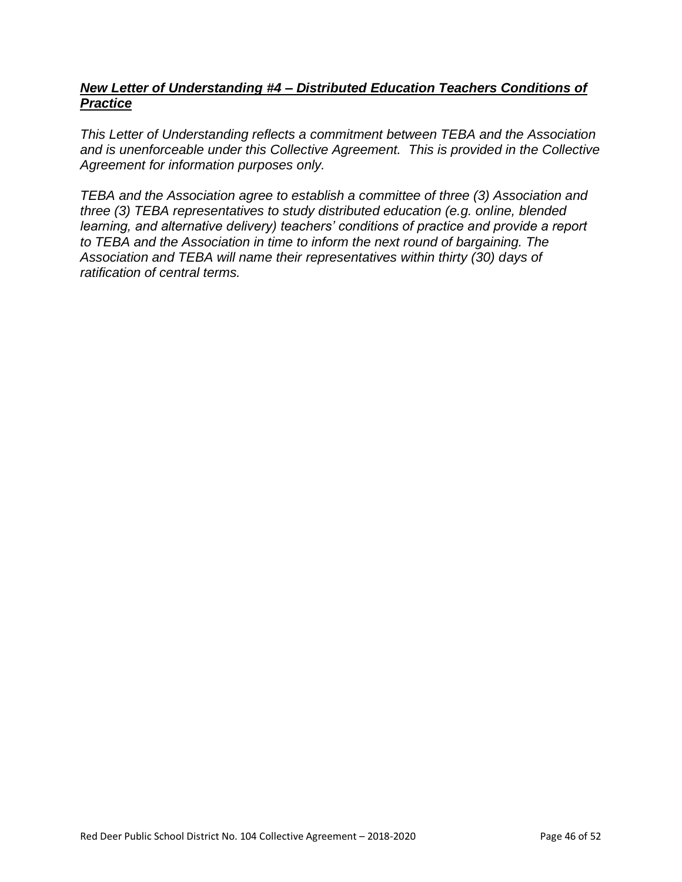## ***New Letter of Understanding #4 – Distributed Education Teachers Conditions of Practice***

*This Letter of Understanding reflects a commitment between TEBA and the Association and is unenforceable under this Collective Agreement. This is provided in the Collective Agreement for information purposes only.*

*TEBA and the Association agree to establish a committee of three (3) Association and three (3) TEBA representatives to study distributed education (e.g. online, blended learning, and alternative delivery) teachers' conditions of practice and provide a report to TEBA and the Association in time to inform the next round of bargaining. The Association and TEBA will name their representatives within thirty (30) days of ratification of central terms.*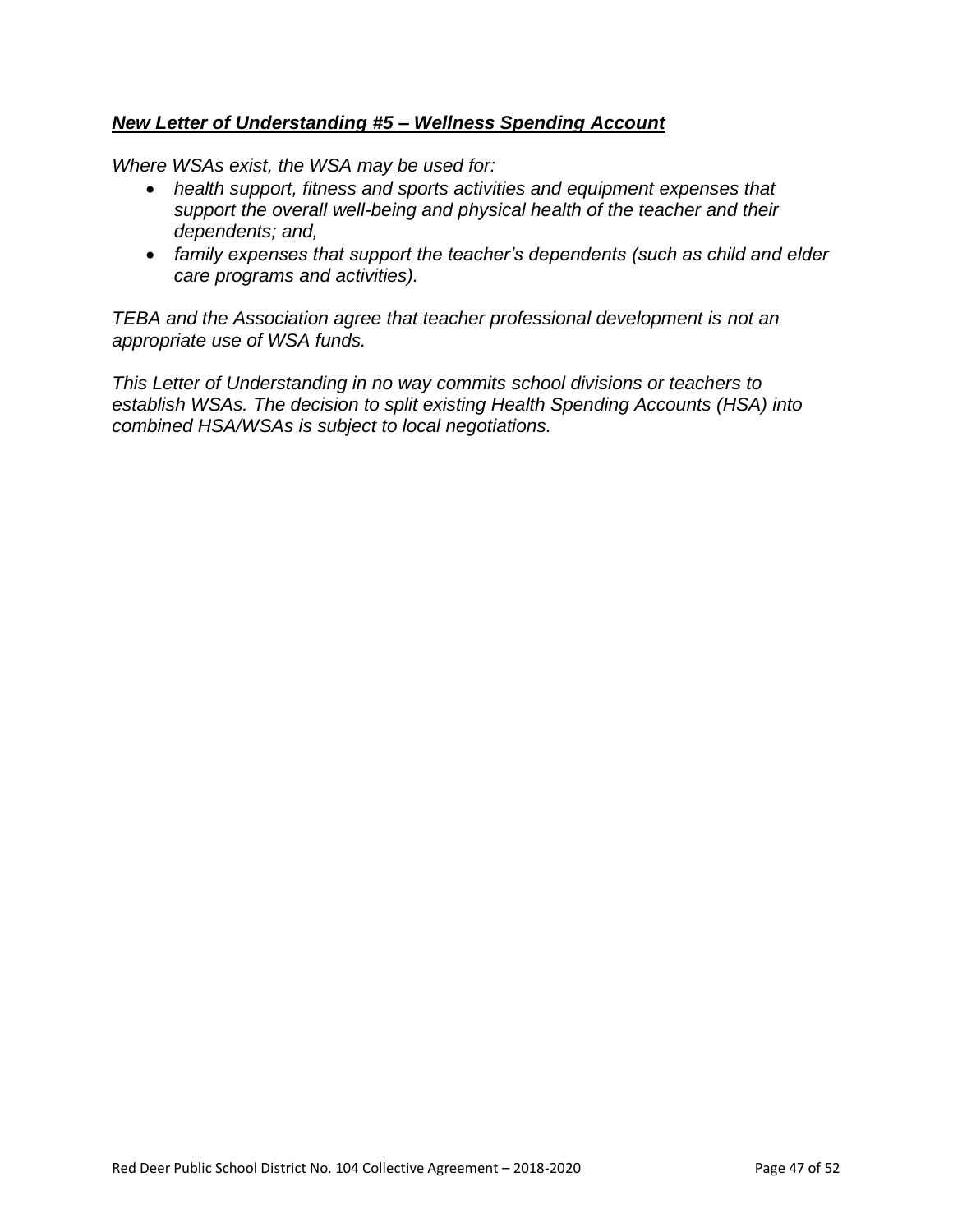***New Letter of Understanding #5 – Wellness Spending Account***

*Where WSAs exist, the WSA may be used for:*

- *health support, fitness and sports activities and equipment expenses that support the overall well-being and physical health of the teacher and their dependents; and,*
- *family expenses that support the teacher's dependents (such as child and elder care programs and activities).*

*TEBA and the Association agree that teacher professional development is not an appropriate use of WSA funds.*

*This Letter of Understanding in no way commits school divisions or teachers to establish WSAs. The decision to split existing Health Spending Accounts (HSA) into combined HSA/WSAs is subject to local negotiations.*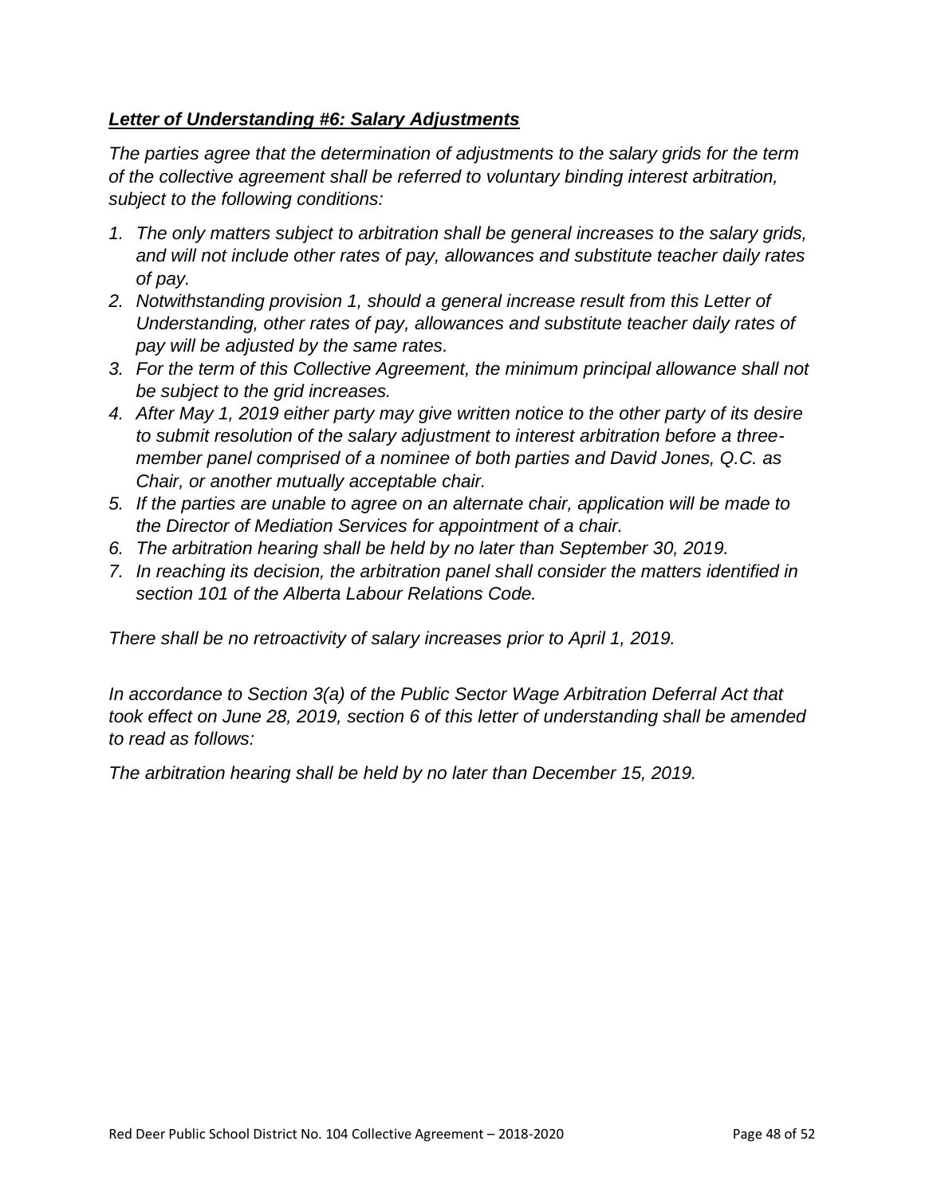## ***Letter of Understanding #6: Salary Adjustments***

*The parties agree that the determination of adjustments to the salary grids for the term of the collective agreement shall be referred to voluntary binding interest arbitration, subject to the following conditions:*

1. *The only matters subject to arbitration shall be general increases to the salary grids, and will not include other rates of pay, allowances and substitute teacher daily rates of pay.*
2. *Notwithstanding provision 1, should a general increase result from this Letter of Understanding, other rates of pay, allowances and substitute teacher daily rates of pay will be adjusted by the same rates.*
3. *For the term of this Collective Agreement, the minimum principal allowance shall not be subject to the grid increases.*
4. *After May 1, 2019 either party may give written notice to the other party of its desire to submit resolution of the salary adjustment to interest arbitration before a three-member panel comprised of a nominee of both parties and David Jones, Q.C. as Chair, or another mutually acceptable chair.*
5. *If the parties are unable to agree on an alternate chair, application will be made to the Director of Mediation Services for appointment of a chair.*
6. *The arbitration hearing shall be held by no later than September 30, 2019.*
7. *In reaching its decision, the arbitration panel shall consider the matters identified in section 101 of the Alberta Labour Relations Code.*

*There shall be no retroactivity of salary increases prior to April 1, 2019.*

*In accordance to Section 3(a) of the Public Sector Wage Arbitration Deferral Act that took effect on June 28, 2019, section 6 of this letter of understanding shall be amended to read as follows:*

*The arbitration hearing shall be held by no later than December 15, 2019.*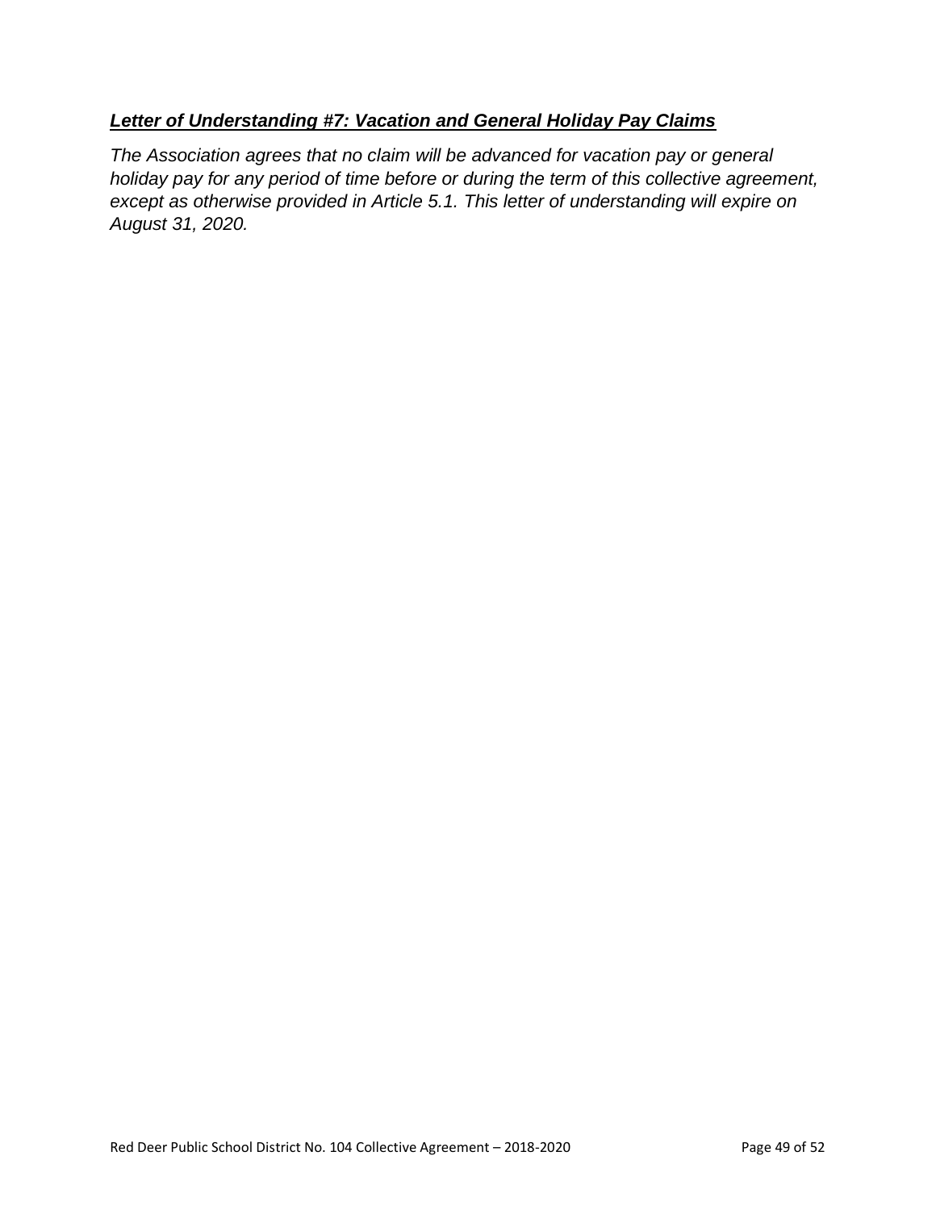## ***Letter of Understanding #7: Vacation and General Holiday Pay Claims***

*The Association agrees that no claim will be advanced for vacation pay or general holiday pay for any period of time before or during the term of this collective agreement, except as otherwise provided in Article 5.1. This letter of understanding will expire on August 31, 2020.*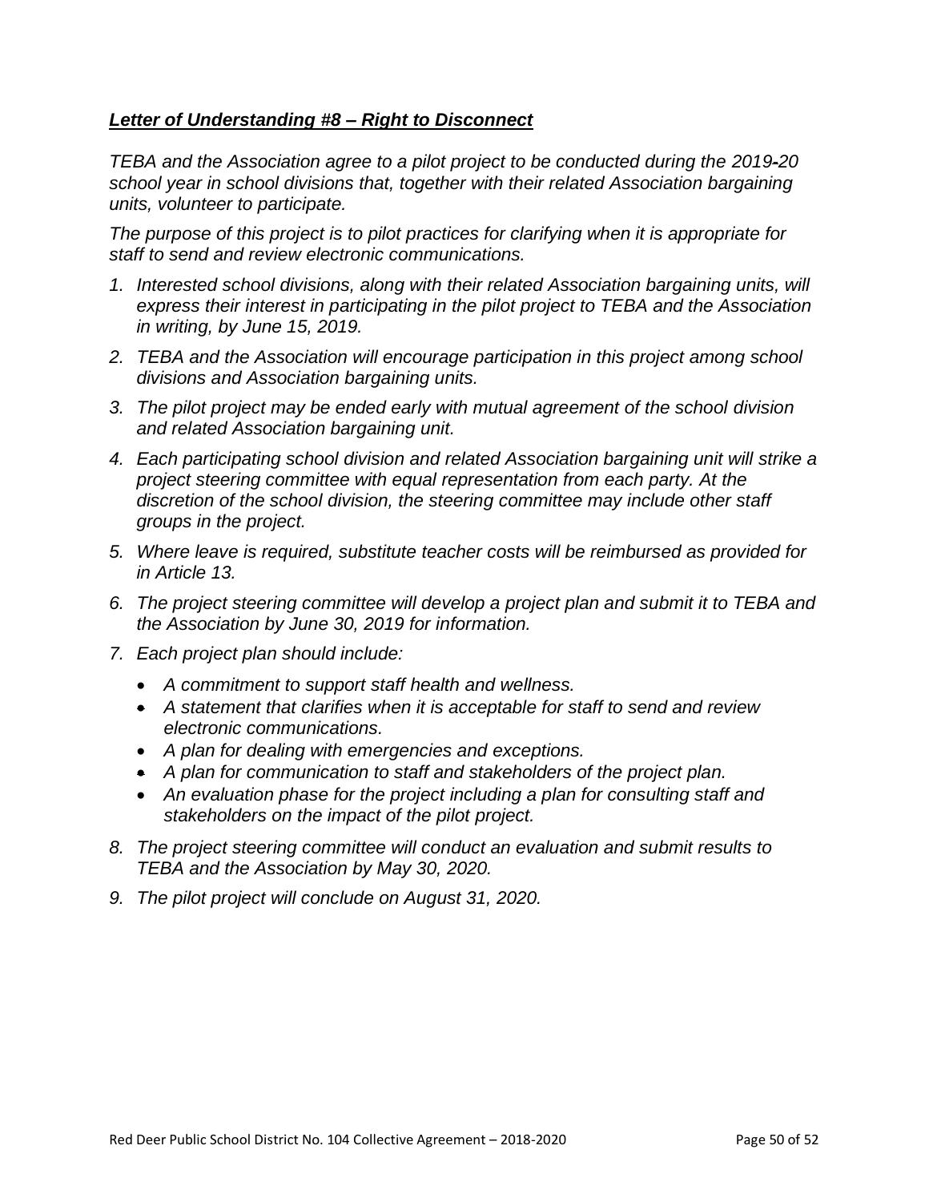***Letter of Understanding #8 – Right to Disconnect***

*TEBA and the Association agree to a pilot project to be conducted during the 2019-20 school year in school divisions that, together with their related Association bargaining units, volunteer to participate.*

*The purpose of this project is to pilot practices for clarifying when it is appropriate for staff to send and review electronic communications.*

1. *Interested school divisions, along with their related Association bargaining units, will express their interest in participating in the pilot project to TEBA and the Association in writing, by June 15, 2019.*
2. *TEBA and the Association will encourage participation in this project among school divisions and Association bargaining units.*
3. *The pilot project may be ended early with mutual agreement of the school division and related Association bargaining unit.*
4. *Each participating school division and related Association bargaining unit will strike a project steering committee with equal representation from each party. At the discretion of the school division, the steering committee may include other staff groups in the project.*
5. *Where leave is required, substitute teacher costs will be reimbursed as provided for in Article 13.*
6. *The project steering committee will develop a project plan and submit it to TEBA and the Association by June 30, 2019 for information.*
7. *Each project plan should include:*
   - *A commitment to support staff health and wellness.*
   - *A statement that clarifies when it is acceptable for staff to send and review electronic communications.*
   - *A plan for dealing with emergencies and exceptions.*
   - *A plan for communication to staff and stakeholders of the project plan.*
   - *An evaluation phase for the project including a plan for consulting staff and stakeholders on the impact of the pilot project.*
8. *The project steering committee will conduct an evaluation and submit results to TEBA and the Association by May 30, 2020.*
9. *The pilot project will conclude on August 31, 2020.*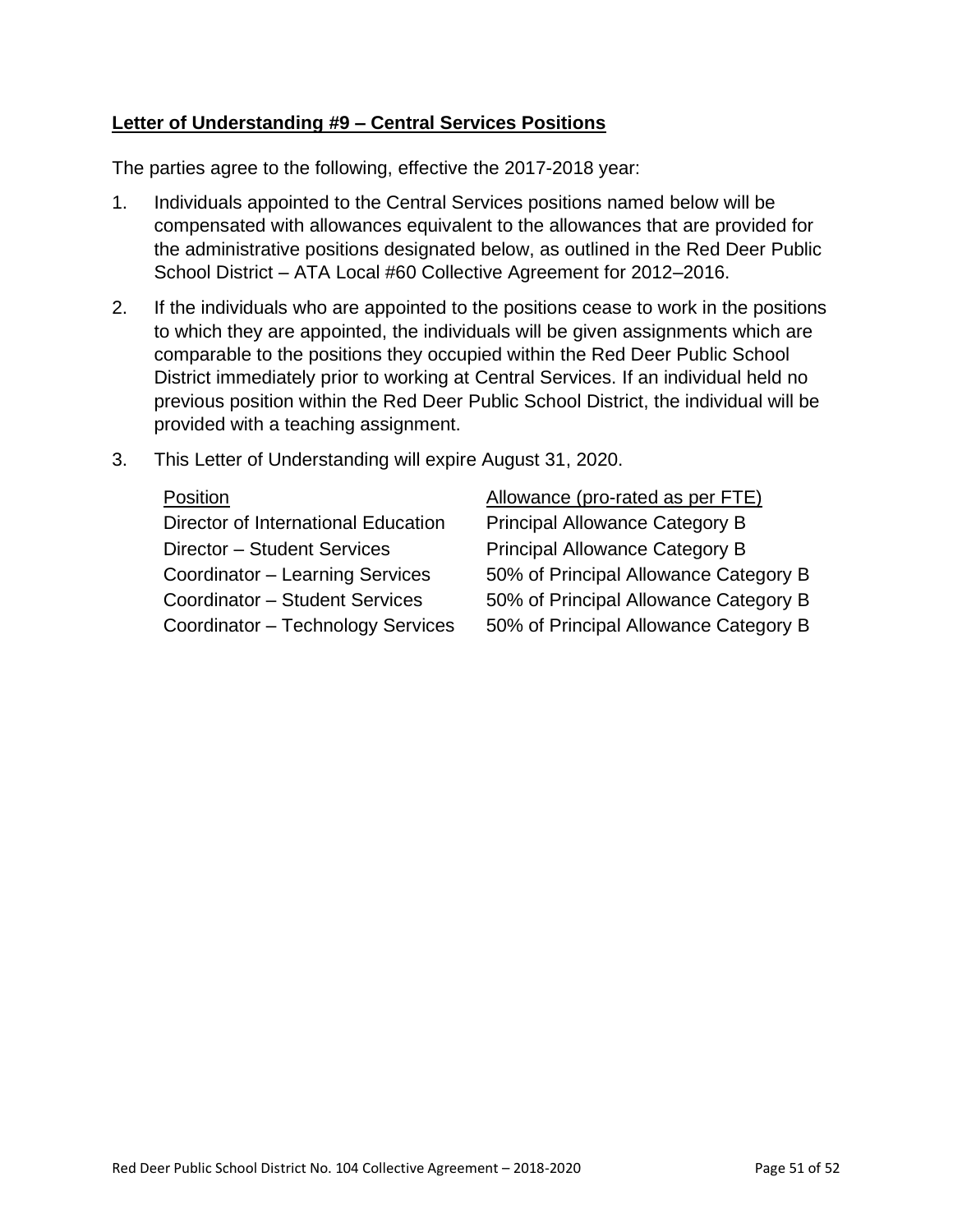## **Letter of Understanding #9 – Central Services Positions**

The parties agree to the following, effective the 2017-2018 year:

1. Individuals appointed to the Central Services positions named below will be compensated with allowances equivalent to the allowances that are provided for the administrative positions designated below, as outlined in the Red Deer Public School District – ATA Local #60 Collective Agreement for 2012–2016.
2. If the individuals who are appointed to the positions cease to work in the positions to which they are appointed, the individuals will be given assignments which are comparable to the positions they occupied within the Red Deer Public School District immediately prior to working at Central Services. If an individual held no previous position within the Red Deer Public School District, the individual will be provided with a teaching assignment.
3. This Letter of Understanding will expire August 31, 2020.

| Position | Allowance (pro-rated as per FTE) |
|---|---|
| Director of International Education | Principal Allowance Category B |
| Director – Student Services | Principal Allowance Category B |
| Coordinator – Learning Services | 50% of Principal Allowance Category B |
| Coordinator – Student Services | 50% of Principal Allowance Category B |
| Coordinator – Technology Services | 50% of Principal Allowance Category B |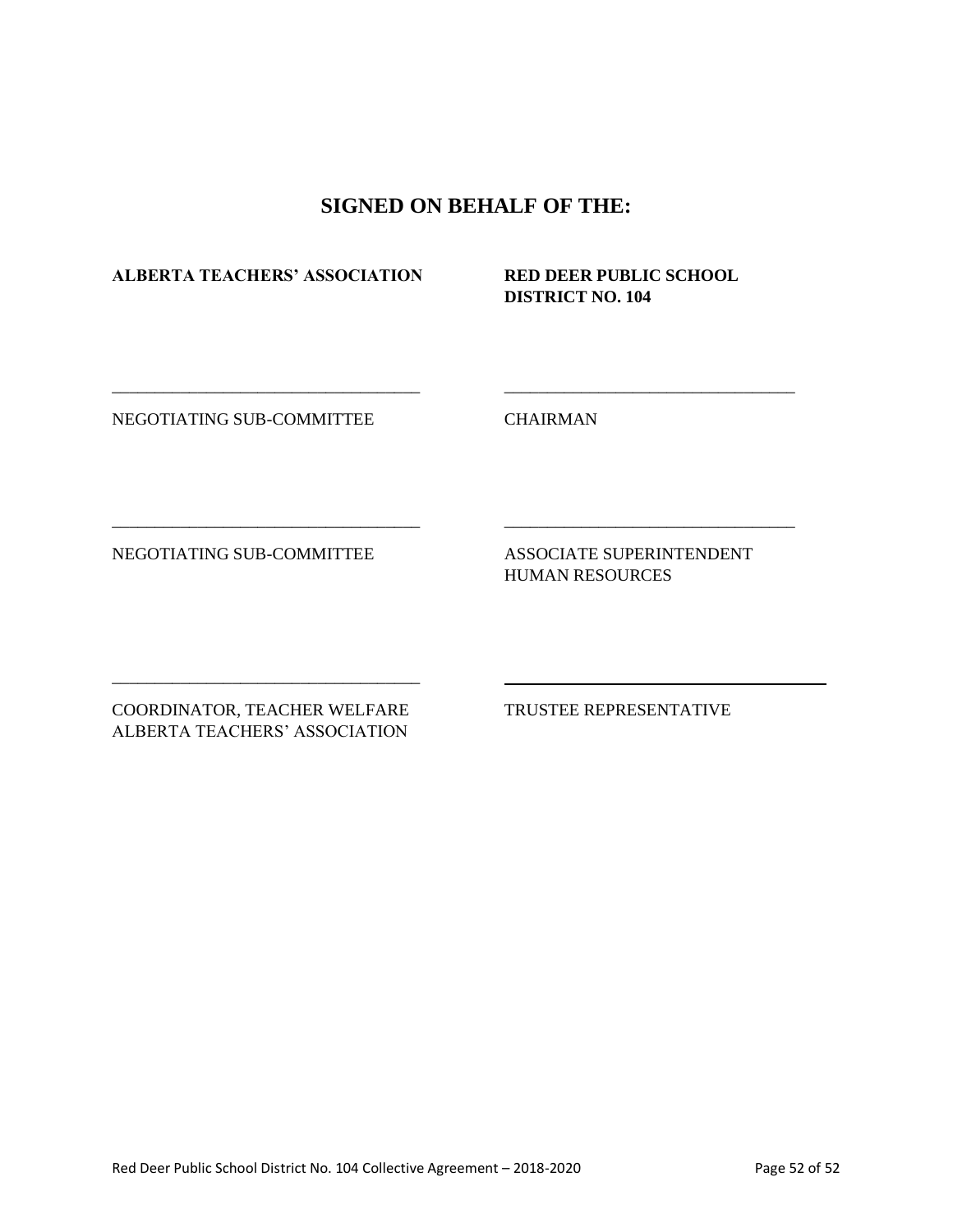## SIGNED ON BEHALF OF THE:

| **ALBERTA TEACHERS' ASSOCIATION** | **RED DEER PUBLIC SCHOOL DISTRICT NO. 104** |
| --- | --- |
| ___________________________________ | ___________________________________ |
| NEGOTIATING SUB-COMMITTEE | CHAIRMAN |
| ___________________________________ | ___________________________________ |
| NEGOTIATING SUB-COMMITTEE | ASSOCIATE SUPERINTENDENT HUMAN RESOURCES |
| ___________________________________ | ___________________________________ |
| COORDINATOR, TEACHER WELFARE ALBERTA TEACHERS' ASSOCIATION | TRUSTEE REPRESENTATIVE |